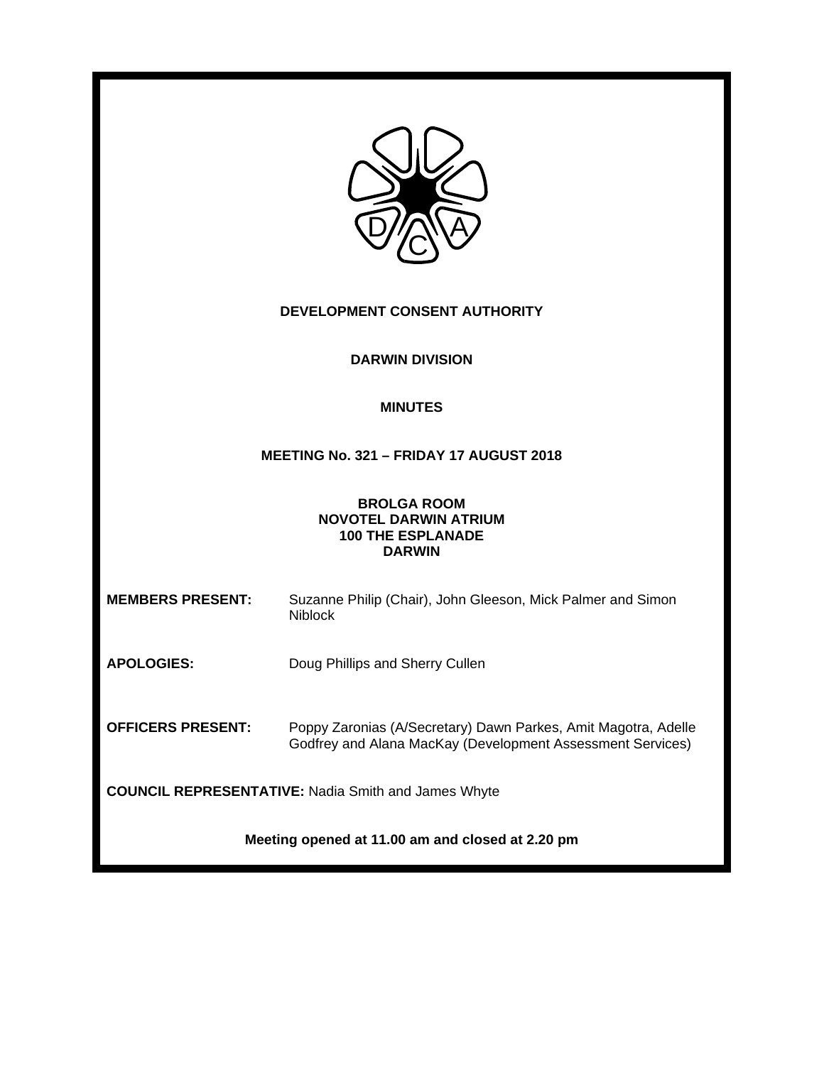# DEVELOPMENT CONSENT AUTHORITY

## DARWIN DIVISION

## MINUTES

### MEETING No. 321 – FRIDAY 17 AUGUST 2018

**BROLGA ROOM**
**NOVOTEL DARWIN ATRIUM**
**100 THE ESPLANADE**
**DARWIN**

**MEMBERS PRESENT:** Suzanne Philip (Chair), John Gleeson, Mick Palmer and Simon Niblock

**APOLOGIES:** Doug Phillips and Sherry Cullen

**OFFICERS PRESENT:** Poppy Zaronias (A/Secretary) Dawn Parkes, Amit Magotra, Adelle Godfrey and Alana MacKay (Development Assessment Services)

**COUNCIL REPRESENTATIVE:** Nadia Smith and James Whyte

**Meeting opened at 11.00 am and closed at 2.20 pm**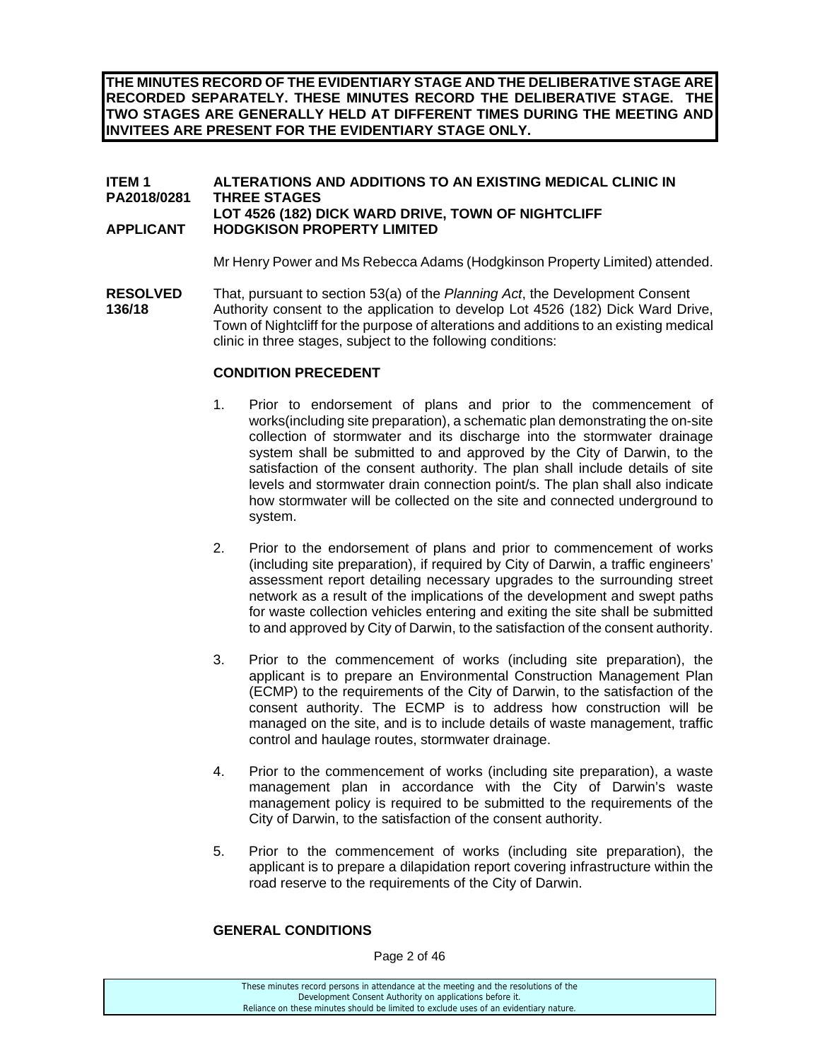**THE MINUTES RECORD OF THE EVIDENTIARY STAGE AND THE DELIBERATIVE STAGE ARE RECORDED SEPARATELY. THESE MINUTES RECORD THE DELIBERATIVE STAGE. THE TWO STAGES ARE GENERALLY HELD AT DIFFERENT TIMES DURING THE MEETING AND INVITEES ARE PRESENT FOR THE EVIDENTIARY STAGE ONLY.**

**ITEM 1 PA2018/0281** **ALTERATIONS AND ADDITIONS TO AN EXISTING MEDICAL CLINIC IN THREE STAGES**
**LOT 4526 (182) DICK WARD DRIVE, TOWN OF NIGHTCLIFF**

**APPLICANT** **HODGKISON PROPERTY LIMITED**

Mr Henry Power and Ms Rebecca Adams (Hodgkinson Property Limited) attended.

**RESOLVED 136/18** That, pursuant to section 53(a) of the *Planning Act*, the Development Consent Authority consent to the application to develop Lot 4526 (182) Dick Ward Drive, Town of Nightcliff for the purpose of alterations and additions to an existing medical clinic in three stages, subject to the following conditions:

**CONDITION PRECEDENT**

1. Prior to endorsement of plans and prior to the commencement of works(including site preparation), a schematic plan demonstrating the on-site collection of stormwater and its discharge into the stormwater drainage system shall be submitted to and approved by the City of Darwin, to the satisfaction of the consent authority. The plan shall include details of site levels and stormwater drain connection point/s. The plan shall also indicate how stormwater will be collected on the site and connected underground to system.

2. Prior to the endorsement of plans and prior to commencement of works (including site preparation), if required by City of Darwin, a traffic engineers' assessment report detailing necessary upgrades to the surrounding street network as a result of the implications of the development and swept paths for waste collection vehicles entering and exiting the site shall be submitted to and approved by City of Darwin, to the satisfaction of the consent authority.

3. Prior to the commencement of works (including site preparation), the applicant is to prepare an Environmental Construction Management Plan (ECMP) to the requirements of the City of Darwin, to the satisfaction of the consent authority. The ECMP is to address how construction will be managed on the site, and is to include details of waste management, traffic control and haulage routes, stormwater drainage.

4. Prior to the commencement of works (including site preparation), a waste management plan in accordance with the City of Darwin's waste management policy is required to be submitted to the requirements of the City of Darwin, to the satisfaction of the consent authority.

5. Prior to the commencement of works (including site preparation), the applicant is to prepare a dilapidation report covering infrastructure within the road reserve to the requirements of the City of Darwin.

**GENERAL CONDITIONS**

These minutes record persons in attendance at the meeting and the resolutions of the Development Consent Authority on applications before it.
Reliance on these minutes should be limited to exclude uses of an evidentiary nature.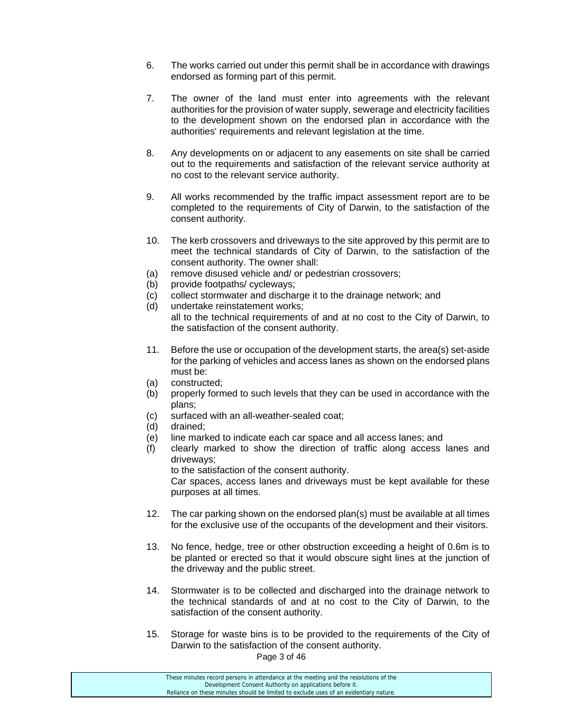6. The works carried out under this permit shall be in accordance with drawings endorsed as forming part of this permit.

7. The owner of the land must enter into agreements with the relevant authorities for the provision of water supply, sewerage and electricity facilities to the development shown on the endorsed plan in accordance with the authorities' requirements and relevant legislation at the time.

8. Any developments on or adjacent to any easements on site shall be carried out to the requirements and satisfaction of the relevant service authority at no cost to the relevant service authority.

9. All works recommended by the traffic impact assessment report are to be completed to the requirements of City of Darwin, to the satisfaction of the consent authority.

10. The kerb crossovers and driveways to the site approved by this permit are to meet the technical standards of City of Darwin, to the satisfaction of the consent authority. The owner shall:
    (a) remove disused vehicle and/ or pedestrian crossovers;
    (b) provide footpaths/ cycleways;
    (c) collect stormwater and discharge it to the drainage network; and
    (d) undertake reinstatement works;

    all to the technical requirements of and at no cost to the City of Darwin, to the satisfaction of the consent authority.

11. Before the use or occupation of the development starts, the area(s) set-aside for the parking of vehicles and access lanes as shown on the endorsed plans must be:
    (a) constructed;
    (b) properly formed to such levels that they can be used in accordance with the plans;
    (c) surfaced with an all-weather-sealed coat;
    (d) drained;
    (e) line marked to indicate each car space and all access lanes; and
    (f) clearly marked to show the direction of traffic along access lanes and driveways;

    to the satisfaction of the consent authority.

    Car spaces, access lanes and driveways must be kept available for these purposes at all times.

12. The car parking shown on the endorsed plan(s) must be available at all times for the exclusive use of the occupants of the development and their visitors.

13. No fence, hedge, tree or other obstruction exceeding a height of 0.6m is to be planted or erected so that it would obscure sight lines at the junction of the driveway and the public street.

14. Stormwater is to be collected and discharged into the drainage network to the technical standards of and at no cost to the City of Darwin, to the satisfaction of the consent authority.

15. Storage for waste bins is to be provided to the requirements of the City of Darwin to the satisfaction of the consent authority.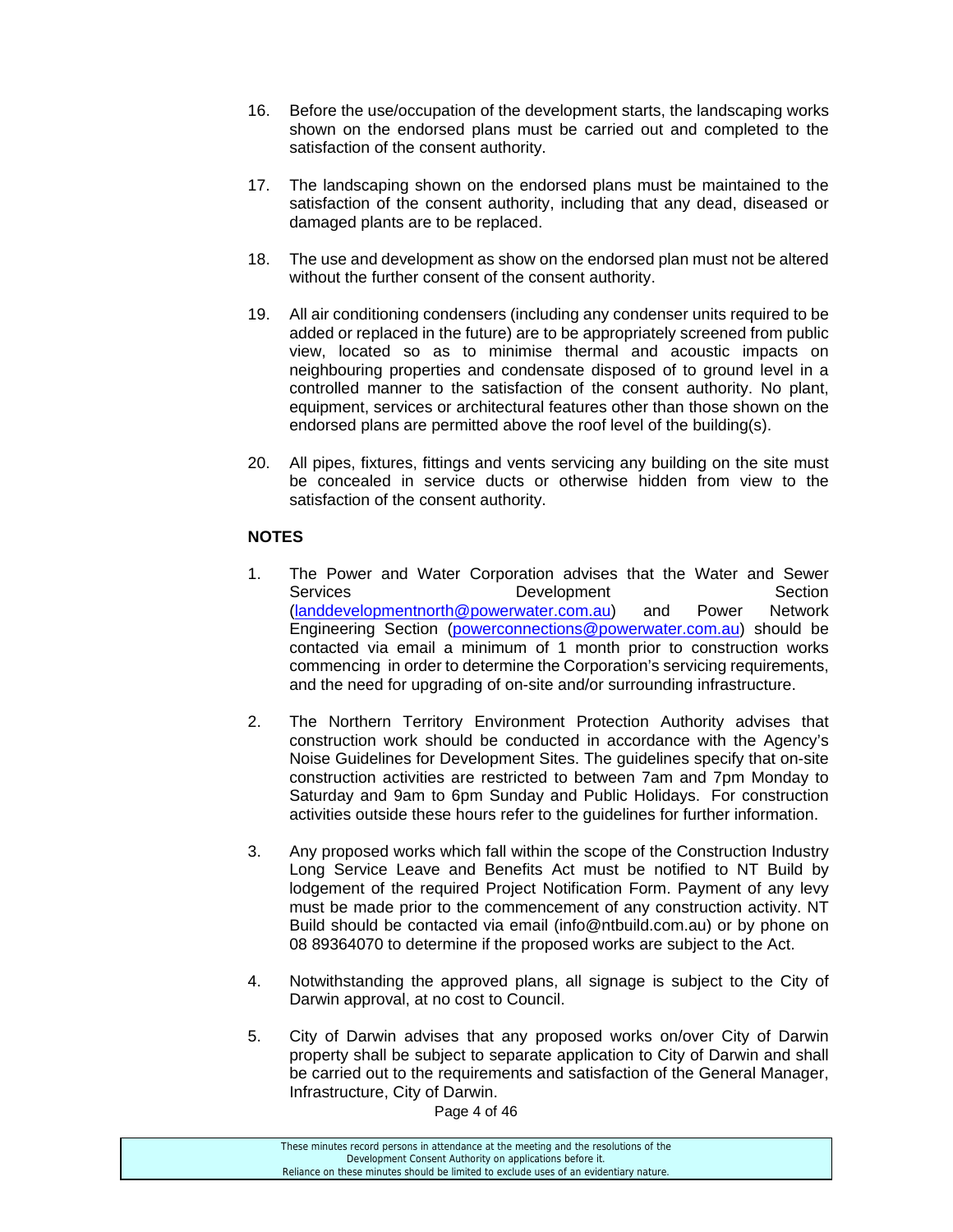16. Before the use/occupation of the development starts, the landscaping works shown on the endorsed plans must be carried out and completed to the satisfaction of the consent authority.

17. The landscaping shown on the endorsed plans must be maintained to the satisfaction of the consent authority, including that any dead, diseased or damaged plants are to be replaced.

18. The use and development as show on the endorsed plan must not be altered without the further consent of the consent authority.

19. All air conditioning condensers (including any condenser units required to be added or replaced in the future) are to be appropriately screened from public view, located so as to minimise thermal and acoustic impacts on neighbouring properties and condensate disposed of to ground level in a controlled manner to the satisfaction of the consent authority. No plant, equipment, services or architectural features other than those shown on the endorsed plans are permitted above the roof level of the building(s).

20. All pipes, fixtures, fittings and vents servicing any building on the site must be concealed in service ducts or otherwise hidden from view to the satisfaction of the consent authority.

**NOTES**

1. The Power and Water Corporation advises that the Water and Sewer Services Development Section (landdevelopmentnorth@powerwater.com.au) and Power Network Engineering Section (powerconnections@powerwater.com.au) should be contacted via email a minimum of 1 month prior to construction works commencing in order to determine the Corporation's servicing requirements, and the need for upgrading of on-site and/or surrounding infrastructure.

2. The Northern Territory Environment Protection Authority advises that construction work should be conducted in accordance with the Agency's Noise Guidelines for Development Sites. The guidelines specify that on-site construction activities are restricted to between 7am and 7pm Monday to Saturday and 9am to 6pm Sunday and Public Holidays. For construction activities outside these hours refer to the guidelines for further information.

3. Any proposed works which fall within the scope of the Construction Industry Long Service Leave and Benefits Act must be notified to NT Build by lodgement of the required Project Notification Form. Payment of any levy must be made prior to the commencement of any construction activity. NT Build should be contacted via email (info@ntbuild.com.au) or by phone on 08 89364070 to determine if the proposed works are subject to the Act.

4. Notwithstanding the approved plans, all signage is subject to the City of Darwin approval, at no cost to Council.

5. City of Darwin advises that any proposed works on/over City of Darwin property shall be subject to separate application to City of Darwin and shall be carried out to the requirements and satisfaction of the General Manager, Infrastructure, City of Darwin.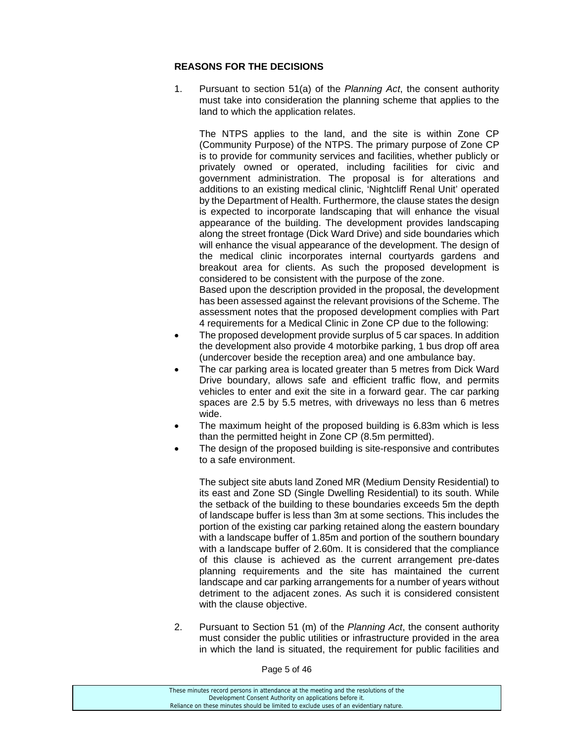**REASONS FOR THE DECISIONS**

1. Pursuant to section 51(a) of the *Planning Act*, the consent authority must take into consideration the planning scheme that applies to the land to which the application relates.

   The NTPS applies to the land, and the site is within Zone CP (Community Purpose) of the NTPS. The primary purpose of Zone CP is to provide for community services and facilities, whether publicly or privately owned or operated, including facilities for civic and government administration. The proposal is for alterations and additions to an existing medical clinic, 'Nightcliff Renal Unit' operated by the Department of Health. Furthermore, the clause states the design is expected to incorporate landscaping that will enhance the visual appearance of the building. The development provides landscaping along the street frontage (Dick Ward Drive) and side boundaries which will enhance the visual appearance of the development. The design of the medical clinic incorporates internal courtyards gardens and breakout area for clients. As such the proposed development is considered to be consistent with the purpose of the zone.
   Based upon the description provided in the proposal, the development has been assessed against the relevant provisions of the Scheme. The assessment notes that the proposed development complies with Part 4 requirements for a Medical Clinic in Zone CP due to the following:

- The proposed development provide surplus of 5 car spaces. In addition the development also provide 4 motorbike parking, 1 bus drop off area (undercover beside the reception area) and one ambulance bay.
- The car parking area is located greater than 5 metres from Dick Ward Drive boundary, allows safe and efficient traffic flow, and permits vehicles to enter and exit the site in a forward gear. The car parking spaces are 2.5 by 5.5 metres, with driveways no less than 6 metres wide.
- The maximum height of the proposed building is 6.83m which is less than the permitted height in Zone CP (8.5m permitted).
- The design of the proposed building is site-responsive and contributes to a safe environment.

   The subject site abuts land Zoned MR (Medium Density Residential) to its east and Zone SD (Single Dwelling Residential) to its south. While the setback of the building to these boundaries exceeds 5m the depth of landscape buffer is less than 3m at some sections. This includes the portion of the existing car parking retained along the eastern boundary with a landscape buffer of 1.85m and portion of the southern boundary with a landscape buffer of 2.60m. It is considered that the compliance of this clause is achieved as the current arrangement pre-dates planning requirements and the site has maintained the current landscape and car parking arrangements for a number of years without detriment to the adjacent zones. As such it is considered consistent with the clause objective.

2. Pursuant to Section 51 (m) of the *Planning Act*, the consent authority must consider the public utilities or infrastructure provided in the area in which the land is situated, the requirement for public facilities and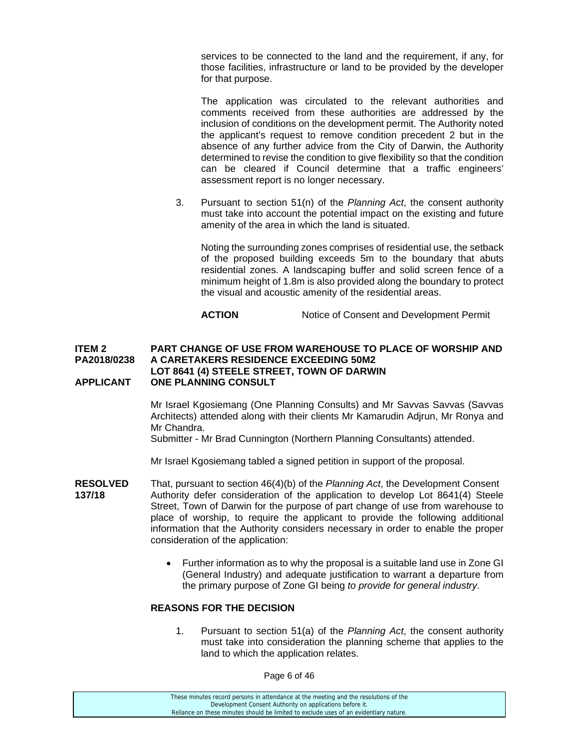services to be connected to the land and the requirement, if any, for those facilities, infrastructure or land to be provided by the developer for that purpose.

The application was circulated to the relevant authorities and comments received from these authorities are addressed by the inclusion of conditions on the development permit. The Authority noted the applicant's request to remove condition precedent 2 but in the absence of any further advice from the City of Darwin, the Authority determined to revise the condition to give flexibility so that the condition can be cleared if Council determine that a traffic engineers' assessment report is no longer necessary.

3. Pursuant to section 51(n) of the *Planning Act*, the consent authority must take into account the potential impact on the existing and future amenity of the area in which the land is situated.

   Noting the surrounding zones comprises of residential use, the setback of the proposed building exceeds 5m to the boundary that abuts residential zones. A landscaping buffer and solid screen fence of a minimum height of 1.8m is also provided along the boundary to protect the visual and acoustic amenity of the residential areas.

**ACTION** Notice of Consent and Development Permit

**ITEM 2 PART CHANGE OF USE FROM WAREHOUSE TO PLACE OF WORSHIP AND**
**PA2018/0238 A CARETAKERS RESIDENCE EXCEEDING 50M2**
**LOT 8641 (4) STEELE STREET, TOWN OF DARWIN**
**APPLICANT ONE PLANNING CONSULT**

Mr Israel Kgosiemang (One Planning Consults) and Mr Savvas Savvas (Savvas Architects) attended along with their clients Mr Kamarudin Adjrun, Mr Ronya and Mr Chandra.
Submitter - Mr Brad Cunnington (Northern Planning Consultants) attended.

Mr Israel Kgosiemang tabled a signed petition in support of the proposal.

**RESOLVED 137/18** That, pursuant to section 46(4)(b) of the *Planning Act*, the Development Consent Authority defer consideration of the application to develop Lot 8641(4) Steele Street, Town of Darwin for the purpose of part change of use from warehouse to place of worship, to require the applicant to provide the following additional information that the Authority considers necessary in order to enable the proper consideration of the application:

- Further information as to why the proposal is a suitable land use in Zone GI (General Industry) and adequate justification to warrant a departure from the primary purpose of Zone GI being *to provide for general industry*.

**REASONS FOR THE DECISION**

1. Pursuant to section 51(a) of the *Planning Act*, the consent authority must take into consideration the planning scheme that applies to the land to which the application relates.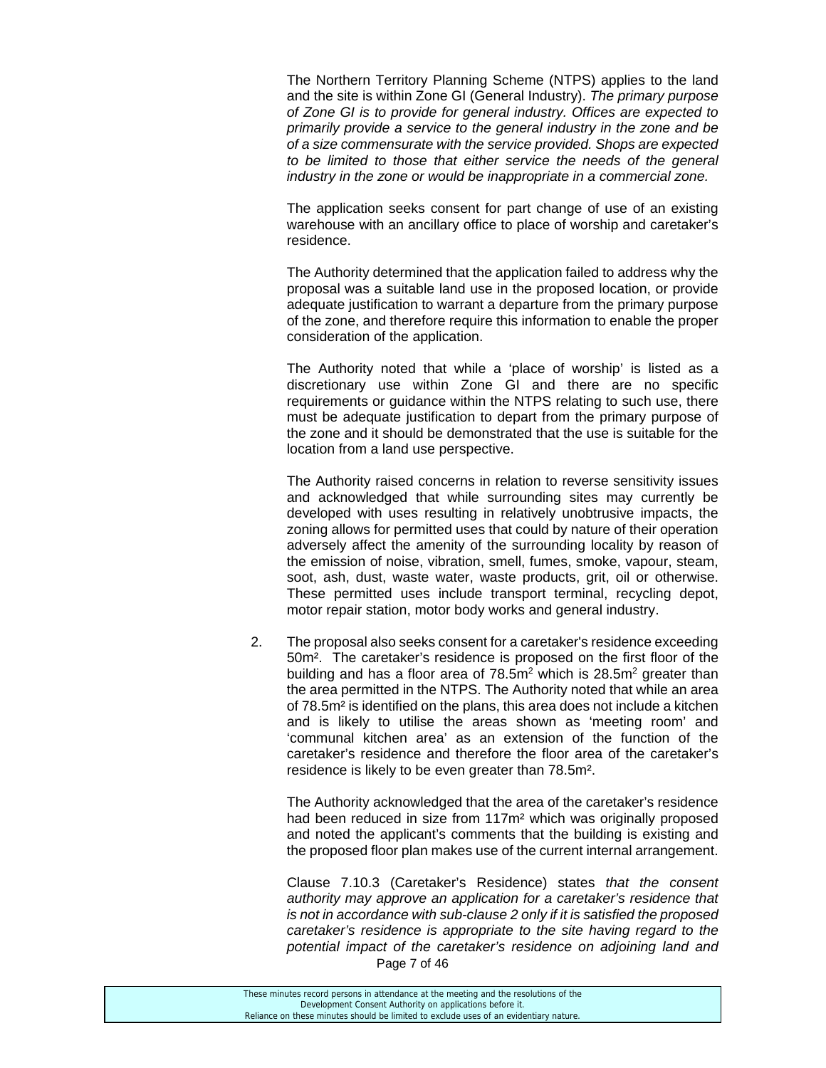The Northern Territory Planning Scheme (NTPS) applies to the land and the site is within Zone GI (General Industry). *The primary purpose of Zone GI is to provide for general industry. Offices are expected to primarily provide a service to the general industry in the zone and be of a size commensurate with the service provided. Shops are expected to be limited to those that either service the needs of the general industry in the zone or would be inappropriate in a commercial zone.*

The application seeks consent for part change of use of an existing warehouse with an ancillary office to place of worship and caretaker's residence.

The Authority determined that the application failed to address why the proposal was a suitable land use in the proposed location, or provide adequate justification to warrant a departure from the primary purpose of the zone, and therefore require this information to enable the proper consideration of the application.

The Authority noted that while a 'place of worship' is listed as a discretionary use within Zone GI and there are no specific requirements or guidance within the NTPS relating to such use, there must be adequate justification to depart from the primary purpose of the zone and it should be demonstrated that the use is suitable for the location from a land use perspective.

The Authority raised concerns in relation to reverse sensitivity issues and acknowledged that while surrounding sites may currently be developed with uses resulting in relatively unobtrusive impacts, the zoning allows for permitted uses that could by nature of their operation adversely affect the amenity of the surrounding locality by reason of the emission of noise, vibration, smell, fumes, smoke, vapour, steam, soot, ash, dust, waste water, waste products, grit, oil or otherwise. These permitted uses include transport terminal, recycling depot, motor repair station, motor body works and general industry.

2. The proposal also seeks consent for a caretaker's residence exceeding 50m². The caretaker's residence is proposed on the first floor of the building and has a floor area of 78.5m² which is 28.5m² greater than the area permitted in the NTPS. The Authority noted that while an area of 78.5m² is identified on the plans, this area does not include a kitchen and is likely to utilise the areas shown as 'meeting room' and 'communal kitchen area' as an extension of the function of the caretaker's residence and therefore the floor area of the caretaker's residence is likely to be even greater than 78.5m².

   The Authority acknowledged that the area of the caretaker's residence had been reduced in size from 117m² which was originally proposed and noted the applicant's comments that the building is existing and the proposed floor plan makes use of the current internal arrangement.

   Clause 7.10.3 (Caretaker's Residence) states *that the consent authority may approve an application for a caretaker's residence that is not in accordance with sub-clause 2 only if it is satisfied the proposed caretaker's residence is appropriate to the site having regard to the potential impact of the caretaker's residence on adjoining land and*

These minutes record persons in attendance at the meeting and the resolutions of the Development Consent Authority on applications before it.
Reliance on these minutes should be limited to exclude uses of an evidentiary nature.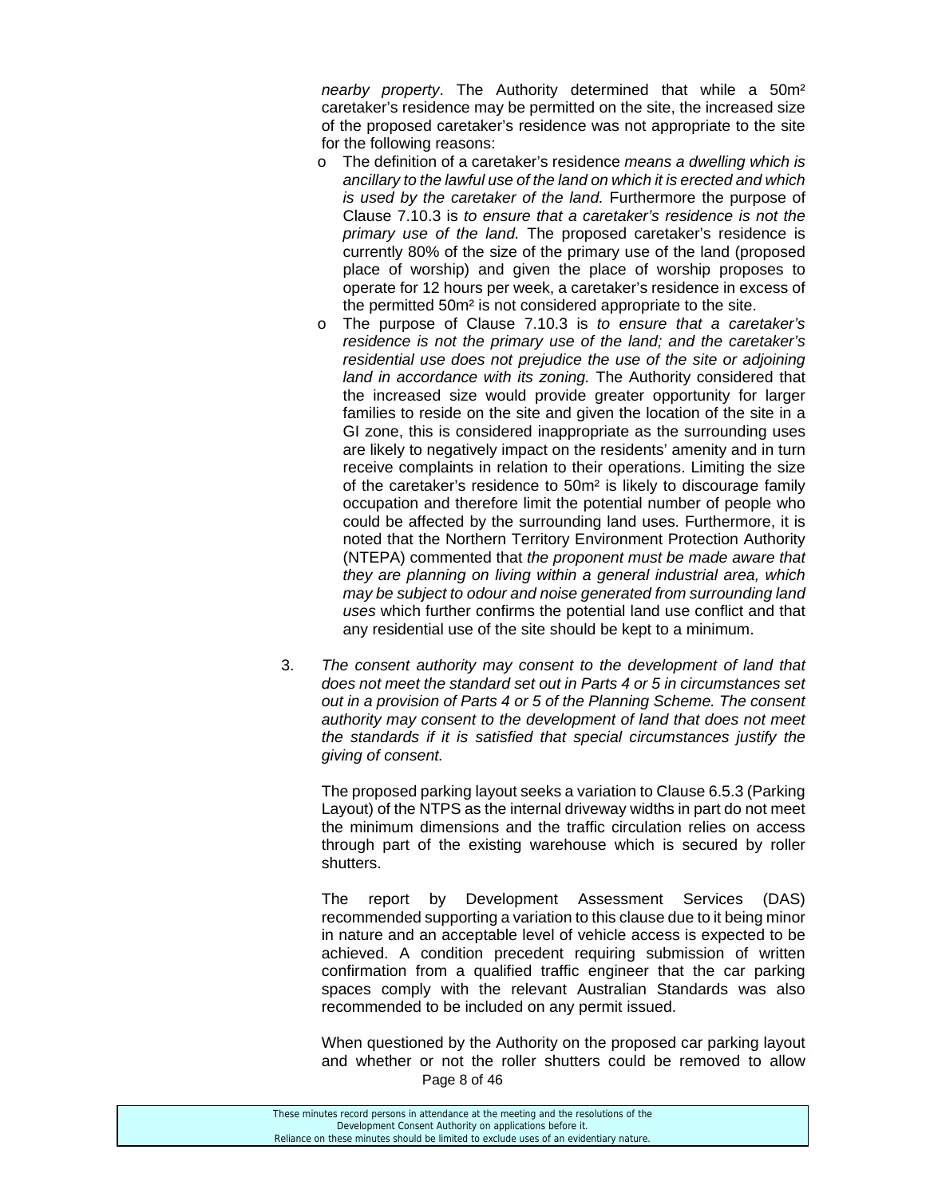*nearby property*. The Authority determined that while a 50m² caretaker's residence may be permitted on the site, the increased size of the proposed caretaker's residence was not appropriate to the site for the following reasons:

- The definition of a caretaker's residence *means a dwelling which is ancillary to the lawful use of the land on which it is erected and which is used by the caretaker of the land.* Furthermore the purpose of Clause 7.10.3 is *to ensure that a caretaker's residence is not the primary use of the land.* The proposed caretaker's residence is currently 80% of the size of the primary use of the land (proposed place of worship) and given the place of worship proposes to operate for 12 hours per week, a caretaker's residence in excess of the permitted 50m² is not considered appropriate to the site.
- The purpose of Clause 7.10.3 is *to ensure that a caretaker's residence is not the primary use of the land; and the caretaker's residential use does not prejudice the use of the site or adjoining land in accordance with its zoning.* The Authority considered that the increased size would provide greater opportunity for larger families to reside on the site and given the location of the site in a GI zone, this is considered inappropriate as the surrounding uses are likely to negatively impact on the residents' amenity and in turn receive complaints in relation to their operations. Limiting the size of the caretaker's residence to 50m² is likely to discourage family occupation and therefore limit the potential number of people who could be affected by the surrounding land uses. Furthermore, it is noted that the Northern Territory Environment Protection Authority (NTEPA) commented that *the proponent must be made aware that they are planning on living within a general industrial area, which may be subject to odour and noise generated from surrounding land uses* which further confirms the potential land use conflict and that any residential use of the site should be kept to a minimum.

3. *The consent authority may consent to the development of land that does not meet the standard set out in Parts 4 or 5 in circumstances set out in a provision of Parts 4 or 5 of the Planning Scheme. The consent authority may consent to the development of land that does not meet the standards if it is satisfied that special circumstances justify the giving of consent.*

   The proposed parking layout seeks a variation to Clause 6.5.3 (Parking Layout) of the NTPS as the internal driveway widths in part do not meet the minimum dimensions and the traffic circulation relies on access through part of the existing warehouse which is secured by roller shutters.

   The report by Development Assessment Services (DAS) recommended supporting a variation to this clause due to it being minor in nature and an acceptable level of vehicle access is expected to be achieved. A condition precedent requiring submission of written confirmation from a qualified traffic engineer that the car parking spaces comply with the relevant Australian Standards was also recommended to be included on any permit issued.

   When questioned by the Authority on the proposed car parking layout and whether or not the roller shutters could be removed to allow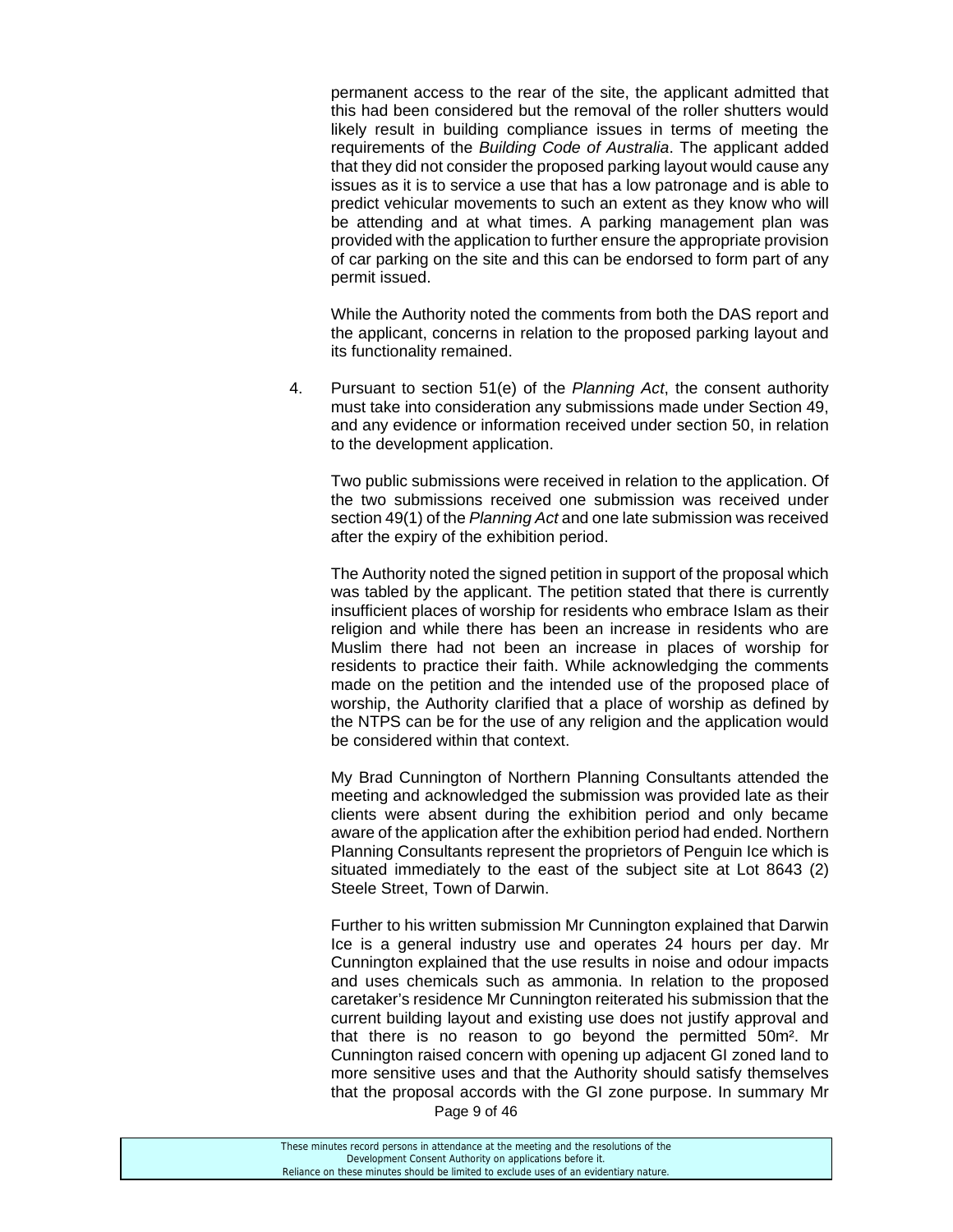permanent access to the rear of the site, the applicant admitted that this had been considered but the removal of the roller shutters would likely result in building compliance issues in terms of meeting the requirements of the *Building Code of Australia*. The applicant added that they did not consider the proposed parking layout would cause any issues as it is to service a use that has a low patronage and is able to predict vehicular movements to such an extent as they know who will be attending and at what times. A parking management plan was provided with the application to further ensure the appropriate provision of car parking on the site and this can be endorsed to form part of any permit issued.

While the Authority noted the comments from both the DAS report and the applicant, concerns in relation to the proposed parking layout and its functionality remained.

4. Pursuant to section 51(e) of the *Planning Act*, the consent authority must take into consideration any submissions made under Section 49, and any evidence or information received under section 50, in relation to the development application.

   Two public submissions were received in relation to the application. Of the two submissions received one submission was received under section 49(1) of the *Planning Act* and one late submission was received after the expiry of the exhibition period.

   The Authority noted the signed petition in support of the proposal which was tabled by the applicant. The petition stated that there is currently insufficient places of worship for residents who embrace Islam as their religion and while there has been an increase in residents who are Muslim there had not been an increase in places of worship for residents to practice their faith. While acknowledging the comments made on the petition and the intended use of the proposed place of worship, the Authority clarified that a place of worship as defined by the NTPS can be for the use of any religion and the application would be considered within that context.

   My Brad Cunnington of Northern Planning Consultants attended the meeting and acknowledged the submission was provided late as their clients were absent during the exhibition period and only became aware of the application after the exhibition period had ended. Northern Planning Consultants represent the proprietors of Penguin Ice which is situated immediately to the east of the subject site at Lot 8643 (2) Steele Street, Town of Darwin.

   Further to his written submission Mr Cunnington explained that Darwin Ice is a general industry use and operates 24 hours per day. Mr Cunnington explained that the use results in noise and odour impacts and uses chemicals such as ammonia. In relation to the proposed caretaker's residence Mr Cunnington reiterated his submission that the current building layout and existing use does not justify approval and that there is no reason to go beyond the permitted 50m². Mr Cunnington raised concern with opening up adjacent GI zoned land to more sensitive uses and that the Authority should satisfy themselves that the proposal accords with the GI zone purpose. In summary Mr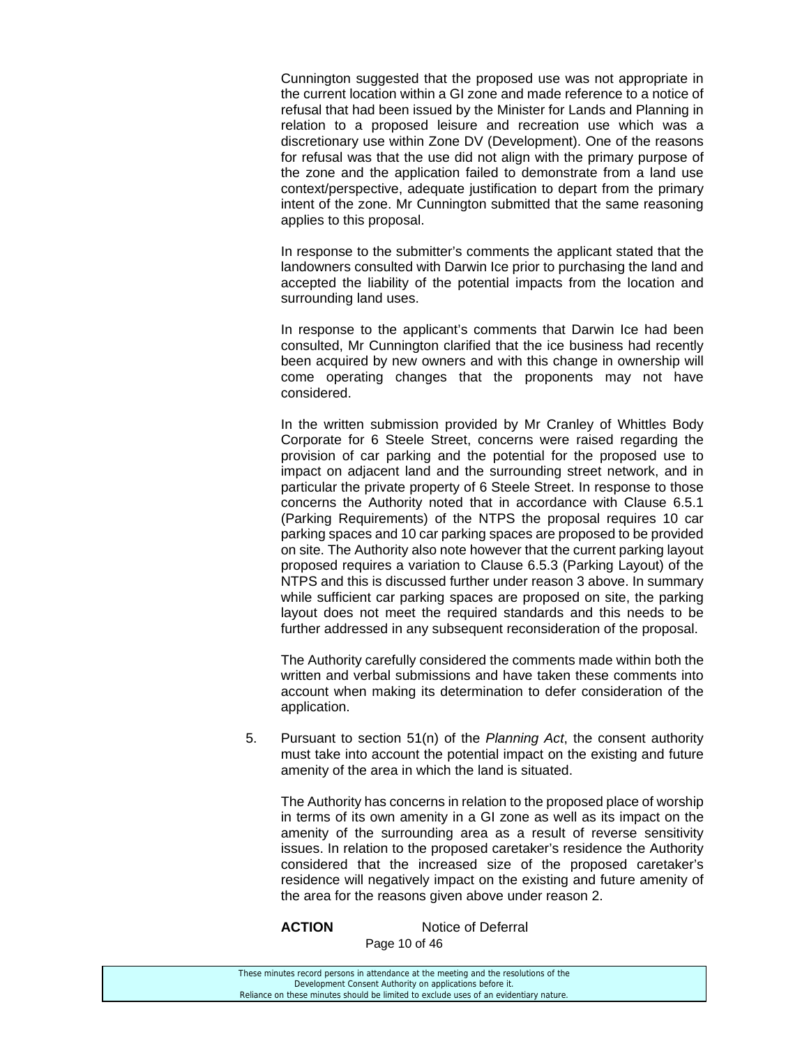Cunnington suggested that the proposed use was not appropriate in the current location within a GI zone and made reference to a notice of refusal that had been issued by the Minister for Lands and Planning in relation to a proposed leisure and recreation use which was a discretionary use within Zone DV (Development). One of the reasons for refusal was that the use did not align with the primary purpose of the zone and the application failed to demonstrate from a land use context/perspective, adequate justification to depart from the primary intent of the zone. Mr Cunnington submitted that the same reasoning applies to this proposal.

In response to the submitter's comments the applicant stated that the landowners consulted with Darwin Ice prior to purchasing the land and accepted the liability of the potential impacts from the location and surrounding land uses.

In response to the applicant's comments that Darwin Ice had been consulted, Mr Cunnington clarified that the ice business had recently been acquired by new owners and with this change in ownership will come operating changes that the proponents may not have considered.

In the written submission provided by Mr Cranley of Whittles Body Corporate for 6 Steele Street, concerns were raised regarding the provision of car parking and the potential for the proposed use to impact on adjacent land and the surrounding street network, and in particular the private property of 6 Steele Street. In response to those concerns the Authority noted that in accordance with Clause 6.5.1 (Parking Requirements) of the NTPS the proposal requires 10 car parking spaces and 10 car parking spaces are proposed to be provided on site. The Authority also note however that the current parking layout proposed requires a variation to Clause 6.5.3 (Parking Layout) of the NTPS and this is discussed further under reason 3 above. In summary while sufficient car parking spaces are proposed on site, the parking layout does not meet the required standards and this needs to be further addressed in any subsequent reconsideration of the proposal.

The Authority carefully considered the comments made within both the written and verbal submissions and have taken these comments into account when making its determination to defer consideration of the application.

5. Pursuant to section 51(n) of the *Planning Act*, the consent authority must take into account the potential impact on the existing and future amenity of the area in which the land is situated.

   The Authority has concerns in relation to the proposed place of worship in terms of its own amenity in a GI zone as well as its impact on the amenity of the surrounding area as a result of reverse sensitivity issues. In relation to the proposed caretaker's residence the Authority considered that the increased size of the proposed caretaker's residence will negatively impact on the existing and future amenity of the area for the reasons given above under reason 2.

**ACTION** Notice of Deferral

These minutes record persons in attendance at the meeting and the resolutions of the Development Consent Authority on applications before it. Reliance on these minutes should be limited to exclude uses of an evidentiary nature.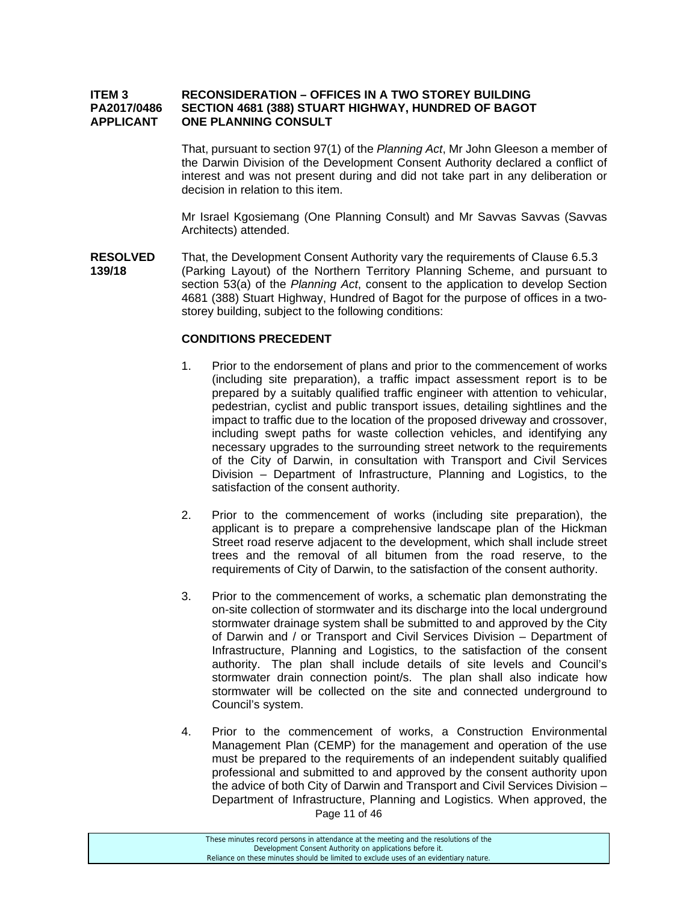**ITEM 3 RECONSIDERATION – OFFICES IN A TWO STOREY BUILDING**
**PA2017/0486 SECTION 4681 (388) STUART HIGHWAY, HUNDRED OF BAGOT**
**APPLICANT ONE PLANNING CONSULT**

That, pursuant to section 97(1) of the *Planning Act*, Mr John Gleeson a member of the Darwin Division of the Development Consent Authority declared a conflict of interest and was not present during and did not take part in any deliberation or decision in relation to this item.

Mr Israel Kgosiemang (One Planning Consult) and Mr Savvas Savvas (Savvas Architects) attended.

**RESOLVED 139/18**

That, the Development Consent Authority vary the requirements of Clause 6.5.3 (Parking Layout) of the Northern Territory Planning Scheme, and pursuant to section 53(a) of the *Planning Act*, consent to the application to develop Section 4681 (388) Stuart Highway, Hundred of Bagot for the purpose of offices in a two-storey building, subject to the following conditions:

**CONDITIONS PRECEDENT**

1. Prior to the endorsement of plans and prior to the commencement of works (including site preparation), a traffic impact assessment report is to be prepared by a suitably qualified traffic engineer with attention to vehicular, pedestrian, cyclist and public transport issues, detailing sightlines and the impact to traffic due to the location of the proposed driveway and crossover, including swept paths for waste collection vehicles, and identifying any necessary upgrades to the surrounding street network to the requirements of the City of Darwin, in consultation with Transport and Civil Services Division – Department of Infrastructure, Planning and Logistics, to the satisfaction of the consent authority.

2. Prior to the commencement of works (including site preparation), the applicant is to prepare a comprehensive landscape plan of the Hickman Street road reserve adjacent to the development, which shall include street trees and the removal of all bitumen from the road reserve, to the requirements of City of Darwin, to the satisfaction of the consent authority.

3. Prior to the commencement of works, a schematic plan demonstrating the on-site collection of stormwater and its discharge into the local underground stormwater drainage system shall be submitted to and approved by the City of Darwin and / or Transport and Civil Services Division – Department of Infrastructure, Planning and Logistics, to the satisfaction of the consent authority. The plan shall include details of site levels and Council's stormwater drain connection point/s. The plan shall also indicate how stormwater will be collected on the site and connected underground to Council's system.

4. Prior to the commencement of works, a Construction Environmental Management Plan (CEMP) for the management and operation of the use must be prepared to the requirements of an independent suitably qualified professional and submitted to and approved by the consent authority upon the advice of both City of Darwin and Transport and Civil Services Division – Department of Infrastructure, Planning and Logistics. When approved, the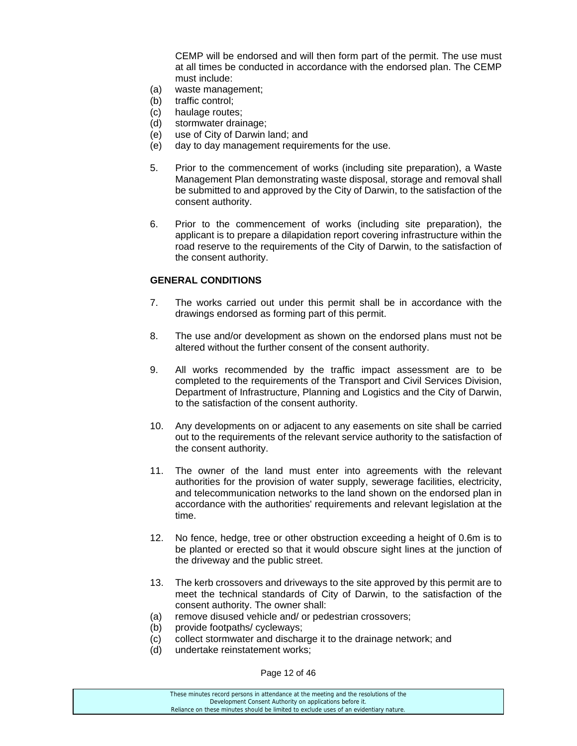CEMP will be endorsed and will then form part of the permit. The use must at all times be conducted in accordance with the endorsed plan. The CEMP must include:

(a) waste management;
(b) traffic control;
(c) haulage routes;
(d) stormwater drainage;
(e) use of City of Darwin land; and
(e) day to day management requirements for the use.

5. Prior to the commencement of works (including site preparation), a Waste Management Plan demonstrating waste disposal, storage and removal shall be submitted to and approved by the City of Darwin, to the satisfaction of the consent authority.

6. Prior to the commencement of works (including site preparation), the applicant is to prepare a dilapidation report covering infrastructure within the road reserve to the requirements of the City of Darwin, to the satisfaction of the consent authority.

**GENERAL CONDITIONS**

7. The works carried out under this permit shall be in accordance with the drawings endorsed as forming part of this permit.

8. The use and/or development as shown on the endorsed plans must not be altered without the further consent of the consent authority.

9. All works recommended by the traffic impact assessment are to be completed to the requirements of the Transport and Civil Services Division, Department of Infrastructure, Planning and Logistics and the City of Darwin, to the satisfaction of the consent authority.

10. Any developments on or adjacent to any easements on site shall be carried out to the requirements of the relevant service authority to the satisfaction of the consent authority.

11. The owner of the land must enter into agreements with the relevant authorities for the provision of water supply, sewerage facilities, electricity, and telecommunication networks to the land shown on the endorsed plan in accordance with the authorities' requirements and relevant legislation at the time.

12. No fence, hedge, tree or other obstruction exceeding a height of 0.6m is to be planted or erected so that it would obscure sight lines at the junction of the driveway and the public street.

13. The kerb crossovers and driveways to the site approved by this permit are to meet the technical standards of City of Darwin, to the satisfaction of the consent authority. The owner shall:

(a) remove disused vehicle and/ or pedestrian crossovers;
(b) provide footpaths/ cycleways;
(c) collect stormwater and discharge it to the drainage network; and
(d) undertake reinstatement works;

These minutes record persons in attendance at the meeting and the resolutions of the Development Consent Authority on applications before it.
Reliance on these minutes should be limited to exclude uses of an evidentiary nature.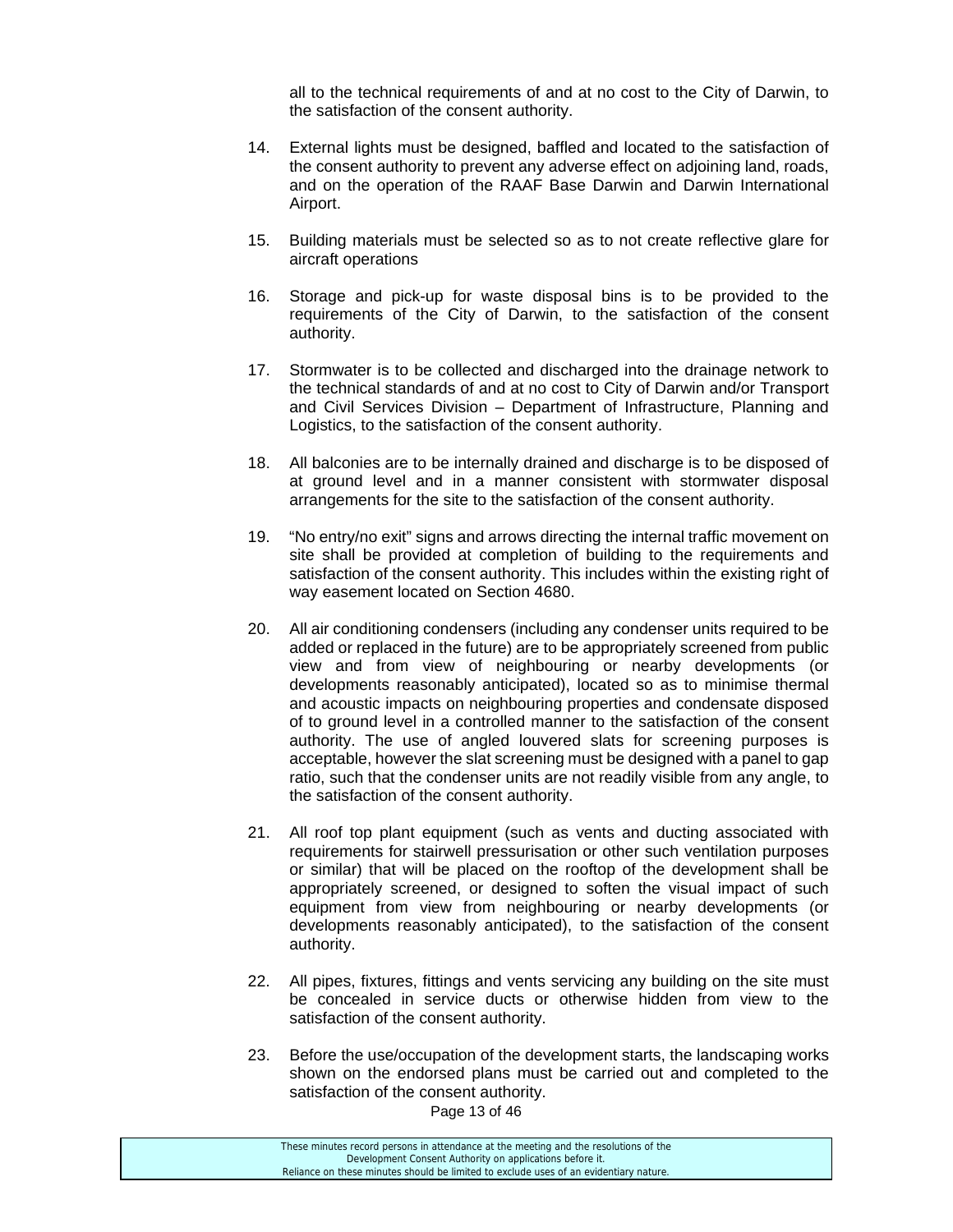all to the technical requirements of and at no cost to the City of Darwin, to the satisfaction of the consent authority.

14. External lights must be designed, baffled and located to the satisfaction of the consent authority to prevent any adverse effect on adjoining land, roads, and on the operation of the RAAF Base Darwin and Darwin International Airport.

15. Building materials must be selected so as to not create reflective glare for aircraft operations

16. Storage and pick-up for waste disposal bins is to be provided to the requirements of the City of Darwin, to the satisfaction of the consent authority.

17. Stormwater is to be collected and discharged into the drainage network to the technical standards of and at no cost to City of Darwin and/or Transport and Civil Services Division – Department of Infrastructure, Planning and Logistics, to the satisfaction of the consent authority.

18. All balconies are to be internally drained and discharge is to be disposed of at ground level and in a manner consistent with stormwater disposal arrangements for the site to the satisfaction of the consent authority.

19. "No entry/no exit" signs and arrows directing the internal traffic movement on site shall be provided at completion of building to the requirements and satisfaction of the consent authority. This includes within the existing right of way easement located on Section 4680.

20. All air conditioning condensers (including any condenser units required to be added or replaced in the future) are to be appropriately screened from public view and from view of neighbouring or nearby developments (or developments reasonably anticipated), located so as to minimise thermal and acoustic impacts on neighbouring properties and condensate disposed of to ground level in a controlled manner to the satisfaction of the consent authority. The use of angled louvered slats for screening purposes is acceptable, however the slat screening must be designed with a panel to gap ratio, such that the condenser units are not readily visible from any angle, to the satisfaction of the consent authority.

21. All roof top plant equipment (such as vents and ducting associated with requirements for stairwell pressurisation or other such ventilation purposes or similar) that will be placed on the rooftop of the development shall be appropriately screened, or designed to soften the visual impact of such equipment from view from neighbouring or nearby developments (or developments reasonably anticipated), to the satisfaction of the consent authority.

22. All pipes, fixtures, fittings and vents servicing any building on the site must be concealed in service ducts or otherwise hidden from view to the satisfaction of the consent authority.

23. Before the use/occupation of the development starts, the landscaping works shown on the endorsed plans must be carried out and completed to the satisfaction of the consent authority.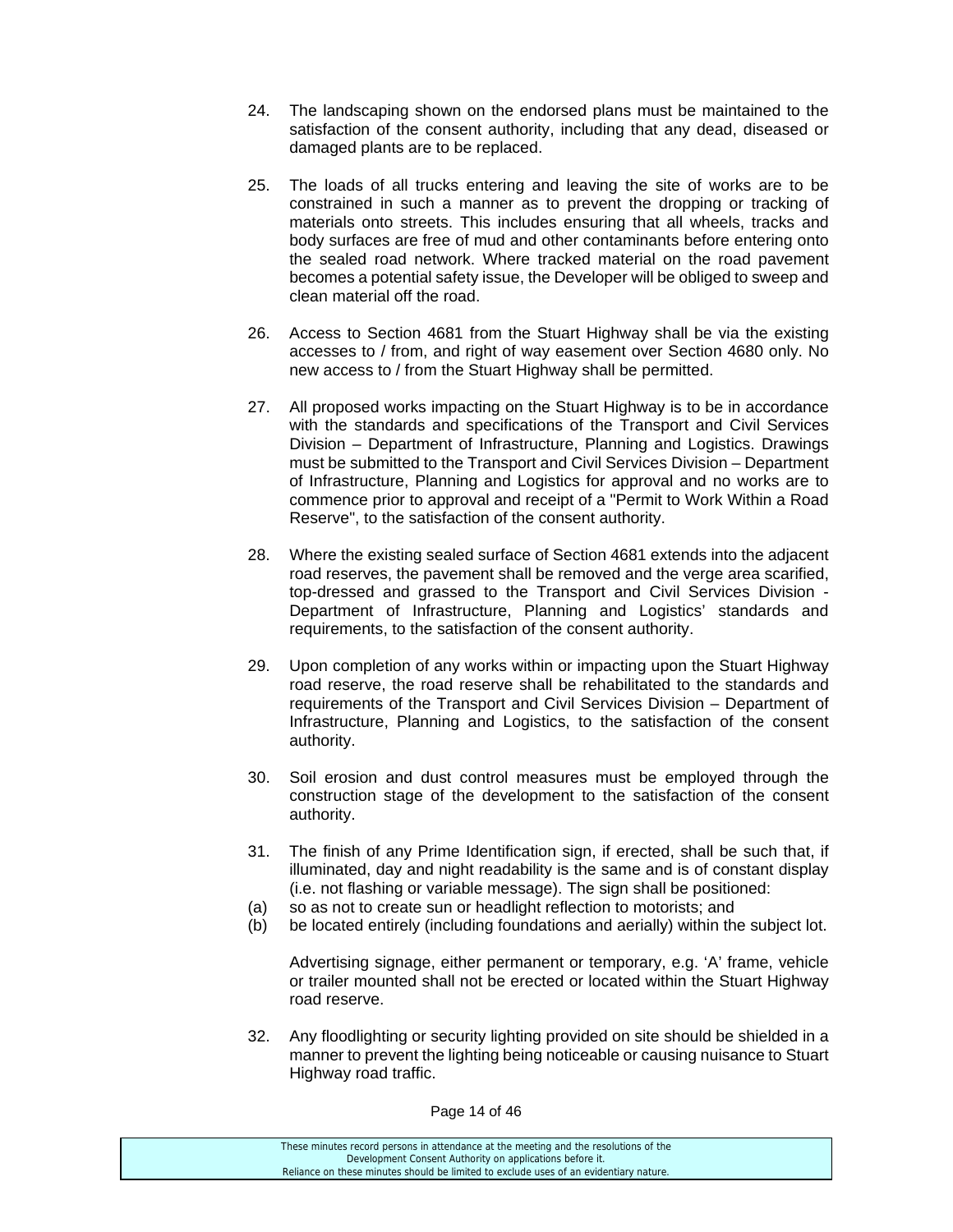24. The landscaping shown on the endorsed plans must be maintained to the satisfaction of the consent authority, including that any dead, diseased or damaged plants are to be replaced.

25. The loads of all trucks entering and leaving the site of works are to be constrained in such a manner as to prevent the dropping or tracking of materials onto streets. This includes ensuring that all wheels, tracks and body surfaces are free of mud and other contaminants before entering onto the sealed road network. Where tracked material on the road pavement becomes a potential safety issue, the Developer will be obliged to sweep and clean material off the road.

26. Access to Section 4681 from the Stuart Highway shall be via the existing accesses to / from, and right of way easement over Section 4680 only. No new access to / from the Stuart Highway shall be permitted.

27. All proposed works impacting on the Stuart Highway is to be in accordance with the standards and specifications of the Transport and Civil Services Division – Department of Infrastructure, Planning and Logistics. Drawings must be submitted to the Transport and Civil Services Division – Department of Infrastructure, Planning and Logistics for approval and no works are to commence prior to approval and receipt of a "Permit to Work Within a Road Reserve", to the satisfaction of the consent authority.

28. Where the existing sealed surface of Section 4681 extends into the adjacent road reserves, the pavement shall be removed and the verge area scarified, top-dressed and grassed to the Transport and Civil Services Division - Department of Infrastructure, Planning and Logistics' standards and requirements, to the satisfaction of the consent authority.

29. Upon completion of any works within or impacting upon the Stuart Highway road reserve, the road reserve shall be rehabilitated to the standards and requirements of the Transport and Civil Services Division – Department of Infrastructure, Planning and Logistics, to the satisfaction of the consent authority.

30. Soil erosion and dust control measures must be employed through the construction stage of the development to the satisfaction of the consent authority.

31. The finish of any Prime Identification sign, if erected, shall be such that, if illuminated, day and night readability is the same and is of constant display (i.e. not flashing or variable message). The sign shall be positioned:

(a) so as not to create sun or headlight reflection to motorists; and

(b) be located entirely (including foundations and aerially) within the subject lot.

Advertising signage, either permanent or temporary, e.g. 'A' frame, vehicle or trailer mounted shall not be erected or located within the Stuart Highway road reserve.

32. Any floodlighting or security lighting provided on site should be shielded in a manner to prevent the lighting being noticeable or causing nuisance to Stuart Highway road traffic.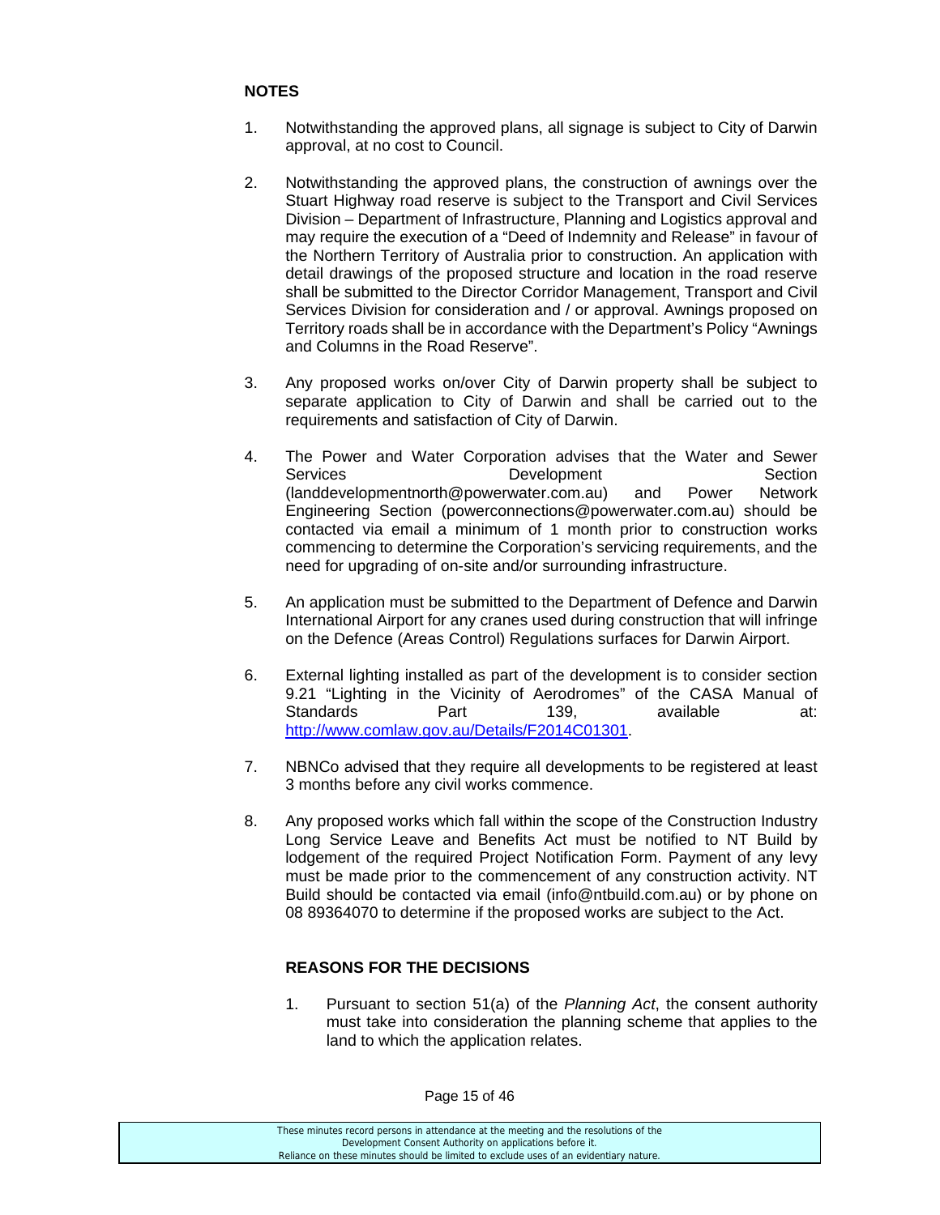**NOTES**

1. Notwithstanding the approved plans, all signage is subject to City of Darwin approval, at no cost to Council.

2. Notwithstanding the approved plans, the construction of awnings over the Stuart Highway road reserve is subject to the Transport and Civil Services Division – Department of Infrastructure, Planning and Logistics approval and may require the execution of a "Deed of Indemnity and Release" in favour of the Northern Territory of Australia prior to construction. An application with detail drawings of the proposed structure and location in the road reserve shall be submitted to the Director Corridor Management, Transport and Civil Services Division for consideration and / or approval. Awnings proposed on Territory roads shall be in accordance with the Department's Policy "Awnings and Columns in the Road Reserve".

3. Any proposed works on/over City of Darwin property shall be subject to separate application to City of Darwin and shall be carried out to the requirements and satisfaction of City of Darwin.

4. The Power and Water Corporation advises that the Water and Sewer Services Development Section (landdevelopmentnorth@powerwater.com.au) and Power Network Engineering Section (powerconnections@powerwater.com.au) should be contacted via email a minimum of 1 month prior to construction works commencing to determine the Corporation's servicing requirements, and the need for upgrading of on-site and/or surrounding infrastructure.

5. An application must be submitted to the Department of Defence and Darwin International Airport for any cranes used during construction that will infringe on the Defence (Areas Control) Regulations surfaces for Darwin Airport.

6. External lighting installed as part of the development is to consider section 9.21 "Lighting in the Vicinity of Aerodromes" of the CASA Manual of Standards Part 139, available at: http://www.comlaw.gov.au/Details/F2014C01301.

7. NBNCo advised that they require all developments to be registered at least 3 months before any civil works commence.

8. Any proposed works which fall within the scope of the Construction Industry Long Service Leave and Benefits Act must be notified to NT Build by lodgement of the required Project Notification Form. Payment of any levy must be made prior to the commencement of any construction activity. NT Build should be contacted via email (info@ntbuild.com.au) or by phone on 08 89364070 to determine if the proposed works are subject to the Act.

**REASONS FOR THE DECISIONS**

1. Pursuant to section 51(a) of the *Planning Act*, the consent authority must take into consideration the planning scheme that applies to the land to which the application relates.

These minutes record persons in attendance at the meeting and the resolutions of the Development Consent Authority on applications before it. Reliance on these minutes should be limited to exclude uses of an evidentiary nature.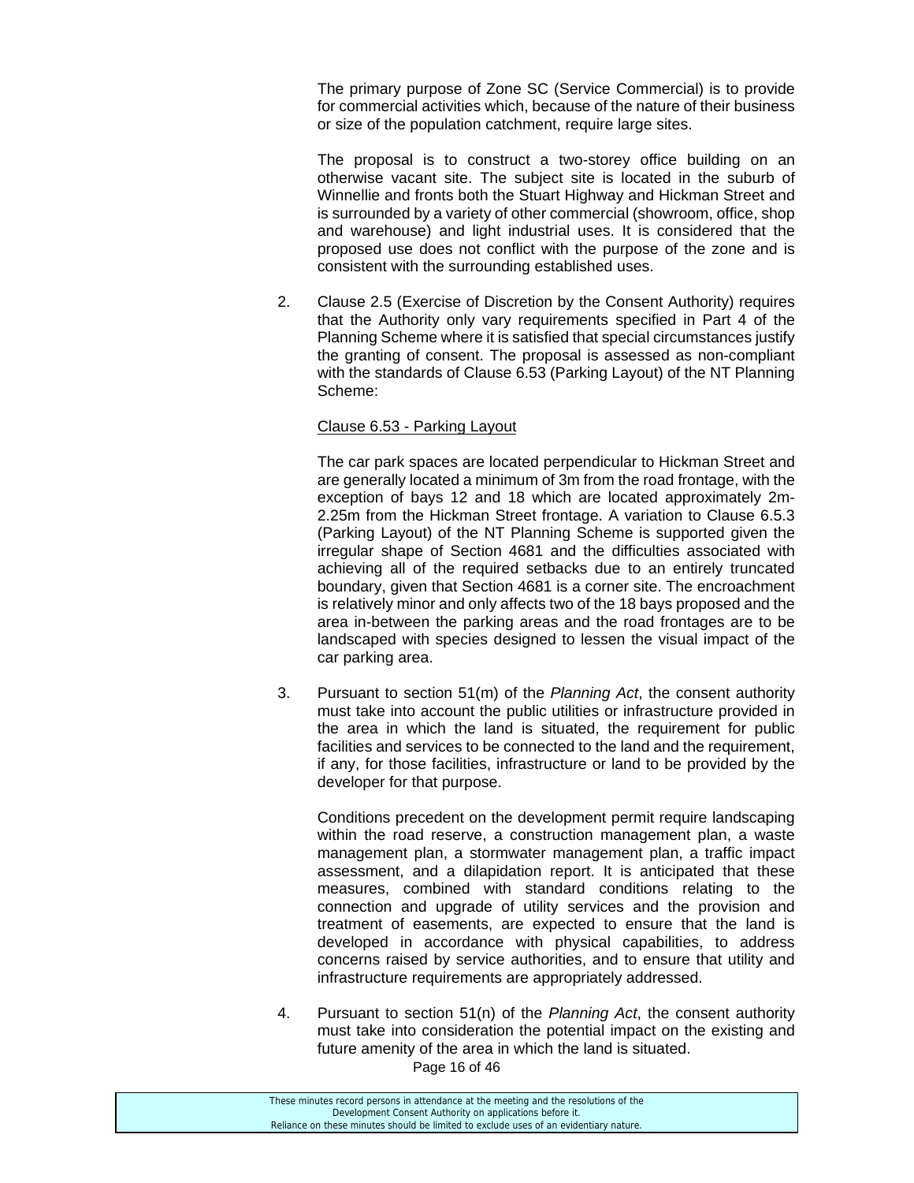The primary purpose of Zone SC (Service Commercial) is to provide for commercial activities which, because of the nature of their business or size of the population catchment, require large sites.

The proposal is to construct a two-storey office building on an otherwise vacant site. The subject site is located in the suburb of Winnellie and fronts both the Stuart Highway and Hickman Street and is surrounded by a variety of other commercial (showroom, office, shop and warehouse) and light industrial uses. It is considered that the proposed use does not conflict with the purpose of the zone and is consistent with the surrounding established uses.

2. Clause 2.5 (Exercise of Discretion by the Consent Authority) requires that the Authority only vary requirements specified in Part 4 of the Planning Scheme where it is satisfied that special circumstances justify the granting of consent. The proposal is assessed as non-compliant with the standards of Clause 6.53 (Parking Layout) of the NT Planning Scheme:

   Clause 6.53 - Parking Layout

   The car park spaces are located perpendicular to Hickman Street and are generally located a minimum of 3m from the road frontage, with the exception of bays 12 and 18 which are located approximately 2m-2.25m from the Hickman Street frontage. A variation to Clause 6.5.3 (Parking Layout) of the NT Planning Scheme is supported given the irregular shape of Section 4681 and the difficulties associated with achieving all of the required setbacks due to an entirely truncated boundary, given that Section 4681 is a corner site. The encroachment is relatively minor and only affects two of the 18 bays proposed and the area in-between the parking areas and the road frontages are to be landscaped with species designed to lessen the visual impact of the car parking area.

3. Pursuant to section 51(m) of the *Planning Act*, the consent authority must take into account the public utilities or infrastructure provided in the area in which the land is situated, the requirement for public facilities and services to be connected to the land and the requirement, if any, for those facilities, infrastructure or land to be provided by the developer for that purpose.

   Conditions precedent on the development permit require landscaping within the road reserve, a construction management plan, a waste management plan, a stormwater management plan, a traffic impact assessment, and a dilapidation report. It is anticipated that these measures, combined with standard conditions relating to the connection and upgrade of utility services and the provision and treatment of easements, are expected to ensure that the land is developed in accordance with physical capabilities, to address concerns raised by service authorities, and to ensure that utility and infrastructure requirements are appropriately addressed.

4. Pursuant to section 51(n) of the *Planning Act*, the consent authority must take into consideration the potential impact on the existing and future amenity of the area in which the land is situated.

These minutes record persons in attendance at the meeting and the resolutions of the Development Consent Authority on applications before it.
Reliance on these minutes should be limited to exclude uses of an evidentiary nature.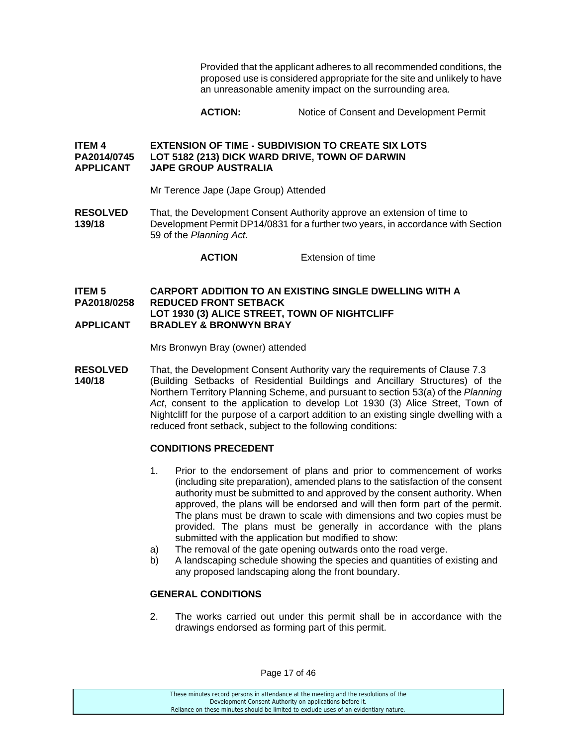Provided that the applicant adheres to all recommended conditions, the proposed use is considered appropriate for the site and unlikely to have an unreasonable amenity impact on the surrounding area.

**ACTION:** Notice of Consent and Development Permit

**ITEM 4 EXTENSION OF TIME - SUBDIVISION TO CREATE SIX LOTS**
**PA2014/0745 LOT 5182 (213) DICK WARD DRIVE, TOWN OF DARWIN**
**APPLICANT JAPE GROUP AUSTRALIA**

Mr Terence Jape (Jape Group) Attended

**RESOLVED 139/18** That, the Development Consent Authority approve an extension of time to Development Permit DP14/0831 for a further two years, in accordance with Section 59 of the *Planning Act*.

**ACTION** Extension of time

**ITEM 5 CARPORT ADDITION TO AN EXISTING SINGLE DWELLING WITH A**
**PA2018/0258 REDUCED FRONT SETBACK**
**LOT 1930 (3) ALICE STREET, TOWN OF NIGHTCLIFF**
**APPLICANT BRADLEY & BRONWYN BRAY**

Mrs Bronwyn Bray (owner) attended

**RESOLVED 140/18** That, the Development Consent Authority vary the requirements of Clause 7.3 (Building Setbacks of Residential Buildings and Ancillary Structures) of the Northern Territory Planning Scheme, and pursuant to section 53(a) of the *Planning Act*, consent to the application to develop Lot 1930 (3) Alice Street, Town of Nightcliff for the purpose of a carport addition to an existing single dwelling with a reduced front setback, subject to the following conditions:

**CONDITIONS PRECEDENT**

1. Prior to the endorsement of plans and prior to commencement of works (including site preparation), amended plans to the satisfaction of the consent authority must be submitted to and approved by the consent authority. When approved, the plans will be endorsed and will then form part of the permit. The plans must be drawn to scale with dimensions and two copies must be provided. The plans must be generally in accordance with the plans submitted with the application but modified to show:

a) The removal of the gate opening outwards onto the road verge.

b) A landscaping schedule showing the species and quantities of existing and any proposed landscaping along the front boundary.

**GENERAL CONDITIONS**

2. The works carried out under this permit shall be in accordance with the drawings endorsed as forming part of this permit.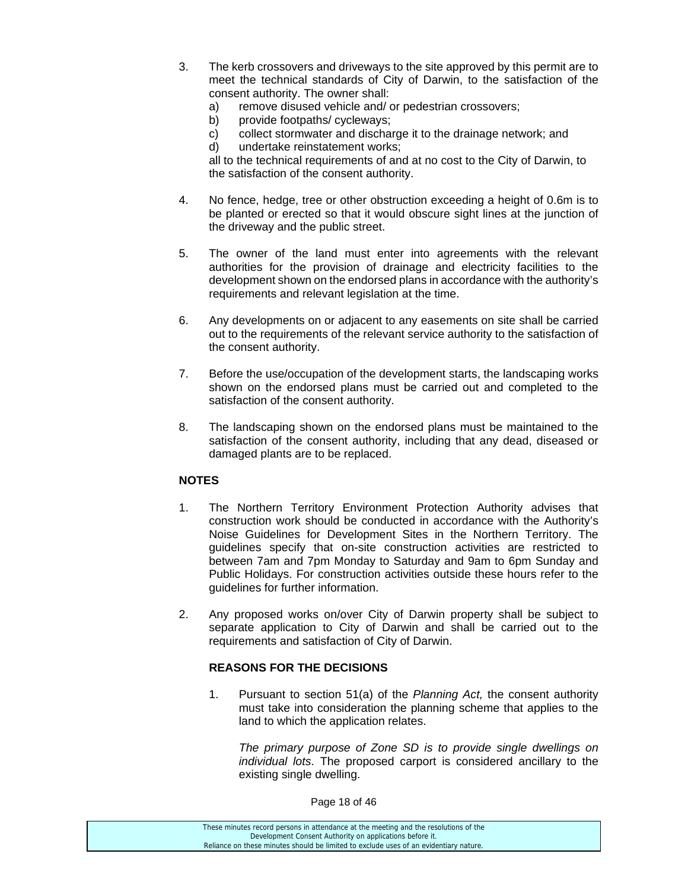3. The kerb crossovers and driveways to the site approved by this permit are to meet the technical standards of City of Darwin, to the satisfaction of the consent authority. The owner shall:
   a) remove disused vehicle and/ or pedestrian crossovers;
   b) provide footpaths/ cycleways;
   c) collect stormwater and discharge it to the drainage network; and
   d) undertake reinstatement works;

   all to the technical requirements of and at no cost to the City of Darwin, to the satisfaction of the consent authority.

4. No fence, hedge, tree or other obstruction exceeding a height of 0.6m is to be planted or erected so that it would obscure sight lines at the junction of the driveway and the public street.

5. The owner of the land must enter into agreements with the relevant authorities for the provision of drainage and electricity facilities to the development shown on the endorsed plans in accordance with the authority's requirements and relevant legislation at the time.

6. Any developments on or adjacent to any easements on site shall be carried out to the requirements of the relevant service authority to the satisfaction of the consent authority.

7. Before the use/occupation of the development starts, the landscaping works shown on the endorsed plans must be carried out and completed to the satisfaction of the consent authority.

8. The landscaping shown on the endorsed plans must be maintained to the satisfaction of the consent authority, including that any dead, diseased or damaged plants are to be replaced.

**NOTES**

1. The Northern Territory Environment Protection Authority advises that construction work should be conducted in accordance with the Authority's Noise Guidelines for Development Sites in the Northern Territory. The guidelines specify that on-site construction activities are restricted to between 7am and 7pm Monday to Saturday and 9am to 6pm Sunday and Public Holidays. For construction activities outside these hours refer to the guidelines for further information.

2. Any proposed works on/over City of Darwin property shall be subject to separate application to City of Darwin and shall be carried out to the requirements and satisfaction of City of Darwin.

**REASONS FOR THE DECISIONS**

1. Pursuant to section 51(a) of the *Planning Act,* the consent authority must take into consideration the planning scheme that applies to the land to which the application relates.

   *The primary purpose of Zone SD is to provide single dwellings on individual lots*. The proposed carport is considered ancillary to the existing single dwelling.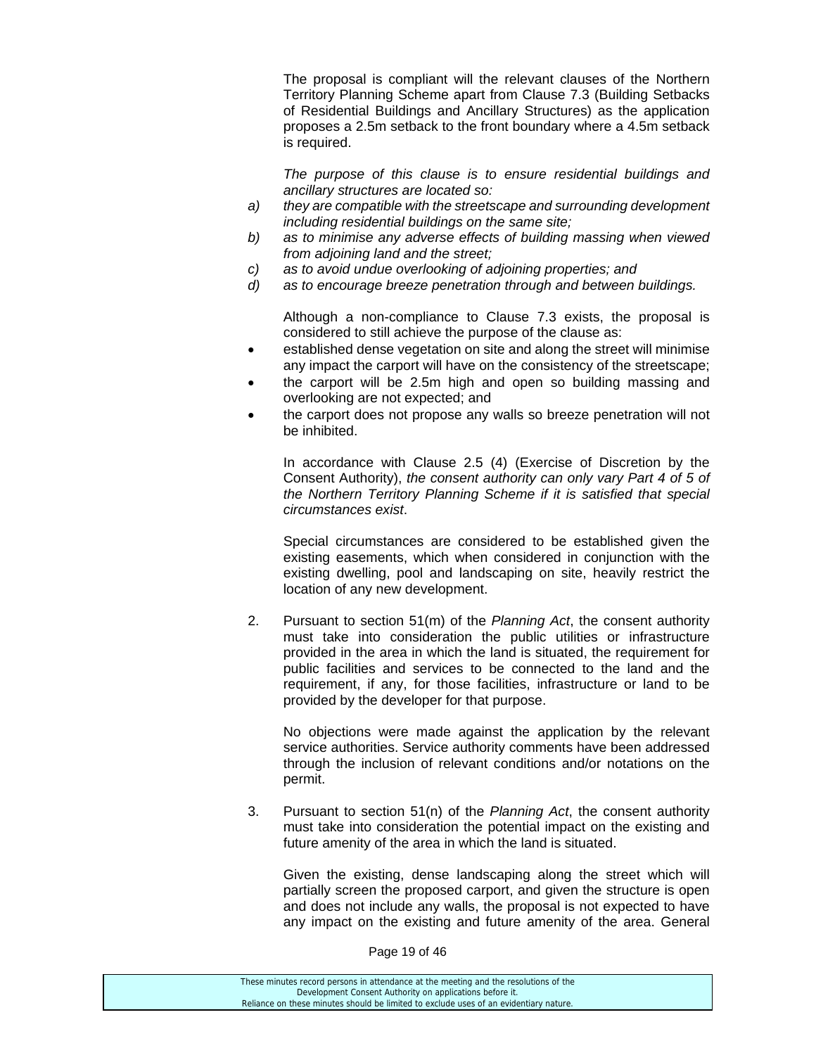The proposal is compliant will the relevant clauses of the Northern Territory Planning Scheme apart from Clause 7.3 (Building Setbacks of Residential Buildings and Ancillary Structures) as the application proposes a 2.5m setback to the front boundary where a 4.5m setback is required.

*The purpose of this clause is to ensure residential buildings and ancillary structures are located so:*

*a) they are compatible with the streetscape and surrounding development including residential buildings on the same site;*
*b) as to minimise any adverse effects of building massing when viewed from adjoining land and the street;*
*c) as to avoid undue overlooking of adjoining properties; and*
*d) as to encourage breeze penetration through and between buildings.*

Although a non-compliance to Clause 7.3 exists, the proposal is considered to still achieve the purpose of the clause as:

- established dense vegetation on site and along the street will minimise any impact the carport will have on the consistency of the streetscape;
- the carport will be 2.5m high and open so building massing and overlooking are not expected; and
- the carport does not propose any walls so breeze penetration will not be inhibited.

In accordance with Clause 2.5 (4) (Exercise of Discretion by the Consent Authority), *the consent authority can only vary Part 4 of 5 of the Northern Territory Planning Scheme if it is satisfied that special circumstances exist*.

Special circumstances are considered to be established given the existing easements, which when considered in conjunction with the existing dwelling, pool and landscaping on site, heavily restrict the location of any new development.

2. Pursuant to section 51(m) of the *Planning Act*, the consent authority must take into consideration the public utilities or infrastructure provided in the area in which the land is situated, the requirement for public facilities and services to be connected to the land and the requirement, if any, for those facilities, infrastructure or land to be provided by the developer for that purpose.

   No objections were made against the application by the relevant service authorities. Service authority comments have been addressed through the inclusion of relevant conditions and/or notations on the permit.

3. Pursuant to section 51(n) of the *Planning Act*, the consent authority must take into consideration the potential impact on the existing and future amenity of the area in which the land is situated.

   Given the existing, dense landscaping along the street which will partially screen the proposed carport, and given the structure is open and does not include any walls, the proposal is not expected to have any impact on the existing and future amenity of the area. General

These minutes record persons in attendance at the meeting and the resolutions of the Development Consent Authority on applications before it. Reliance on these minutes should be limited to exclude uses of an evidentiary nature.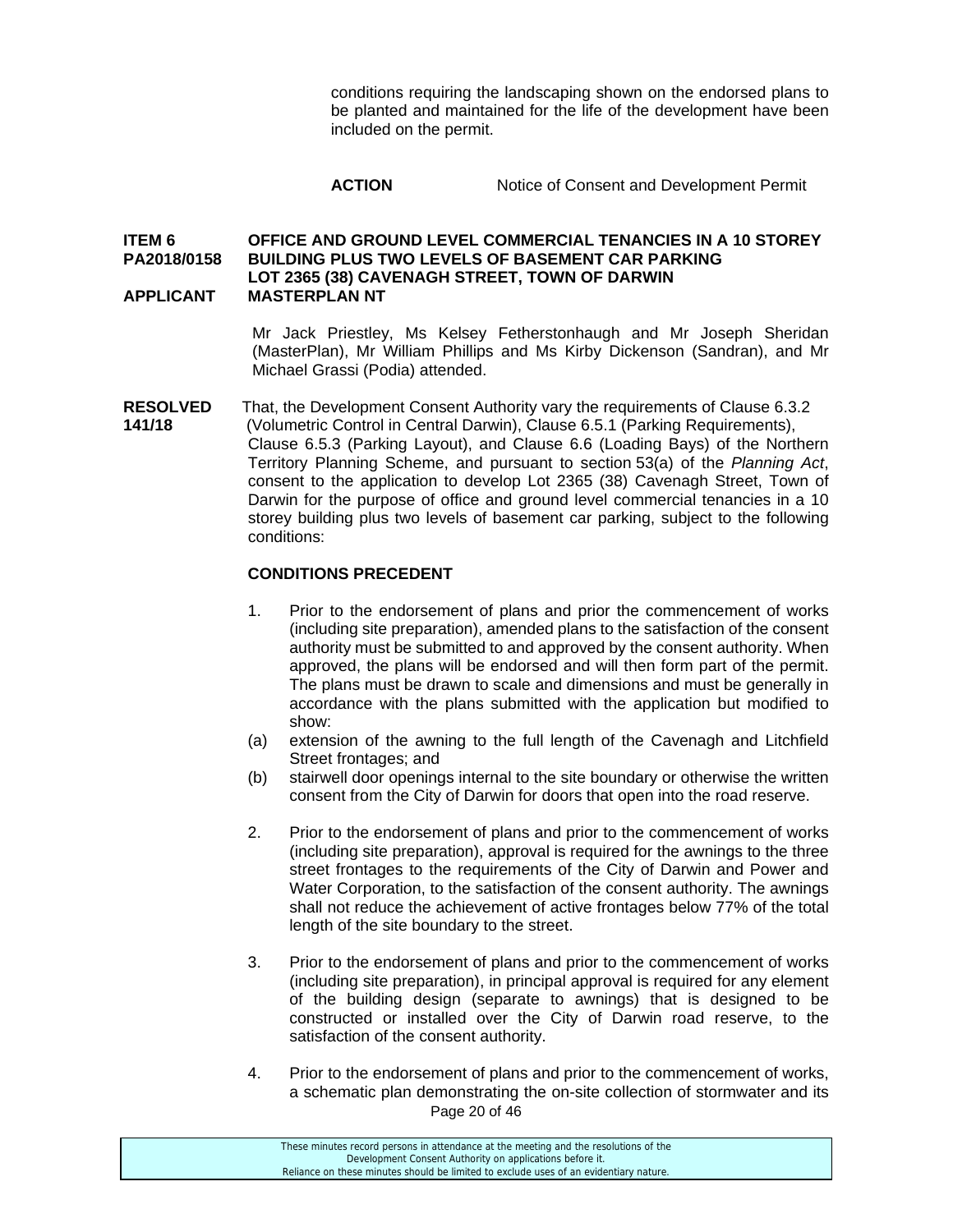conditions requiring the landscaping shown on the endorsed plans to be planted and maintained for the life of the development have been included on the permit.

**ACTION** Notice of Consent and Development Permit

**ITEM 6 OFFICE AND GROUND LEVEL COMMERCIAL TENANCIES IN A 10 STOREY**
**PA2018/0158 BUILDING PLUS TWO LEVELS OF BASEMENT CAR PARKING**
**LOT 2365 (38) CAVENAGH STREET, TOWN OF DARWIN**
**APPLICANT MASTERPLAN NT**

Mr Jack Priestley, Ms Kelsey Fetherstonhaugh and Mr Joseph Sheridan (MasterPlan), Mr William Phillips and Ms Kirby Dickenson (Sandran), and Mr Michael Grassi (Podia) attended.

**RESOLVED 141/18** That, the Development Consent Authority vary the requirements of Clause 6.3.2 (Volumetric Control in Central Darwin), Clause 6.5.1 (Parking Requirements), Clause 6.5.3 (Parking Layout), and Clause 6.6 (Loading Bays) of the Northern Territory Planning Scheme, and pursuant to section 53(a) of the *Planning Act*, consent to the application to develop Lot 2365 (38) Cavenagh Street, Town of Darwin for the purpose of office and ground level commercial tenancies in a 10 storey building plus two levels of basement car parking, subject to the following conditions:

**CONDITIONS PRECEDENT**

1. Prior to the endorsement of plans and prior the commencement of works (including site preparation), amended plans to the satisfaction of the consent authority must be submitted to and approved by the consent authority. When approved, the plans will be endorsed and will then form part of the permit. The plans must be drawn to scale and dimensions and must be generally in accordance with the plans submitted with the application but modified to show:

   (a) extension of the awning to the full length of the Cavenagh and Litchfield Street frontages; and

   (b) stairwell door openings internal to the site boundary or otherwise the written consent from the City of Darwin for doors that open into the road reserve.

2. Prior to the endorsement of plans and prior to the commencement of works (including site preparation), approval is required for the awnings to the three street frontages to the requirements of the City of Darwin and Power and Water Corporation, to the satisfaction of the consent authority. The awnings shall not reduce the achievement of active frontages below 77% of the total length of the site boundary to the street.

3. Prior to the endorsement of plans and prior to the commencement of works (including site preparation), in principal approval is required for any element of the building design (separate to awnings) that is designed to be constructed or installed over the City of Darwin road reserve, to the satisfaction of the consent authority.

4. Prior to the endorsement of plans and prior to the commencement of works, a schematic plan demonstrating the on-site collection of stormwater and its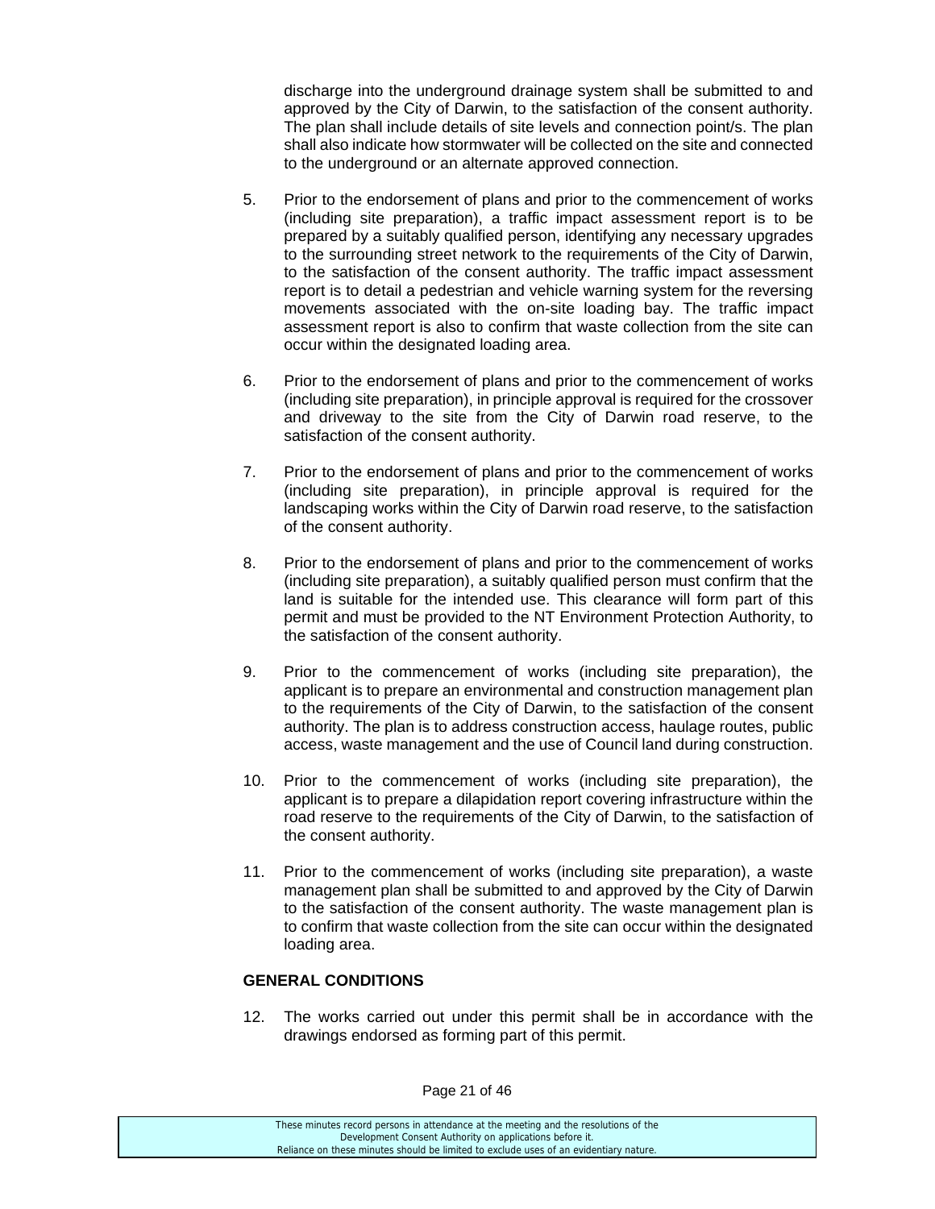discharge into the underground drainage system shall be submitted to and approved by the City of Darwin, to the satisfaction of the consent authority. The plan shall include details of site levels and connection point/s. The plan shall also indicate how stormwater will be collected on the site and connected to the underground or an alternate approved connection.

5. Prior to the endorsement of plans and prior to the commencement of works (including site preparation), a traffic impact assessment report is to be prepared by a suitably qualified person, identifying any necessary upgrades to the surrounding street network to the requirements of the City of Darwin, to the satisfaction of the consent authority. The traffic impact assessment report is to detail a pedestrian and vehicle warning system for the reversing movements associated with the on-site loading bay. The traffic impact assessment report is also to confirm that waste collection from the site can occur within the designated loading area.

6. Prior to the endorsement of plans and prior to the commencement of works (including site preparation), in principle approval is required for the crossover and driveway to the site from the City of Darwin road reserve, to the satisfaction of the consent authority.

7. Prior to the endorsement of plans and prior to the commencement of works (including site preparation), in principle approval is required for the landscaping works within the City of Darwin road reserve, to the satisfaction of the consent authority.

8. Prior to the endorsement of plans and prior to the commencement of works (including site preparation), a suitably qualified person must confirm that the land is suitable for the intended use. This clearance will form part of this permit and must be provided to the NT Environment Protection Authority, to the satisfaction of the consent authority.

9. Prior to the commencement of works (including site preparation), the applicant is to prepare an environmental and construction management plan to the requirements of the City of Darwin, to the satisfaction of the consent authority. The plan is to address construction access, haulage routes, public access, waste management and the use of Council land during construction.

10. Prior to the commencement of works (including site preparation), the applicant is to prepare a dilapidation report covering infrastructure within the road reserve to the requirements of the City of Darwin, to the satisfaction of the consent authority.

11. Prior to the commencement of works (including site preparation), a waste management plan shall be submitted to and approved by the City of Darwin to the satisfaction of the consent authority. The waste management plan is to confirm that waste collection from the site can occur within the designated loading area.

**GENERAL CONDITIONS**

12. The works carried out under this permit shall be in accordance with the drawings endorsed as forming part of this permit.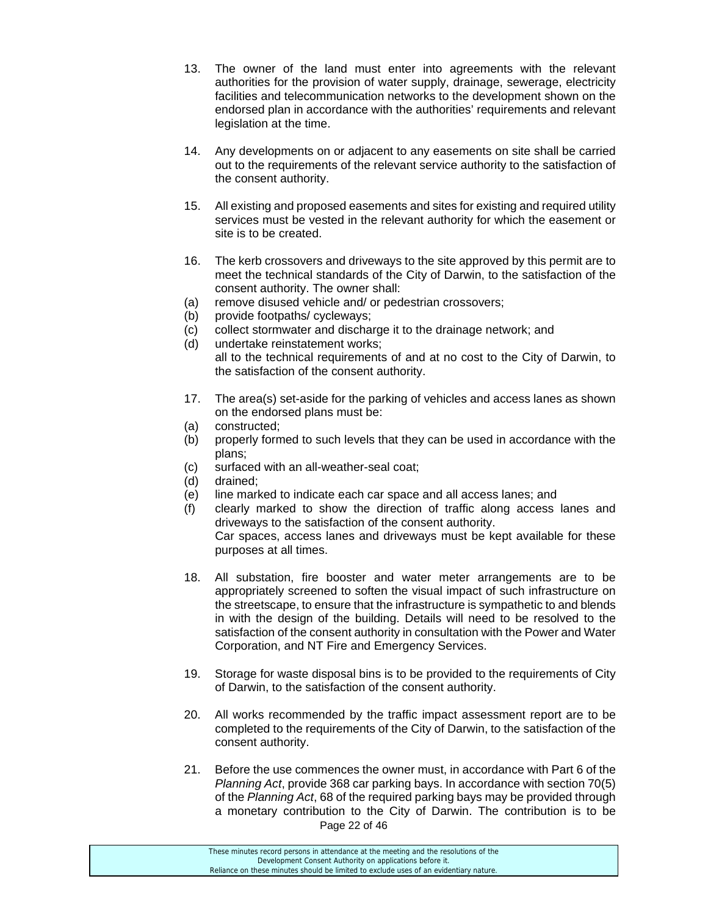13. The owner of the land must enter into agreements with the relevant authorities for the provision of water supply, drainage, sewerage, electricity facilities and telecommunication networks to the development shown on the endorsed plan in accordance with the authorities' requirements and relevant legislation at the time.

14. Any developments on or adjacent to any easements on site shall be carried out to the requirements of the relevant service authority to the satisfaction of the consent authority.

15. All existing and proposed easements and sites for existing and required utility services must be vested in the relevant authority for which the easement or site is to be created.

16. The kerb crossovers and driveways to the site approved by this permit are to meet the technical standards of the City of Darwin, to the satisfaction of the consent authority. The owner shall:
    (a) remove disused vehicle and/ or pedestrian crossovers;
    (b) provide footpaths/ cycleways;
    (c) collect stormwater and discharge it to the drainage network; and
    (d) undertake reinstatement works;
    all to the technical requirements of and at no cost to the City of Darwin, to the satisfaction of the consent authority.

17. The area(s) set-aside for the parking of vehicles and access lanes as shown on the endorsed plans must be:
    (a) constructed;
    (b) properly formed to such levels that they can be used in accordance with the plans;
    (c) surfaced with an all-weather-seal coat;
    (d) drained;
    (e) line marked to indicate each car space and all access lanes; and
    (f) clearly marked to show the direction of traffic along access lanes and driveways to the satisfaction of the consent authority.
    Car spaces, access lanes and driveways must be kept available for these purposes at all times.

18. All substation, fire booster and water meter arrangements are to be appropriately screened to soften the visual impact of such infrastructure on the streetscape, to ensure that the infrastructure is sympathetic to and blends in with the design of the building. Details will need to be resolved to the satisfaction of the consent authority in consultation with the Power and Water Corporation, and NT Fire and Emergency Services.

19. Storage for waste disposal bins is to be provided to the requirements of City of Darwin, to the satisfaction of the consent authority.

20. All works recommended by the traffic impact assessment report are to be completed to the requirements of the City of Darwin, to the satisfaction of the consent authority.

21. Before the use commences the owner must, in accordance with Part 6 of the *Planning Act*, provide 368 car parking bays. In accordance with section 70(5) of the *Planning Act*, 68 of the required parking bays may be provided through a monetary contribution to the City of Darwin. The contribution is to be

These minutes record persons in attendance at the meeting and the resolutions of the Development Consent Authority on applications before it.
Reliance on these minutes should be limited to exclude uses of an evidentiary nature.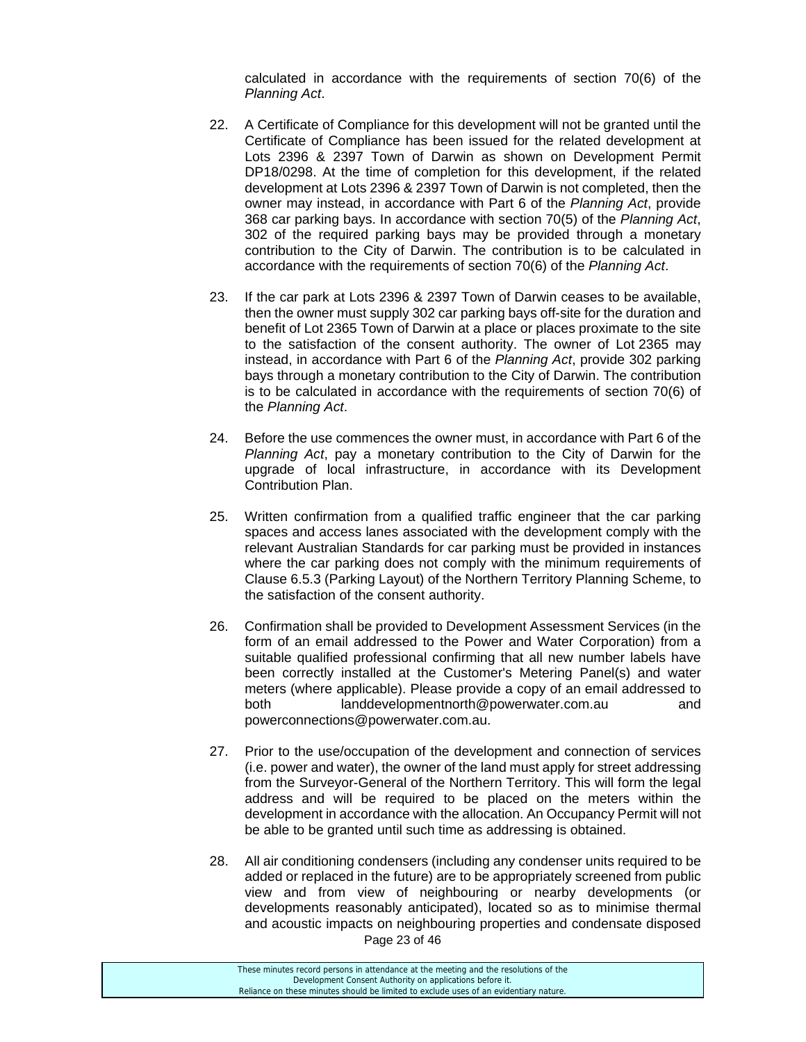calculated in accordance with the requirements of section 70(6) of the *Planning Act*.

22. A Certificate of Compliance for this development will not be granted until the Certificate of Compliance has been issued for the related development at Lots 2396 & 2397 Town of Darwin as shown on Development Permit DP18/0298. At the time of completion for this development, if the related development at Lots 2396 & 2397 Town of Darwin is not completed, then the owner may instead, in accordance with Part 6 of the *Planning Act*, provide 368 car parking bays. In accordance with section 70(5) of the *Planning Act*, 302 of the required parking bays may be provided through a monetary contribution to the City of Darwin. The contribution is to be calculated in accordance with the requirements of section 70(6) of the *Planning Act*.

23. If the car park at Lots 2396 & 2397 Town of Darwin ceases to be available, then the owner must supply 302 car parking bays off-site for the duration and benefit of Lot 2365 Town of Darwin at a place or places proximate to the site to the satisfaction of the consent authority. The owner of Lot 2365 may instead, in accordance with Part 6 of the *Planning Act*, provide 302 parking bays through a monetary contribution to the City of Darwin. The contribution is to be calculated in accordance with the requirements of section 70(6) of the *Planning Act*.

24. Before the use commences the owner must, in accordance with Part 6 of the *Planning Act*, pay a monetary contribution to the City of Darwin for the upgrade of local infrastructure, in accordance with its Development Contribution Plan.

25. Written confirmation from a qualified traffic engineer that the car parking spaces and access lanes associated with the development comply with the relevant Australian Standards for car parking must be provided in instances where the car parking does not comply with the minimum requirements of Clause 6.5.3 (Parking Layout) of the Northern Territory Planning Scheme, to the satisfaction of the consent authority.

26. Confirmation shall be provided to Development Assessment Services (in the form of an email addressed to the Power and Water Corporation) from a suitable qualified professional confirming that all new number labels have been correctly installed at the Customer's Metering Panel(s) and water meters (where applicable). Please provide a copy of an email addressed to both landdevelopmentnorth@powerwater.com.au and powerconnections@powerwater.com.au.

27. Prior to the use/occupation of the development and connection of services (i.e. power and water), the owner of the land must apply for street addressing from the Surveyor-General of the Northern Territory. This will form the legal address and will be required to be placed on the meters within the development in accordance with the allocation. An Occupancy Permit will not be able to be granted until such time as addressing is obtained.

28. All air conditioning condensers (including any condenser units required to be added or replaced in the future) are to be appropriately screened from public view and from view of neighbouring or nearby developments (or developments reasonably anticipated), located so as to minimise thermal and acoustic impacts on neighbouring properties and condensate disposed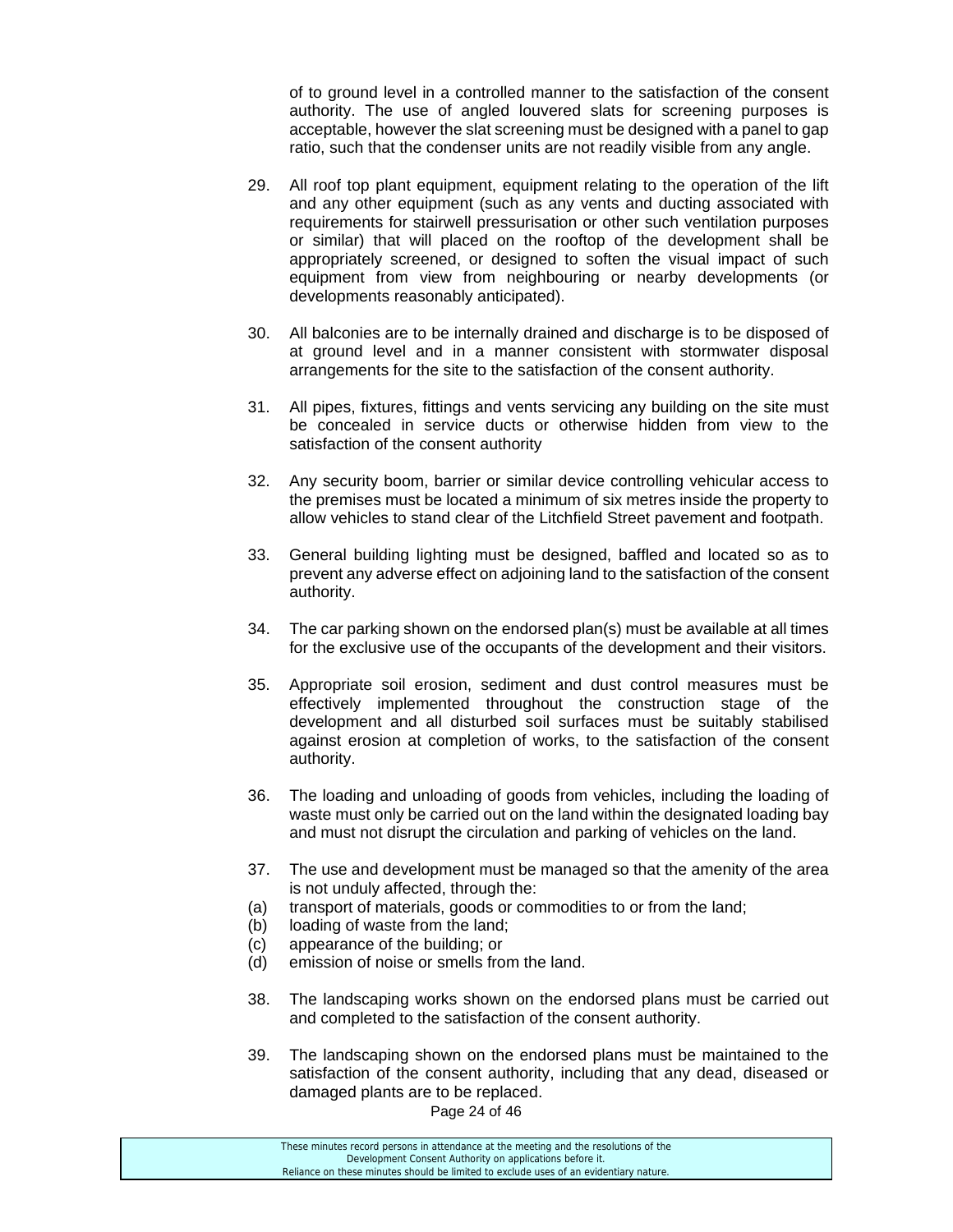of to ground level in a controlled manner to the satisfaction of the consent authority. The use of angled louvered slats for screening purposes is acceptable, however the slat screening must be designed with a panel to gap ratio, such that the condenser units are not readily visible from any angle.

29. All roof top plant equipment, equipment relating to the operation of the lift and any other equipment (such as any vents and ducting associated with requirements for stairwell pressurisation or other such ventilation purposes or similar) that will placed on the rooftop of the development shall be appropriately screened, or designed to soften the visual impact of such equipment from view from neighbouring or nearby developments (or developments reasonably anticipated).

30. All balconies are to be internally drained and discharge is to be disposed of at ground level and in a manner consistent with stormwater disposal arrangements for the site to the satisfaction of the consent authority.

31. All pipes, fixtures, fittings and vents servicing any building on the site must be concealed in service ducts or otherwise hidden from view to the satisfaction of the consent authority

32. Any security boom, barrier or similar device controlling vehicular access to the premises must be located a minimum of six metres inside the property to allow vehicles to stand clear of the Litchfield Street pavement and footpath.

33. General building lighting must be designed, baffled and located so as to prevent any adverse effect on adjoining land to the satisfaction of the consent authority.

34. The car parking shown on the endorsed plan(s) must be available at all times for the exclusive use of the occupants of the development and their visitors.

35. Appropriate soil erosion, sediment and dust control measures must be effectively implemented throughout the construction stage of the development and all disturbed soil surfaces must be suitably stabilised against erosion at completion of works, to the satisfaction of the consent authority.

36. The loading and unloading of goods from vehicles, including the loading of waste must only be carried out on the land within the designated loading bay and must not disrupt the circulation and parking of vehicles on the land.

37. The use and development must be managed so that the amenity of the area is not unduly affected, through the:
(a) transport of materials, goods or commodities to or from the land;
(b) loading of waste from the land;
(c) appearance of the building; or
(d) emission of noise or smells from the land.

38. The landscaping works shown on the endorsed plans must be carried out and completed to the satisfaction of the consent authority.

39. The landscaping shown on the endorsed plans must be maintained to the satisfaction of the consent authority, including that any dead, diseased or damaged plants are to be replaced.

These minutes record persons in attendance at the meeting and the resolutions of the Development Consent Authority on applications before it.
Reliance on these minutes should be limited to exclude uses of an evidentiary nature.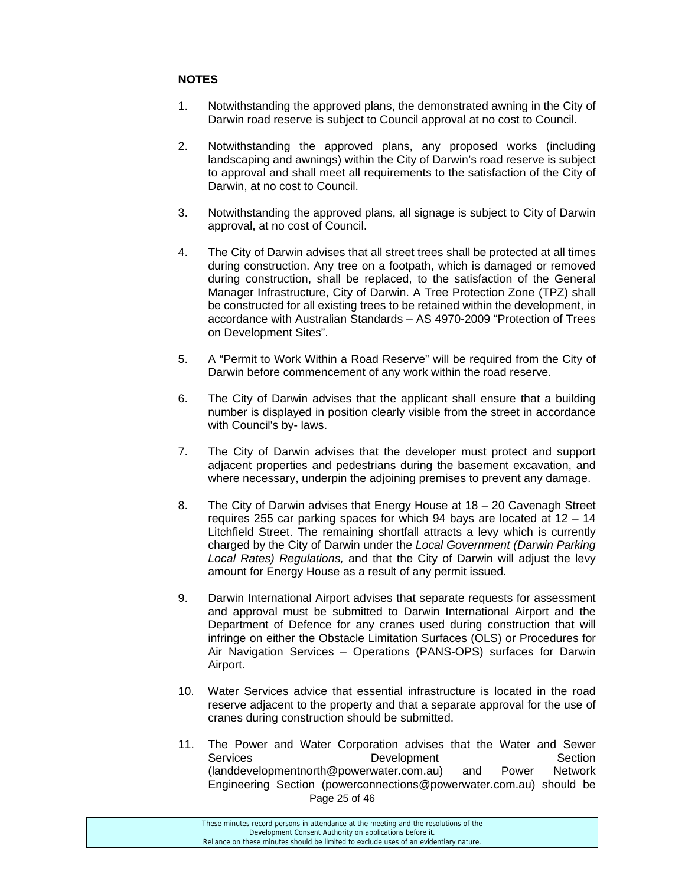**NOTES**

1. Notwithstanding the approved plans, the demonstrated awning in the City of Darwin road reserve is subject to Council approval at no cost to Council.

2. Notwithstanding the approved plans, any proposed works (including landscaping and awnings) within the City of Darwin's road reserve is subject to approval and shall meet all requirements to the satisfaction of the City of Darwin, at no cost to Council.

3. Notwithstanding the approved plans, all signage is subject to City of Darwin approval, at no cost of Council.

4. The City of Darwin advises that all street trees shall be protected at all times during construction. Any tree on a footpath, which is damaged or removed during construction, shall be replaced, to the satisfaction of the General Manager Infrastructure, City of Darwin. A Tree Protection Zone (TPZ) shall be constructed for all existing trees to be retained within the development, in accordance with Australian Standards – AS 4970-2009 "Protection of Trees on Development Sites".

5. A "Permit to Work Within a Road Reserve" will be required from the City of Darwin before commencement of any work within the road reserve.

6. The City of Darwin advises that the applicant shall ensure that a building number is displayed in position clearly visible from the street in accordance with Council's by- laws.

7. The City of Darwin advises that the developer must protect and support adjacent properties and pedestrians during the basement excavation, and where necessary, underpin the adjoining premises to prevent any damage.

8. The City of Darwin advises that Energy House at 18 – 20 Cavenagh Street requires 255 car parking spaces for which 94 bays are located at 12 – 14 Litchfield Street. The remaining shortfall attracts a levy which is currently charged by the City of Darwin under the *Local Government (Darwin Parking Local Rates) Regulations,* and that the City of Darwin will adjust the levy amount for Energy House as a result of any permit issued.

9. Darwin International Airport advises that separate requests for assessment and approval must be submitted to Darwin International Airport and the Department of Defence for any cranes used during construction that will infringe on either the Obstacle Limitation Surfaces (OLS) or Procedures for Air Navigation Services – Operations (PANS-OPS) surfaces for Darwin Airport.

10. Water Services advice that essential infrastructure is located in the road reserve adjacent to the property and that a separate approval for the use of cranes during construction should be submitted.

11. The Power and Water Corporation advises that the Water and Sewer Services Development Section (landdevelopmentnorth@powerwater.com.au) and Power Network Engineering Section (powerconnections@powerwater.com.au) should be

These minutes record persons in attendance at the meeting and the resolutions of the Development Consent Authority on applications before it. Reliance on these minutes should be limited to exclude uses of an evidentiary nature.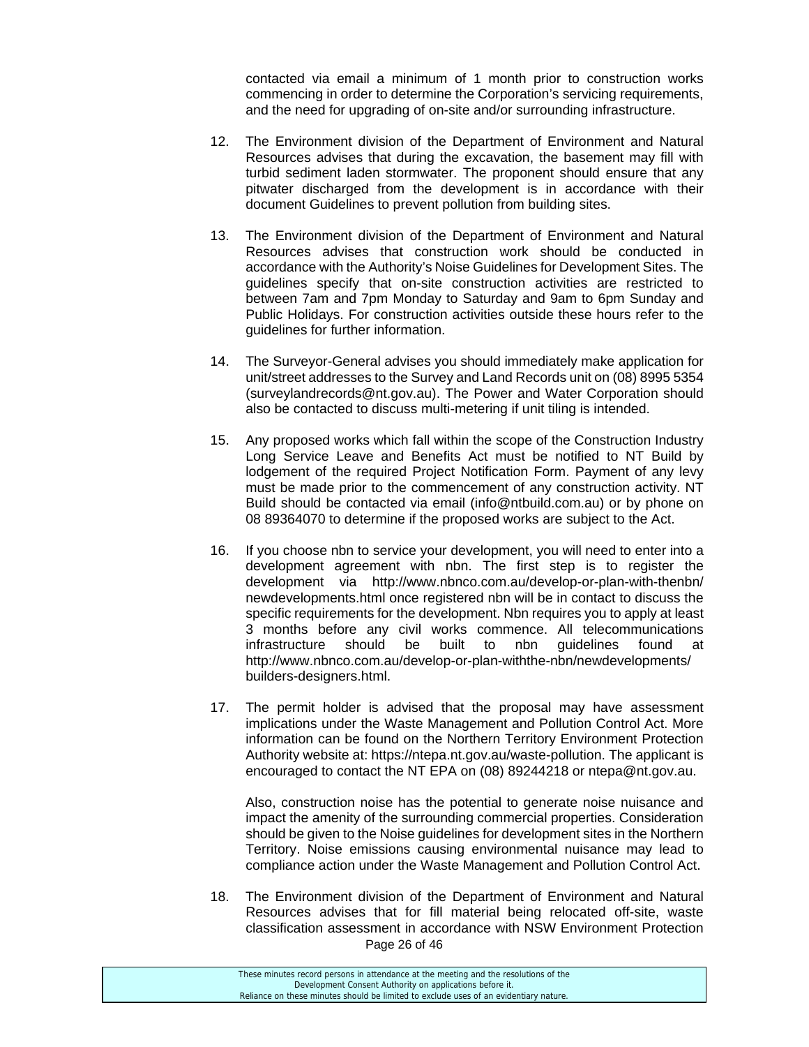contacted via email a minimum of 1 month prior to construction works commencing in order to determine the Corporation's servicing requirements, and the need for upgrading of on-site and/or surrounding infrastructure.

12. The Environment division of the Department of Environment and Natural Resources advises that during the excavation, the basement may fill with turbid sediment laden stormwater. The proponent should ensure that any pitwater discharged from the development is in accordance with their document Guidelines to prevent pollution from building sites.

13. The Environment division of the Department of Environment and Natural Resources advises that construction work should be conducted in accordance with the Authority's Noise Guidelines for Development Sites. The guidelines specify that on-site construction activities are restricted to between 7am and 7pm Monday to Saturday and 9am to 6pm Sunday and Public Holidays. For construction activities outside these hours refer to the guidelines for further information.

14. The Surveyor-General advises you should immediately make application for unit/street addresses to the Survey and Land Records unit on (08) 8995 5354 (surveylandrecords@nt.gov.au). The Power and Water Corporation should also be contacted to discuss multi-metering if unit tiling is intended.

15. Any proposed works which fall within the scope of the Construction Industry Long Service Leave and Benefits Act must be notified to NT Build by lodgement of the required Project Notification Form. Payment of any levy must be made prior to the commencement of any construction activity. NT Build should be contacted via email (info@ntbuild.com.au) or by phone on 08 89364070 to determine if the proposed works are subject to the Act.

16. If you choose nbn to service your development, you will need to enter into a development agreement with nbn. The first step is to register the development via http://www.nbnco.com.au/develop-or-plan-with-thenbn/ newdevelopments.html once registered nbn will be in contact to discuss the specific requirements for the development. Nbn requires you to apply at least 3 months before any civil works commence. All telecommunications infrastructure should be built to nbn guidelines found at http://www.nbnco.com.au/develop-or-plan-withthe-nbn/newdevelopments/ builders-designers.html.

17. The permit holder is advised that the proposal may have assessment implications under the Waste Management and Pollution Control Act. More information can be found on the Northern Territory Environment Protection Authority website at: https://ntepa.nt.gov.au/waste-pollution. The applicant is encouraged to contact the NT EPA on (08) 89244218 or ntepa@nt.gov.au.

    Also, construction noise has the potential to generate noise nuisance and impact the amenity of the surrounding commercial properties. Consideration should be given to the Noise guidelines for development sites in the Northern Territory. Noise emissions causing environmental nuisance may lead to compliance action under the Waste Management and Pollution Control Act.

18. The Environment division of the Department of Environment and Natural Resources advises that for fill material being relocated off-site, waste classification assessment in accordance with NSW Environment Protection

These minutes record persons in attendance at the meeting and the resolutions of the Development Consent Authority on applications before it. Reliance on these minutes should be limited to exclude uses of an evidentiary nature.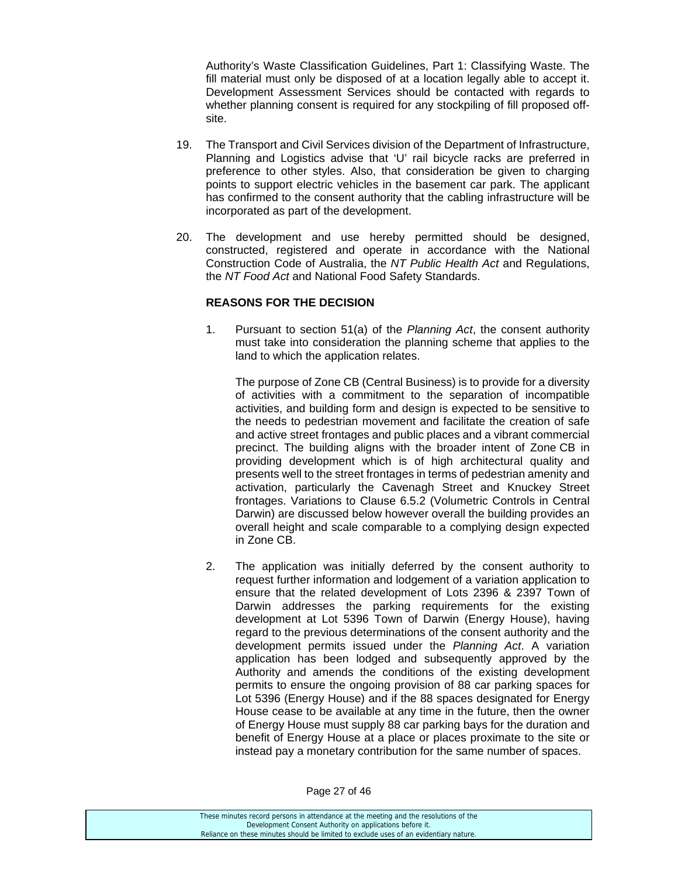Authority's Waste Classification Guidelines, Part 1: Classifying Waste. The fill material must only be disposed of at a location legally able to accept it. Development Assessment Services should be contacted with regards to whether planning consent is required for any stockpiling of fill proposed off-site.

19. The Transport and Civil Services division of the Department of Infrastructure, Planning and Logistics advise that 'U' rail bicycle racks are preferred in preference to other styles. Also, that consideration be given to charging points to support electric vehicles in the basement car park. The applicant has confirmed to the consent authority that the cabling infrastructure will be incorporated as part of the development.

20. The development and use hereby permitted should be designed, constructed, registered and operate in accordance with the National Construction Code of Australia, the *NT Public Health Act* and Regulations, the *NT Food Act* and National Food Safety Standards.

**REASONS FOR THE DECISION**

1. Pursuant to section 51(a) of the *Planning Act*, the consent authority must take into consideration the planning scheme that applies to the land to which the application relates.

   The purpose of Zone CB (Central Business) is to provide for a diversity of activities with a commitment to the separation of incompatible activities, and building form and design is expected to be sensitive to the needs to pedestrian movement and facilitate the creation of safe and active street frontages and public places and a vibrant commercial precinct. The building aligns with the broader intent of Zone CB in providing development which is of high architectural quality and presents well to the street frontages in terms of pedestrian amenity and activation, particularly the Cavenagh Street and Knuckey Street frontages. Variations to Clause 6.5.2 (Volumetric Controls in Central Darwin) are discussed below however overall the building provides an overall height and scale comparable to a complying design expected in Zone CB.

2. The application was initially deferred by the consent authority to request further information and lodgement of a variation application to ensure that the related development of Lots 2396 & 2397 Town of Darwin addresses the parking requirements for the existing development at Lot 5396 Town of Darwin (Energy House), having regard to the previous determinations of the consent authority and the development permits issued under the *Planning Act*. A variation application has been lodged and subsequently approved by the Authority and amends the conditions of the existing development permits to ensure the ongoing provision of 88 car parking spaces for Lot 5396 (Energy House) and if the 88 spaces designated for Energy House cease to be available at any time in the future, then the owner of Energy House must supply 88 car parking bays for the duration and benefit of Energy House at a place or places proximate to the site or instead pay a monetary contribution for the same number of spaces.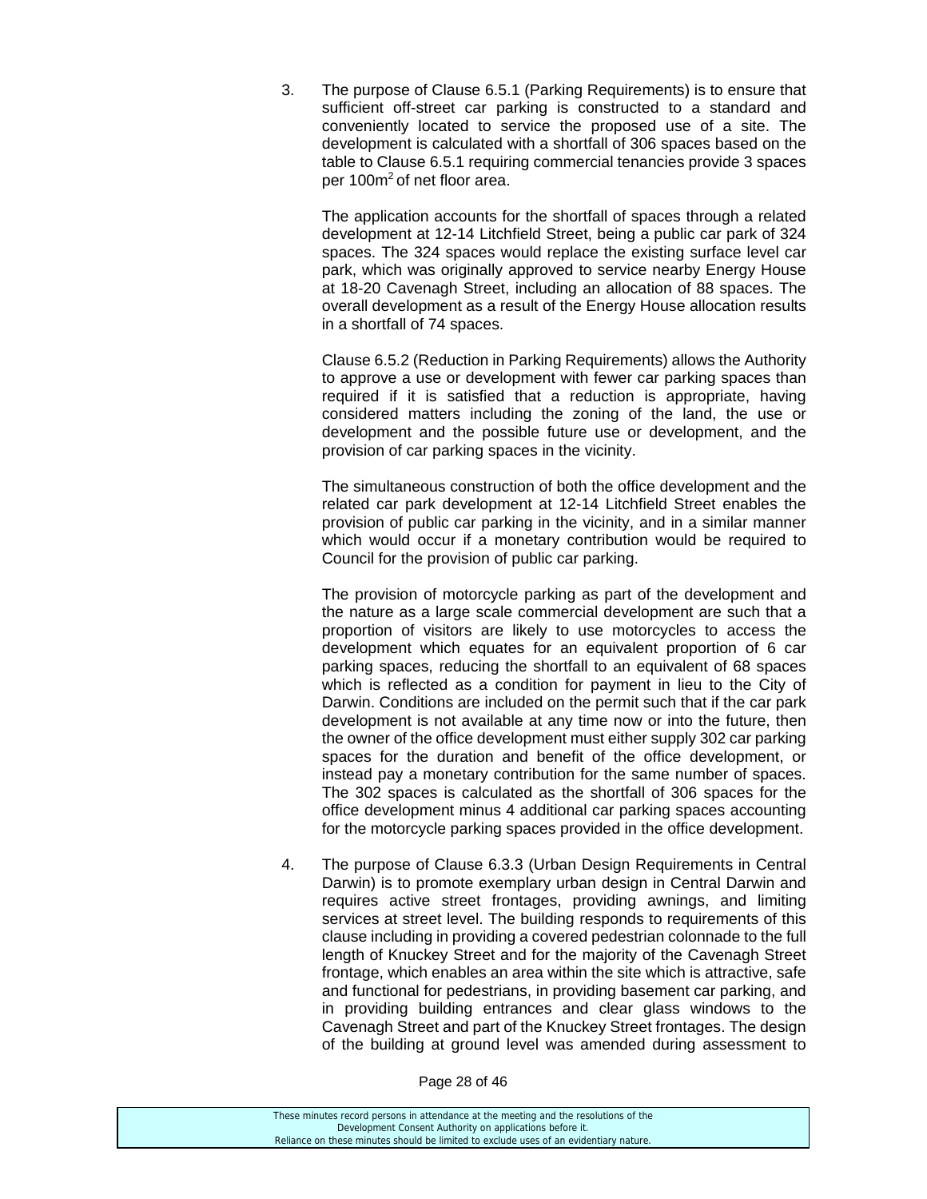3. The purpose of Clause 6.5.1 (Parking Requirements) is to ensure that sufficient off-street car parking is constructed to a standard and conveniently located to service the proposed use of a site. The development is calculated with a shortfall of 306 spaces based on the table to Clause 6.5.1 requiring commercial tenancies provide 3 spaces per 100m$^2$ of net floor area.

   The application accounts for the shortfall of spaces through a related development at 12-14 Litchfield Street, being a public car park of 324 spaces. The 324 spaces would replace the existing surface level car park, which was originally approved to service nearby Energy House at 18-20 Cavenagh Street, including an allocation of 88 spaces. The overall development as a result of the Energy House allocation results in a shortfall of 74 spaces.

   Clause 6.5.2 (Reduction in Parking Requirements) allows the Authority to approve a use or development with fewer car parking spaces than required if it is satisfied that a reduction is appropriate, having considered matters including the zoning of the land, the use or development and the possible future use or development, and the provision of car parking spaces in the vicinity.

   The simultaneous construction of both the office development and the related car park development at 12-14 Litchfield Street enables the provision of public car parking in the vicinity, and in a similar manner which would occur if a monetary contribution would be required to Council for the provision of public car parking.

   The provision of motorcycle parking as part of the development and the nature as a large scale commercial development are such that a proportion of visitors are likely to use motorcycles to access the development which equates for an equivalent proportion of 6 car parking spaces, reducing the shortfall to an equivalent of 68 spaces which is reflected as a condition for payment in lieu to the City of Darwin. Conditions are included on the permit such that if the car park development is not available at any time now or into the future, then the owner of the office development must either supply 302 car parking spaces for the duration and benefit of the office development, or instead pay a monetary contribution for the same number of spaces. The 302 spaces is calculated as the shortfall of 306 spaces for the office development minus 4 additional car parking spaces accounting for the motorcycle parking spaces provided in the office development.

4. The purpose of Clause 6.3.3 (Urban Design Requirements in Central Darwin) is to promote exemplary urban design in Central Darwin and requires active street frontages, providing awnings, and limiting services at street level. The building responds to requirements of this clause including in providing a covered pedestrian colonnade to the full length of Knuckey Street and for the majority of the Cavenagh Street frontage, which enables an area within the site which is attractive, safe and functional for pedestrians, in providing basement car parking, and in providing building entrances and clear glass windows to the Cavenagh Street and part of the Knuckey Street frontages. The design of the building at ground level was amended during assessment to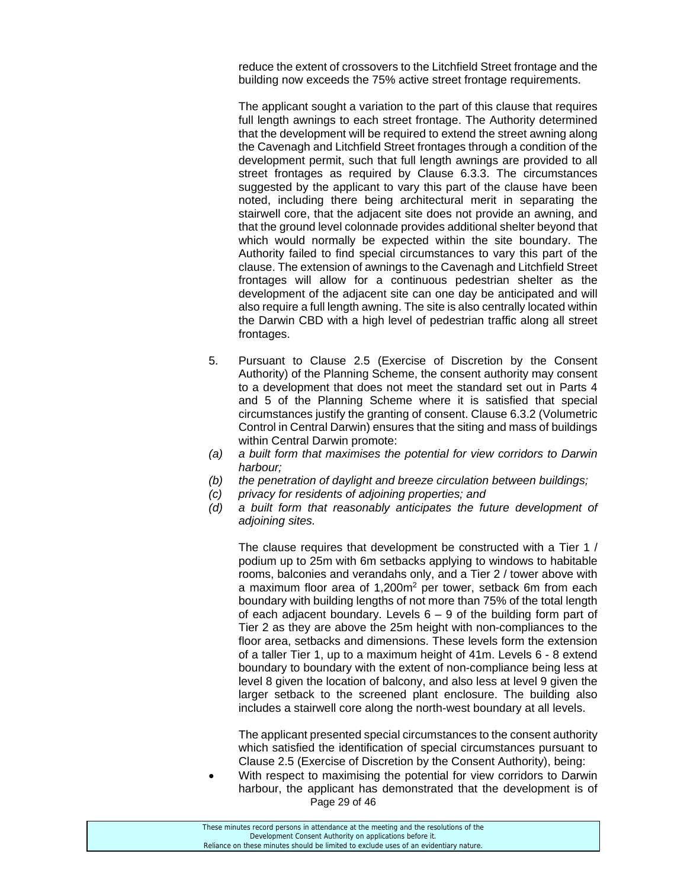reduce the extent of crossovers to the Litchfield Street frontage and the building now exceeds the 75% active street frontage requirements.

The applicant sought a variation to the part of this clause that requires full length awnings to each street frontage. The Authority determined that the development will be required to extend the street awning along the Cavenagh and Litchfield Street frontages through a condition of the development permit, such that full length awnings are provided to all street frontages as required by Clause 6.3.3. The circumstances suggested by the applicant to vary this part of the clause have been noted, including there being architectural merit in separating the stairwell core, that the adjacent site does not provide an awning, and that the ground level colonnade provides additional shelter beyond that which would normally be expected within the site boundary. The Authority failed to find special circumstances to vary this part of the clause. The extension of awnings to the Cavenagh and Litchfield Street frontages will allow for a continuous pedestrian shelter as the development of the adjacent site can one day be anticipated and will also require a full length awning. The site is also centrally located within the Darwin CBD with a high level of pedestrian traffic along all street frontages.

5. Pursuant to Clause 2.5 (Exercise of Discretion by the Consent Authority) of the Planning Scheme, the consent authority may consent to a development that does not meet the standard set out in Parts 4 and 5 of the Planning Scheme where it is satisfied that special circumstances justify the granting of consent. Clause 6.3.2 (Volumetric Control in Central Darwin) ensures that the siting and mass of buildings within Central Darwin promote:

*(a) a built form that maximises the potential for view corridors to Darwin harbour;*

*(b) the penetration of daylight and breeze circulation between buildings;*

*(c) privacy for residents of adjoining properties; and*

*(d) a built form that reasonably anticipates the future development of adjoining sites.*

The clause requires that development be constructed with a Tier 1 / podium up to 25m with 6m setbacks applying to windows to habitable rooms, balconies and verandahs only, and a Tier 2 / tower above with a maximum floor area of 1,200m$^2$ per tower, setback 6m from each boundary with building lengths of not more than 75% of the total length of each adjacent boundary. Levels 6 – 9 of the building form part of Tier 2 as they are above the 25m height with non-compliances to the floor area, setbacks and dimensions. These levels form the extension of a taller Tier 1, up to a maximum height of 41m. Levels 6 - 8 extend boundary to boundary with the extent of non-compliance being less at level 8 given the location of balcony, and also less at level 9 given the larger setback to the screened plant enclosure. The building also includes a stairwell core along the north-west boundary at all levels.

The applicant presented special circumstances to the consent authority which satisfied the identification of special circumstances pursuant to Clause 2.5 (Exercise of Discretion by the Consent Authority), being:

- With respect to maximising the potential for view corridors to Darwin harbour, the applicant has demonstrated that the development is of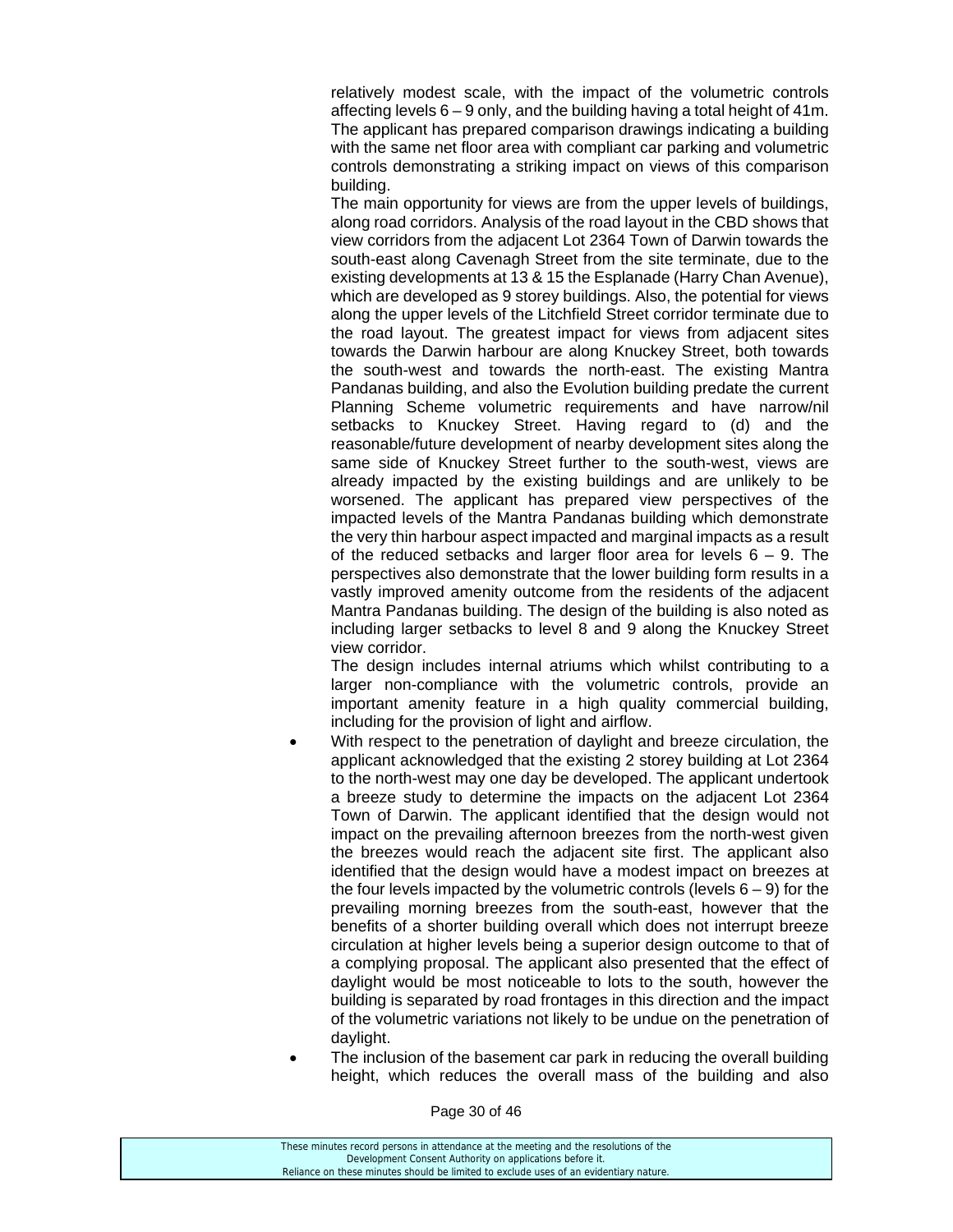relatively modest scale, with the impact of the volumetric controls affecting levels 6 – 9 only, and the building having a total height of 41m. The applicant has prepared comparison drawings indicating a building with the same net floor area with compliant car parking and volumetric controls demonstrating a striking impact on views of this comparison building.

The main opportunity for views are from the upper levels of buildings, along road corridors. Analysis of the road layout in the CBD shows that view corridors from the adjacent Lot 2364 Town of Darwin towards the south-east along Cavenagh Street from the site terminate, due to the existing developments at 13 & 15 the Esplanade (Harry Chan Avenue), which are developed as 9 storey buildings. Also, the potential for views along the upper levels of the Litchfield Street corridor terminate due to the road layout. The greatest impact for views from adjacent sites towards the Darwin harbour are along Knuckey Street, both towards the south-west and towards the north-east. The existing Mantra Pandanas building, and also the Evolution building predate the current Planning Scheme volumetric requirements and have narrow/nil setbacks to Knuckey Street. Having regard to (d) and the reasonable/future development of nearby development sites along the same side of Knuckey Street further to the south-west, views are already impacted by the existing buildings and are unlikely to be worsened. The applicant has prepared view perspectives of the impacted levels of the Mantra Pandanas building which demonstrate the very thin harbour aspect impacted and marginal impacts as a result of the reduced setbacks and larger floor area for levels 6 – 9. The perspectives also demonstrate that the lower building form results in a vastly improved amenity outcome from the residents of the adjacent Mantra Pandanas building. The design of the building is also noted as including larger setbacks to level 8 and 9 along the Knuckey Street view corridor.

The design includes internal atriums which whilst contributing to a larger non-compliance with the volumetric controls, provide an important amenity feature in a high quality commercial building, including for the provision of light and airflow.

- With respect to the penetration of daylight and breeze circulation, the applicant acknowledged that the existing 2 storey building at Lot 2364 to the north-west may one day be developed. The applicant undertook a breeze study to determine the impacts on the adjacent Lot 2364 Town of Darwin. The applicant identified that the design would not impact on the prevailing afternoon breezes from the north-west given the breezes would reach the adjacent site first. The applicant also identified that the design would have a modest impact on breezes at the four levels impacted by the volumetric controls (levels 6 – 9) for the prevailing morning breezes from the south-east, however that the benefits of a shorter building overall which does not interrupt breeze circulation at higher levels being a superior design outcome to that of a complying proposal. The applicant also presented that the effect of daylight would be most noticeable to lots to the south, however the building is separated by road frontages in this direction and the impact of the volumetric variations not likely to be undue on the penetration of daylight.
- The inclusion of the basement car park in reducing the overall building height, which reduces the overall mass of the building and also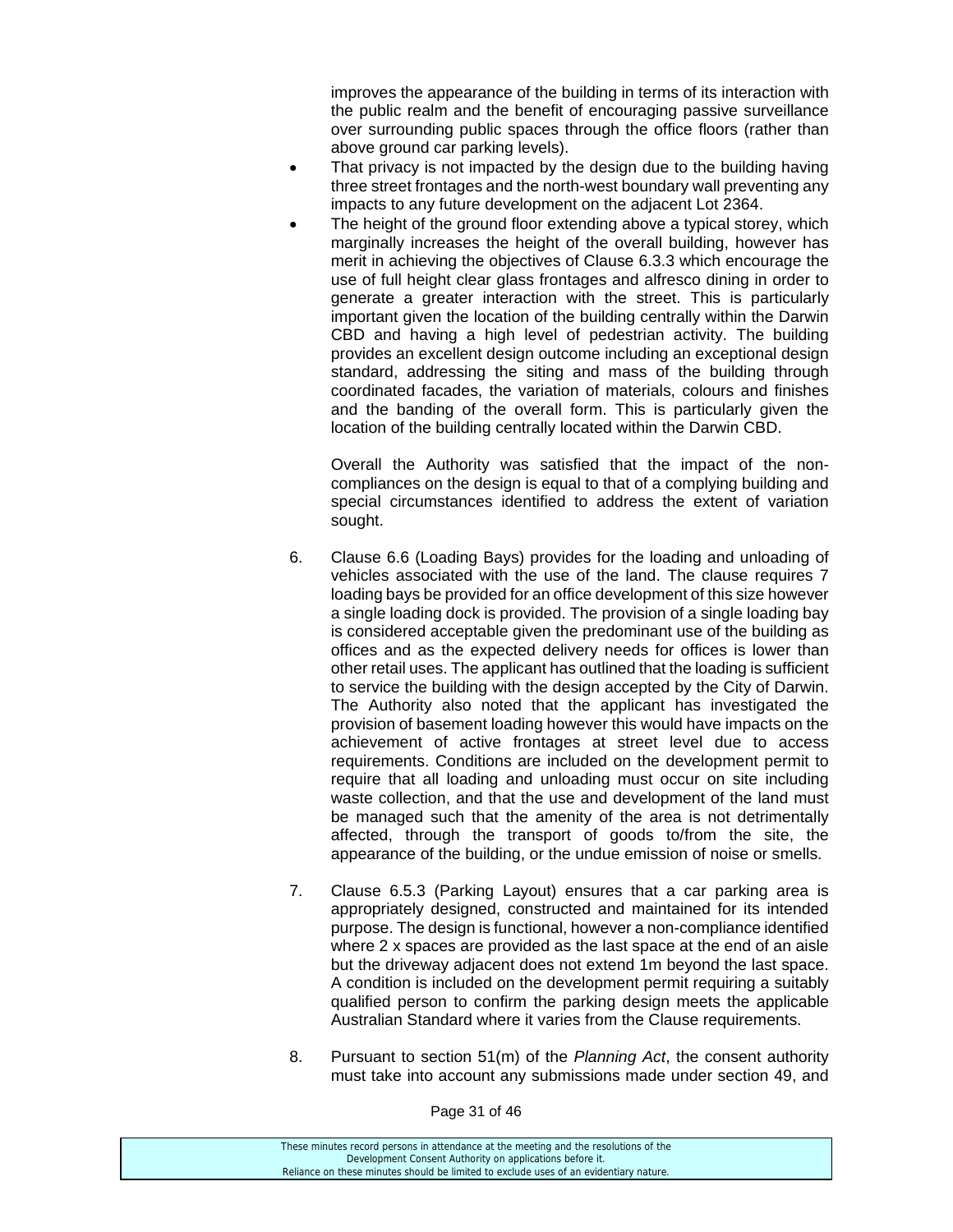improves the appearance of the building in terms of its interaction with the public realm and the benefit of encouraging passive surveillance over surrounding public spaces through the office floors (rather than above ground car parking levels).

- That privacy is not impacted by the design due to the building having three street frontages and the north-west boundary wall preventing any impacts to any future development on the adjacent Lot 2364.
- The height of the ground floor extending above a typical storey, which marginally increases the height of the overall building, however has merit in achieving the objectives of Clause 6.3.3 which encourage the use of full height clear glass frontages and alfresco dining in order to generate a greater interaction with the street. This is particularly important given the location of the building centrally within the Darwin CBD and having a high level of pedestrian activity. The building provides an excellent design outcome including an exceptional design standard, addressing the siting and mass of the building through coordinated facades, the variation of materials, colours and finishes and the banding of the overall form. This is particularly given the location of the building centrally located within the Darwin CBD.

Overall the Authority was satisfied that the impact of the non-compliances on the design is equal to that of a complying building and special circumstances identified to address the extent of variation sought.

6. Clause 6.6 (Loading Bays) provides for the loading and unloading of vehicles associated with the use of the land. The clause requires 7 loading bays be provided for an office development of this size however a single loading dock is provided. The provision of a single loading bay is considered acceptable given the predominant use of the building as offices and as the expected delivery needs for offices is lower than other retail uses. The applicant has outlined that the loading is sufficient to service the building with the design accepted by the City of Darwin. The Authority also noted that the applicant has investigated the provision of basement loading however this would have impacts on the achievement of active frontages at street level due to access requirements. Conditions are included on the development permit to require that all loading and unloading must occur on site including waste collection, and that the use and development of the land must be managed such that the amenity of the area is not detrimentally affected, through the transport of goods to/from the site, the appearance of the building, or the undue emission of noise or smells.

7. Clause 6.5.3 (Parking Layout) ensures that a car parking area is appropriately designed, constructed and maintained for its intended purpose. The design is functional, however a non-compliance identified where 2 x spaces are provided as the last space at the end of an aisle but the driveway adjacent does not extend 1m beyond the last space. A condition is included on the development permit requiring a suitably qualified person to confirm the parking design meets the applicable Australian Standard where it varies from the Clause requirements.

8. Pursuant to section 51(m) of the *Planning Act*, the consent authority must take into account any submissions made under section 49, and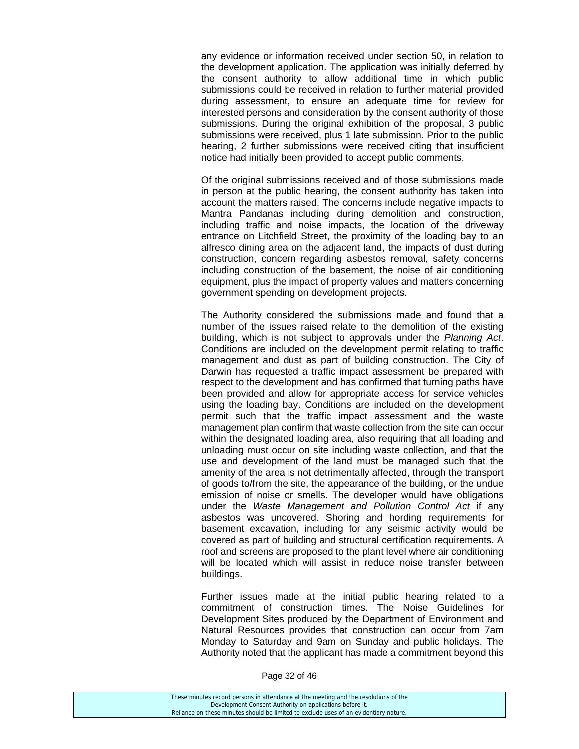any evidence or information received under section 50, in relation to the development application. The application was initially deferred by the consent authority to allow additional time in which public submissions could be received in relation to further material provided during assessment, to ensure an adequate time for review for interested persons and consideration by the consent authority of those submissions. During the original exhibition of the proposal, 3 public submissions were received, plus 1 late submission. Prior to the public hearing, 2 further submissions were received citing that insufficient notice had initially been provided to accept public comments.

Of the original submissions received and of those submissions made in person at the public hearing, the consent authority has taken into account the matters raised. The concerns include negative impacts to Mantra Pandanas including during demolition and construction, including traffic and noise impacts, the location of the driveway entrance on Litchfield Street, the proximity of the loading bay to an alfresco dining area on the adjacent land, the impacts of dust during construction, concern regarding asbestos removal, safety concerns including construction of the basement, the noise of air conditioning equipment, plus the impact of property values and matters concerning government spending on development projects.

The Authority considered the submissions made and found that a number of the issues raised relate to the demolition of the existing building, which is not subject to approvals under the *Planning Act*. Conditions are included on the development permit relating to traffic management and dust as part of building construction. The City of Darwin has requested a traffic impact assessment be prepared with respect to the development and has confirmed that turning paths have been provided and allow for appropriate access for service vehicles using the loading bay. Conditions are included on the development permit such that the traffic impact assessment and the waste management plan confirm that waste collection from the site can occur within the designated loading area, also requiring that all loading and unloading must occur on site including waste collection, and that the use and development of the land must be managed such that the amenity of the area is not detrimentally affected, through the transport of goods to/from the site, the appearance of the building, or the undue emission of noise or smells. The developer would have obligations under the *Waste Management and Pollution Control Act* if any asbestos was uncovered. Shoring and hording requirements for basement excavation, including for any seismic activity would be covered as part of building and structural certification requirements. A roof and screens are proposed to the plant level where air conditioning will be located which will assist in reduce noise transfer between buildings.

Further issues made at the initial public hearing related to a commitment of construction times. The Noise Guidelines for Development Sites produced by the Department of Environment and Natural Resources provides that construction can occur from 7am Monday to Saturday and 9am on Sunday and public holidays. The Authority noted that the applicant has made a commitment beyond this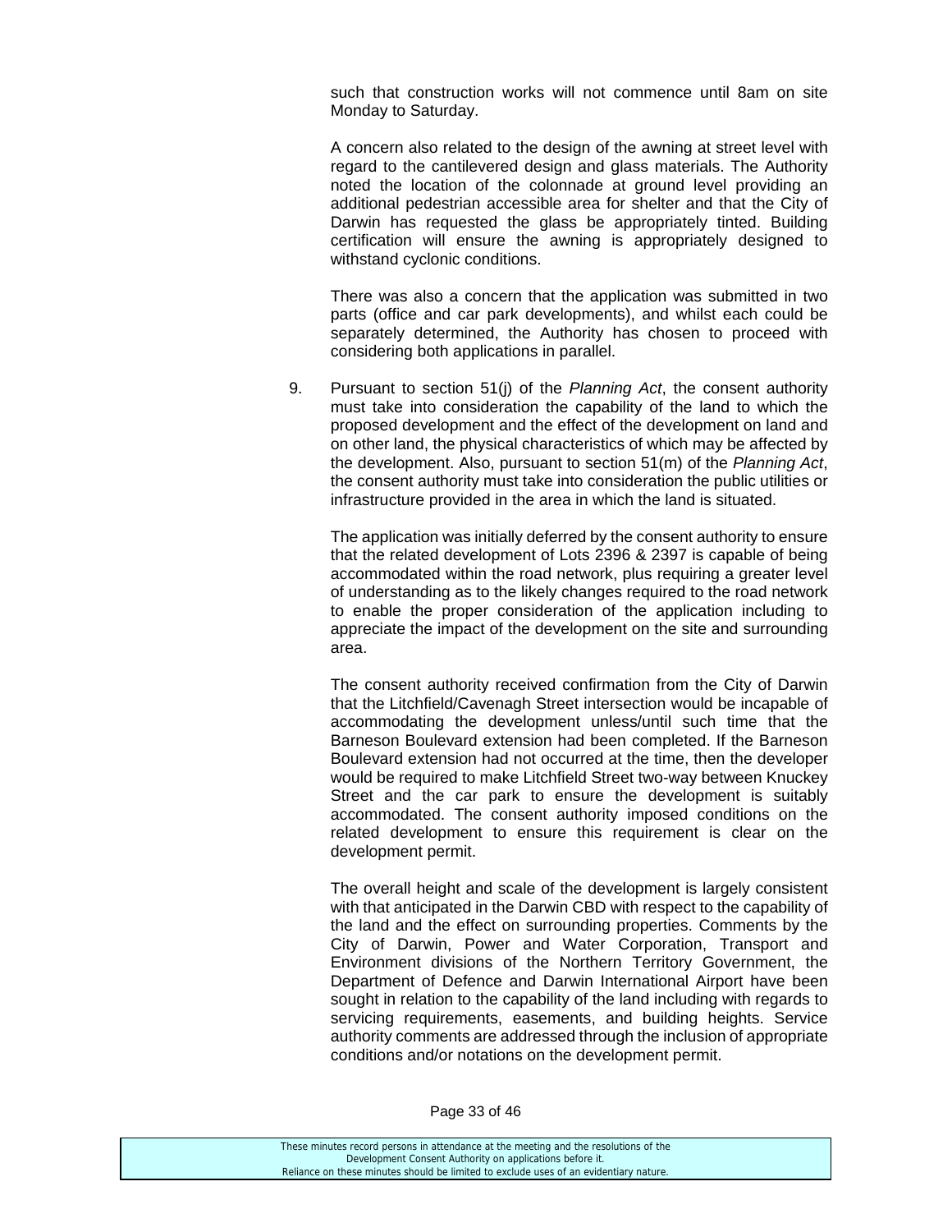such that construction works will not commence until 8am on site Monday to Saturday.

A concern also related to the design of the awning at street level with regard to the cantilevered design and glass materials. The Authority noted the location of the colonnade at ground level providing an additional pedestrian accessible area for shelter and that the City of Darwin has requested the glass be appropriately tinted. Building certification will ensure the awning is appropriately designed to withstand cyclonic conditions.

There was also a concern that the application was submitted in two parts (office and car park developments), and whilst each could be separately determined, the Authority has chosen to proceed with considering both applications in parallel.

9. Pursuant to section 51(j) of the *Planning Act*, the consent authority must take into consideration the capability of the land to which the proposed development and the effect of the development on land and on other land, the physical characteristics of which may be affected by the development. Also, pursuant to section 51(m) of the *Planning Act*, the consent authority must take into consideration the public utilities or infrastructure provided in the area in which the land is situated.

   The application was initially deferred by the consent authority to ensure that the related development of Lots 2396 & 2397 is capable of being accommodated within the road network, plus requiring a greater level of understanding as to the likely changes required to the road network to enable the proper consideration of the application including to appreciate the impact of the development on the site and surrounding area.

   The consent authority received confirmation from the City of Darwin that the Litchfield/Cavenagh Street intersection would be incapable of accommodating the development unless/until such time that the Barneson Boulevard extension had been completed. If the Barneson Boulevard extension had not occurred at the time, then the developer would be required to make Litchfield Street two-way between Knuckey Street and the car park to ensure the development is suitably accommodated. The consent authority imposed conditions on the related development to ensure this requirement is clear on the development permit.

   The overall height and scale of the development is largely consistent with that anticipated in the Darwin CBD with respect to the capability of the land and the effect on surrounding properties. Comments by the City of Darwin, Power and Water Corporation, Transport and Environment divisions of the Northern Territory Government, the Department of Defence and Darwin International Airport have been sought in relation to the capability of the land including with regards to servicing requirements, easements, and building heights. Service authority comments are addressed through the inclusion of appropriate conditions and/or notations on the development permit.

These minutes record persons in attendance at the meeting and the resolutions of the Development Consent Authority on applications before it.
Reliance on these minutes should be limited to exclude uses of an evidentiary nature.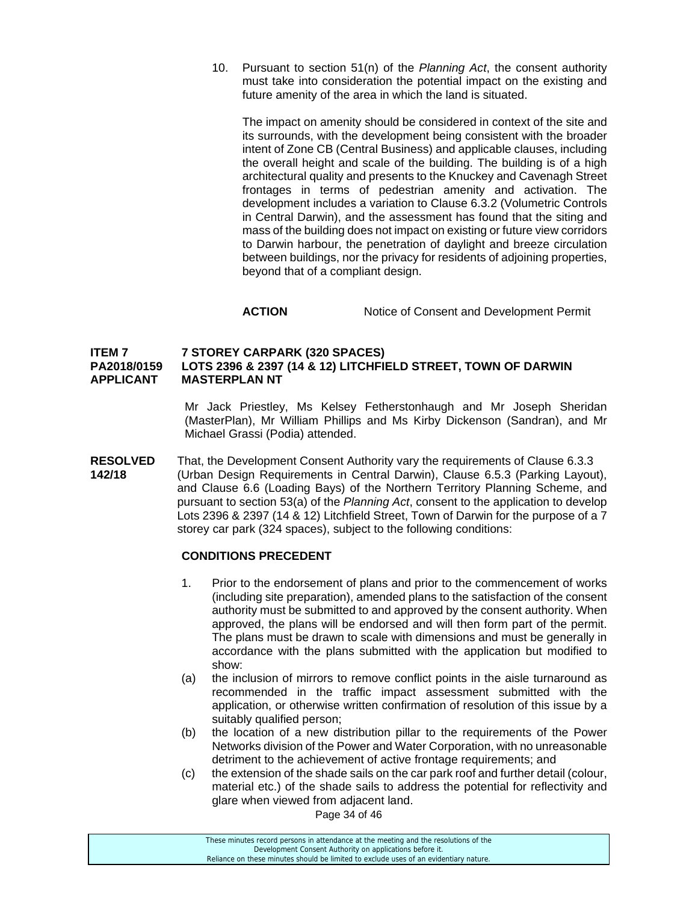10. Pursuant to section 51(n) of the *Planning Act*, the consent authority must take into consideration the potential impact on the existing and future amenity of the area in which the land is situated.

    The impact on amenity should be considered in context of the site and its surrounds, with the development being consistent with the broader intent of Zone CB (Central Business) and applicable clauses, including the overall height and scale of the building. The building is of a high architectural quality and presents to the Knuckey and Cavenagh Street frontages in terms of pedestrian amenity and activation. The development includes a variation to Clause 6.3.2 (Volumetric Controls in Central Darwin), and the assessment has found that the siting and mass of the building does not impact on existing or future view corridors to Darwin harbour, the penetration of daylight and breeze circulation between buildings, nor the privacy for residents of adjoining properties, beyond that of a compliant design.

**ACTION** Notice of Consent and Development Permit

**ITEM 7 7 STOREY CARPARK (320 SPACES)**
**PA2018/0159 LOTS 2396 & 2397 (14 & 12) LITCHFIELD STREET, TOWN OF DARWIN**
**APPLICANT MASTERPLAN NT**

Mr Jack Priestley, Ms Kelsey Fetherstonhaugh and Mr Joseph Sheridan (MasterPlan), Mr William Phillips and Ms Kirby Dickenson (Sandran), and Mr Michael Grassi (Podia) attended.

**RESOLVED 142/18** That, the Development Consent Authority vary the requirements of Clause 6.3.3 (Urban Design Requirements in Central Darwin), Clause 6.5.3 (Parking Layout), and Clause 6.6 (Loading Bays) of the Northern Territory Planning Scheme, and pursuant to section 53(a) of the *Planning Act*, consent to the application to develop Lots 2396 & 2397 (14 & 12) Litchfield Street, Town of Darwin for the purpose of a 7 storey car park (324 spaces), subject to the following conditions:

**CONDITIONS PRECEDENT**

1. Prior to the endorsement of plans and prior to the commencement of works (including site preparation), amended plans to the satisfaction of the consent authority must be submitted to and approved by the consent authority. When approved, the plans will be endorsed and will then form part of the permit. The plans must be drawn to scale with dimensions and must be generally in accordance with the plans submitted with the application but modified to show:

(a) the inclusion of mirrors to remove conflict points in the aisle turnaround as recommended in the traffic impact assessment submitted with the application, or otherwise written confirmation of resolution of this issue by a suitably qualified person;

(b) the location of a new distribution pillar to the requirements of the Power Networks division of the Power and Water Corporation, with no unreasonable detriment to the achievement of active frontage requirements; and

(c) the extension of the shade sails on the car park roof and further detail (colour, material etc.) of the shade sails to address the potential for reflectivity and glare when viewed from adjacent land.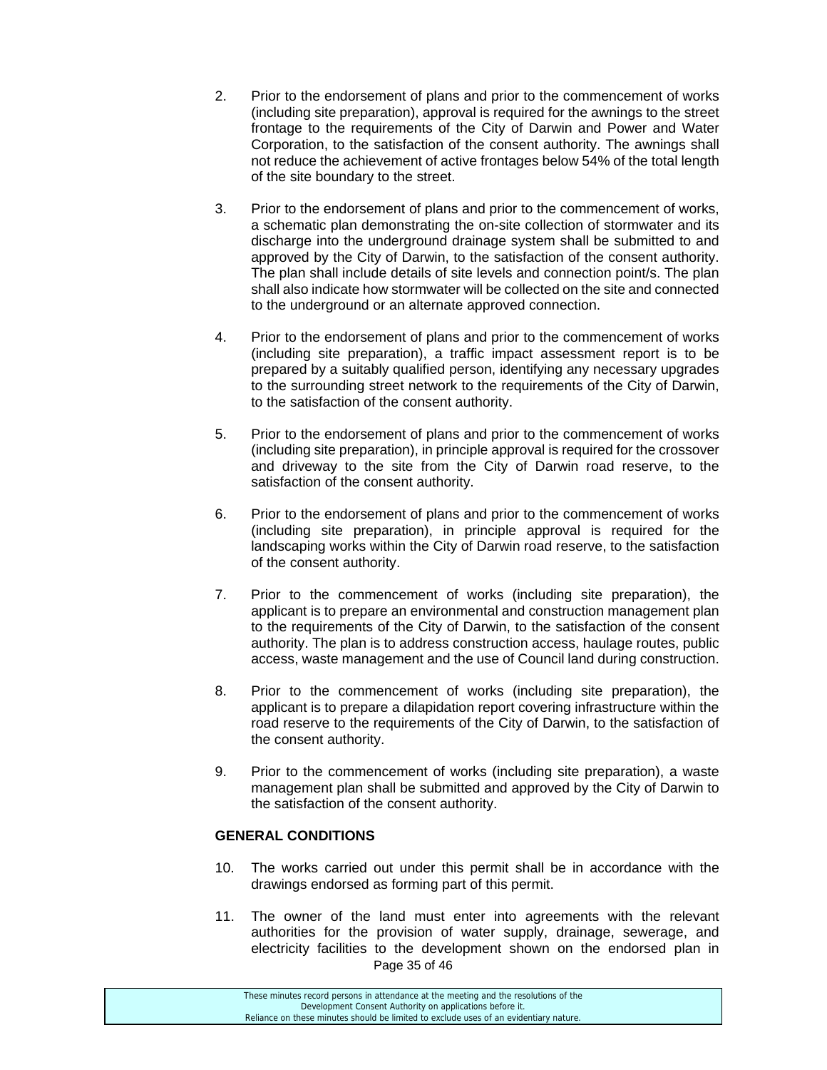2. Prior to the endorsement of plans and prior to the commencement of works (including site preparation), approval is required for the awnings to the street frontage to the requirements of the City of Darwin and Power and Water Corporation, to the satisfaction of the consent authority. The awnings shall not reduce the achievement of active frontages below 54% of the total length of the site boundary to the street.

3. Prior to the endorsement of plans and prior to the commencement of works, a schematic plan demonstrating the on-site collection of stormwater and its discharge into the underground drainage system shall be submitted to and approved by the City of Darwin, to the satisfaction of the consent authority. The plan shall include details of site levels and connection point/s. The plan shall also indicate how stormwater will be collected on the site and connected to the underground or an alternate approved connection.

4. Prior to the endorsement of plans and prior to the commencement of works (including site preparation), a traffic impact assessment report is to be prepared by a suitably qualified person, identifying any necessary upgrades to the surrounding street network to the requirements of the City of Darwin, to the satisfaction of the consent authority.

5. Prior to the endorsement of plans and prior to the commencement of works (including site preparation), in principle approval is required for the crossover and driveway to the site from the City of Darwin road reserve, to the satisfaction of the consent authority.

6. Prior to the endorsement of plans and prior to the commencement of works (including site preparation), in principle approval is required for the landscaping works within the City of Darwin road reserve, to the satisfaction of the consent authority.

7. Prior to the commencement of works (including site preparation), the applicant is to prepare an environmental and construction management plan to the requirements of the City of Darwin, to the satisfaction of the consent authority. The plan is to address construction access, haulage routes, public access, waste management and the use of Council land during construction.

8. Prior to the commencement of works (including site preparation), the applicant is to prepare a dilapidation report covering infrastructure within the road reserve to the requirements of the City of Darwin, to the satisfaction of the consent authority.

9. Prior to the commencement of works (including site preparation), a waste management plan shall be submitted and approved by the City of Darwin to the satisfaction of the consent authority.

**GENERAL CONDITIONS**

10. The works carried out under this permit shall be in accordance with the drawings endorsed as forming part of this permit.

11. The owner of the land must enter into agreements with the relevant authorities for the provision of water supply, drainage, sewerage, and electricity facilities to the development shown on the endorsed plan in

These minutes record persons in attendance at the meeting and the resolutions of the Development Consent Authority on applications before it.
Reliance on these minutes should be limited to exclude uses of an evidentiary nature.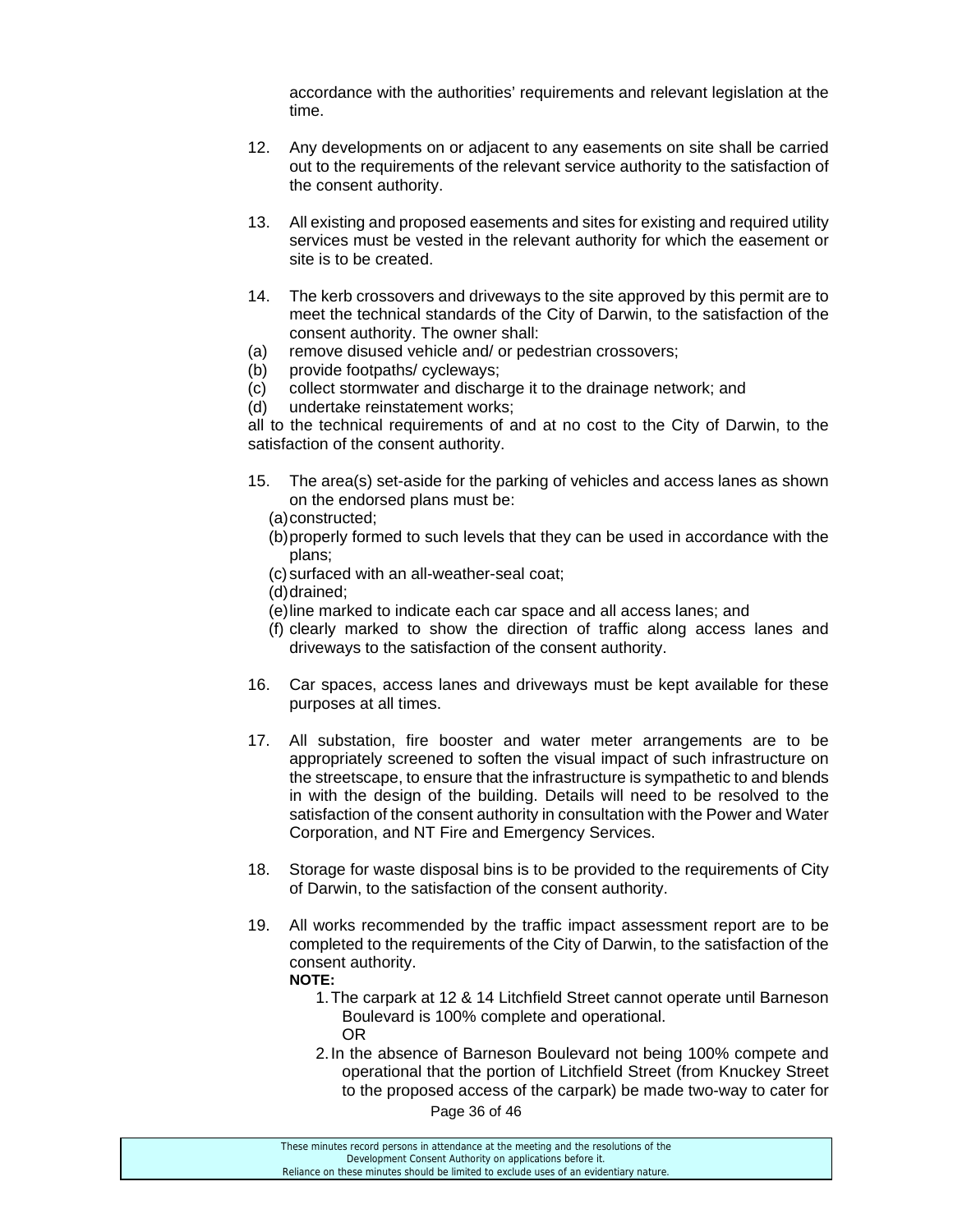accordance with the authorities' requirements and relevant legislation at the time.

12. Any developments on or adjacent to any easements on site shall be carried out to the requirements of the relevant service authority to the satisfaction of the consent authority.

13. All existing and proposed easements and sites for existing and required utility services must be vested in the relevant authority for which the easement or site is to be created.

14. The kerb crossovers and driveways to the site approved by this permit are to meet the technical standards of the City of Darwin, to the satisfaction of the consent authority. The owner shall:

(a) remove disused vehicle and/ or pedestrian crossovers;
(b) provide footpaths/ cycleways;
(c) collect stormwater and discharge it to the drainage network; and
(d) undertake reinstatement works;

all to the technical requirements of and at no cost to the City of Darwin, to the satisfaction of the consent authority.

15. The area(s) set-aside for the parking of vehicles and access lanes as shown on the endorsed plans must be:
    (a) constructed;
    (b) properly formed to such levels that they can be used in accordance with the plans;
    (c) surfaced with an all-weather-seal coat;
    (d) drained;
    (e) line marked to indicate each car space and all access lanes; and
    (f) clearly marked to show the direction of traffic along access lanes and driveways to the satisfaction of the consent authority.

16. Car spaces, access lanes and driveways must be kept available for these purposes at all times.

17. All substation, fire booster and water meter arrangements are to be appropriately screened to soften the visual impact of such infrastructure on the streetscape, to ensure that the infrastructure is sympathetic to and blends in with the design of the building. Details will need to be resolved to the satisfaction of the consent authority in consultation with the Power and Water Corporation, and NT Fire and Emergency Services.

18. Storage for waste disposal bins is to be provided to the requirements of City of Darwin, to the satisfaction of the consent authority.

19. All works recommended by the traffic impact assessment report are to be completed to the requirements of the City of Darwin, to the satisfaction of the consent authority.

    **NOTE:**

    1. The carpark at 12 & 14 Litchfield Street cannot operate until Barneson Boulevard is 100% complete and operational.
       OR
    2. In the absence of Barneson Boulevard not being 100% compete and operational that the portion of Litchfield Street (from Knuckey Street to the proposed access of the carpark) be made two-way to cater for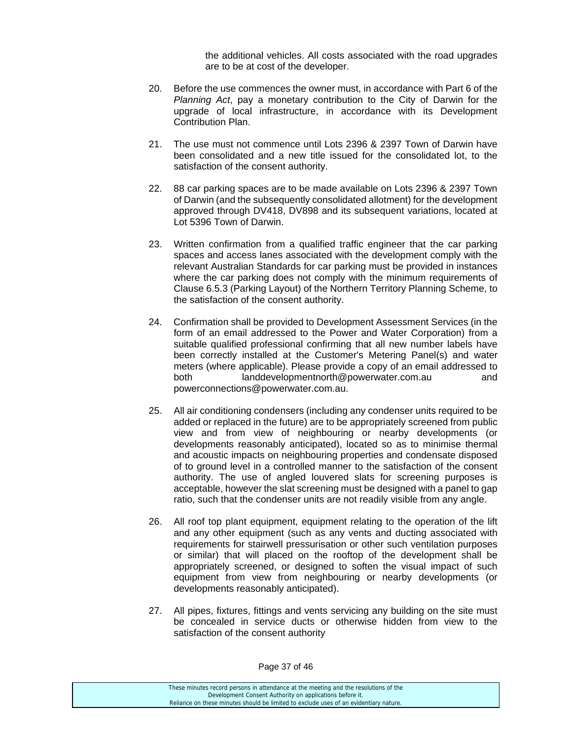the additional vehicles. All costs associated with the road upgrades are to be at cost of the developer.

20. Before the use commences the owner must, in accordance with Part 6 of the *Planning Act*, pay a monetary contribution to the City of Darwin for the upgrade of local infrastructure, in accordance with its Development Contribution Plan.

21. The use must not commence until Lots 2396 & 2397 Town of Darwin have been consolidated and a new title issued for the consolidated lot, to the satisfaction of the consent authority.

22. 88 car parking spaces are to be made available on Lots 2396 & 2397 Town of Darwin (and the subsequently consolidated allotment) for the development approved through DV418, DV898 and its subsequent variations, located at Lot 5396 Town of Darwin.

23. Written confirmation from a qualified traffic engineer that the car parking spaces and access lanes associated with the development comply with the relevant Australian Standards for car parking must be provided in instances where the car parking does not comply with the minimum requirements of Clause 6.5.3 (Parking Layout) of the Northern Territory Planning Scheme, to the satisfaction of the consent authority.

24. Confirmation shall be provided to Development Assessment Services (in the form of an email addressed to the Power and Water Corporation) from a suitable qualified professional confirming that all new number labels have been correctly installed at the Customer's Metering Panel(s) and water meters (where applicable). Please provide a copy of an email addressed to both landdevelopmentnorth@powerwater.com.au and powerconnections@powerwater.com.au.

25. All air conditioning condensers (including any condenser units required to be added or replaced in the future) are to be appropriately screened from public view and from view of neighbouring or nearby developments (or developments reasonably anticipated), located so as to minimise thermal and acoustic impacts on neighbouring properties and condensate disposed of to ground level in a controlled manner to the satisfaction of the consent authority. The use of angled louvered slats for screening purposes is acceptable, however the slat screening must be designed with a panel to gap ratio, such that the condenser units are not readily visible from any angle.

26. All roof top plant equipment, equipment relating to the operation of the lift and any other equipment (such as any vents and ducting associated with requirements for stairwell pressurisation or other such ventilation purposes or similar) that will placed on the rooftop of the development shall be appropriately screened, or designed to soften the visual impact of such equipment from view from neighbouring or nearby developments (or developments reasonably anticipated).

27. All pipes, fixtures, fittings and vents servicing any building on the site must be concealed in service ducts or otherwise hidden from view to the satisfaction of the consent authority

These minutes record persons in attendance at the meeting and the resolutions of the Development Consent Authority on applications before it.
Reliance on these minutes should be limited to exclude uses of an evidentiary nature.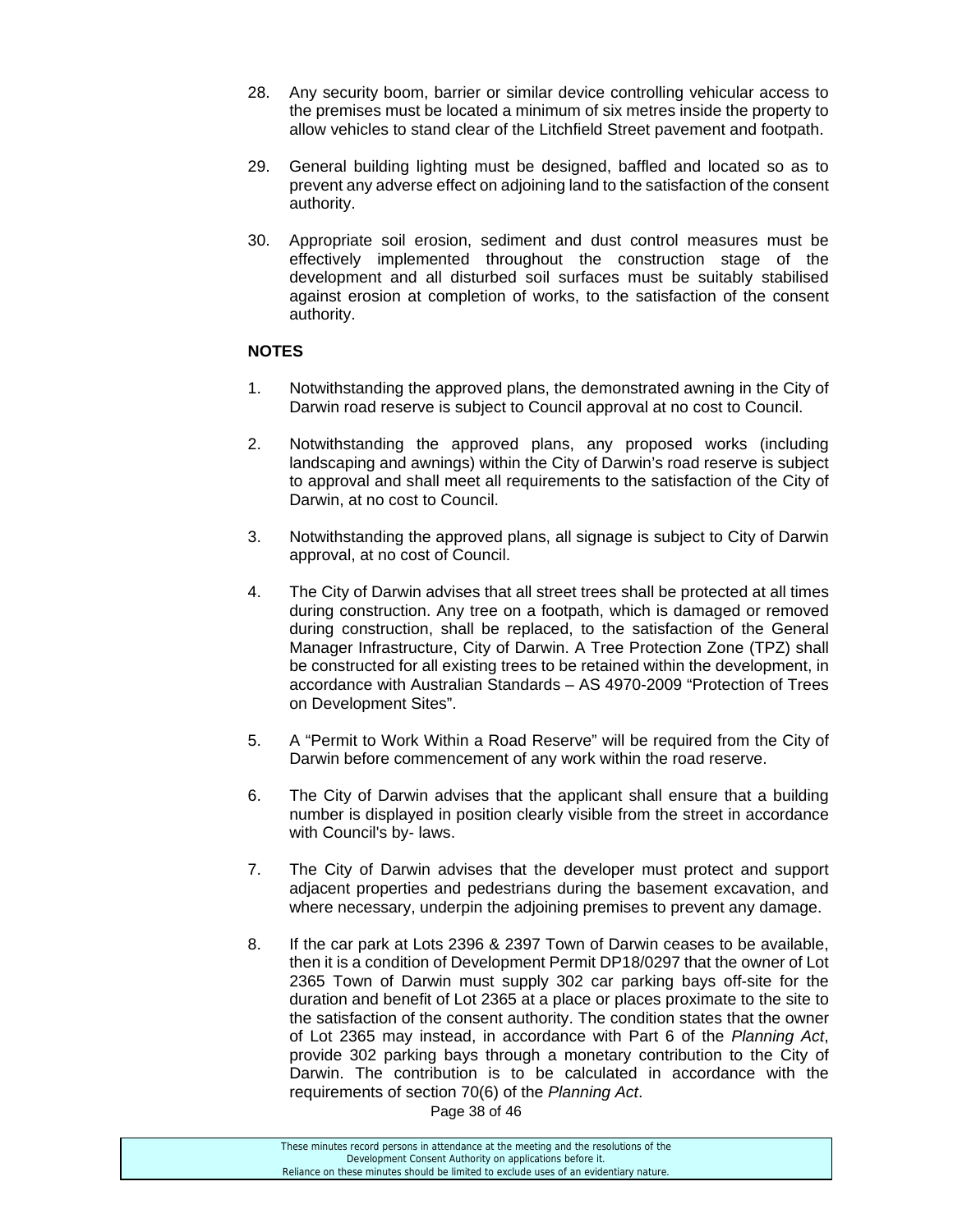28. Any security boom, barrier or similar device controlling vehicular access to the premises must be located a minimum of six metres inside the property to allow vehicles to stand clear of the Litchfield Street pavement and footpath.

29. General building lighting must be designed, baffled and located so as to prevent any adverse effect on adjoining land to the satisfaction of the consent authority.

30. Appropriate soil erosion, sediment and dust control measures must be effectively implemented throughout the construction stage of the development and all disturbed soil surfaces must be suitably stabilised against erosion at completion of works, to the satisfaction of the consent authority.

**NOTES**

1. Notwithstanding the approved plans, the demonstrated awning in the City of Darwin road reserve is subject to Council approval at no cost to Council.

2. Notwithstanding the approved plans, any proposed works (including landscaping and awnings) within the City of Darwin's road reserve is subject to approval and shall meet all requirements to the satisfaction of the City of Darwin, at no cost to Council.

3. Notwithstanding the approved plans, all signage is subject to City of Darwin approval, at no cost of Council.

4. The City of Darwin advises that all street trees shall be protected at all times during construction. Any tree on a footpath, which is damaged or removed during construction, shall be replaced, to the satisfaction of the General Manager Infrastructure, City of Darwin. A Tree Protection Zone (TPZ) shall be constructed for all existing trees to be retained within the development, in accordance with Australian Standards – AS 4970-2009 "Protection of Trees on Development Sites".

5. A "Permit to Work Within a Road Reserve" will be required from the City of Darwin before commencement of any work within the road reserve.

6. The City of Darwin advises that the applicant shall ensure that a building number is displayed in position clearly visible from the street in accordance with Council's by- laws.

7. The City of Darwin advises that the developer must protect and support adjacent properties and pedestrians during the basement excavation, and where necessary, underpin the adjoining premises to prevent any damage.

8. If the car park at Lots 2396 & 2397 Town of Darwin ceases to be available, then it is a condition of Development Permit DP18/0297 that the owner of Lot 2365 Town of Darwin must supply 302 car parking bays off-site for the duration and benefit of Lot 2365 at a place or places proximate to the site to the satisfaction of the consent authority. The condition states that the owner of Lot 2365 may instead, in accordance with Part 6 of the *Planning Act*, provide 302 parking bays through a monetary contribution to the City of Darwin. The contribution is to be calculated in accordance with the requirements of section 70(6) of the *Planning Act*.

These minutes record persons in attendance at the meeting and the resolutions of the Development Consent Authority on applications before it.
Reliance on these minutes should be limited to exclude uses of an evidentiary nature.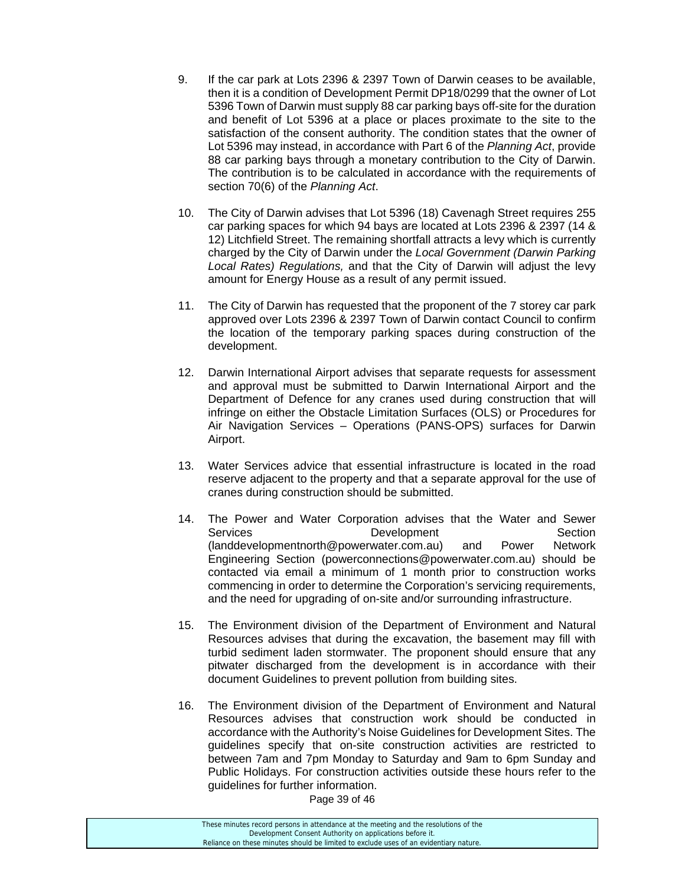9. If the car park at Lots 2396 & 2397 Town of Darwin ceases to be available, then it is a condition of Development Permit DP18/0299 that the owner of Lot 5396 Town of Darwin must supply 88 car parking bays off-site for the duration and benefit of Lot 5396 at a place or places proximate to the site to the satisfaction of the consent authority. The condition states that the owner of Lot 5396 may instead, in accordance with Part 6 of the *Planning Act*, provide 88 car parking bays through a monetary contribution to the City of Darwin. The contribution is to be calculated in accordance with the requirements of section 70(6) of the *Planning Act*.

10. The City of Darwin advises that Lot 5396 (18) Cavenagh Street requires 255 car parking spaces for which 94 bays are located at Lots 2396 & 2397 (14 & 12) Litchfield Street. The remaining shortfall attracts a levy which is currently charged by the City of Darwin under the *Local Government (Darwin Parking Local Rates) Regulations,* and that the City of Darwin will adjust the levy amount for Energy House as a result of any permit issued.

11. The City of Darwin has requested that the proponent of the 7 storey car park approved over Lots 2396 & 2397 Town of Darwin contact Council to confirm the location of the temporary parking spaces during construction of the development.

12. Darwin International Airport advises that separate requests for assessment and approval must be submitted to Darwin International Airport and the Department of Defence for any cranes used during construction that will infringe on either the Obstacle Limitation Surfaces (OLS) or Procedures for Air Navigation Services – Operations (PANS-OPS) surfaces for Darwin Airport.

13. Water Services advice that essential infrastructure is located in the road reserve adjacent to the property and that a separate approval for the use of cranes during construction should be submitted.

14. The Power and Water Corporation advises that the Water and Sewer Services Development Section (landdevelopmentnorth@powerwater.com.au) and Power Network Engineering Section (powerconnections@powerwater.com.au) should be contacted via email a minimum of 1 month prior to construction works commencing in order to determine the Corporation's servicing requirements, and the need for upgrading of on-site and/or surrounding infrastructure.

15. The Environment division of the Department of Environment and Natural Resources advises that during the excavation, the basement may fill with turbid sediment laden stormwater. The proponent should ensure that any pitwater discharged from the development is in accordance with their document Guidelines to prevent pollution from building sites.

16. The Environment division of the Department of Environment and Natural Resources advises that construction work should be conducted in accordance with the Authority's Noise Guidelines for Development Sites. The guidelines specify that on-site construction activities are restricted to between 7am and 7pm Monday to Saturday and 9am to 6pm Sunday and Public Holidays. For construction activities outside these hours refer to the guidelines for further information.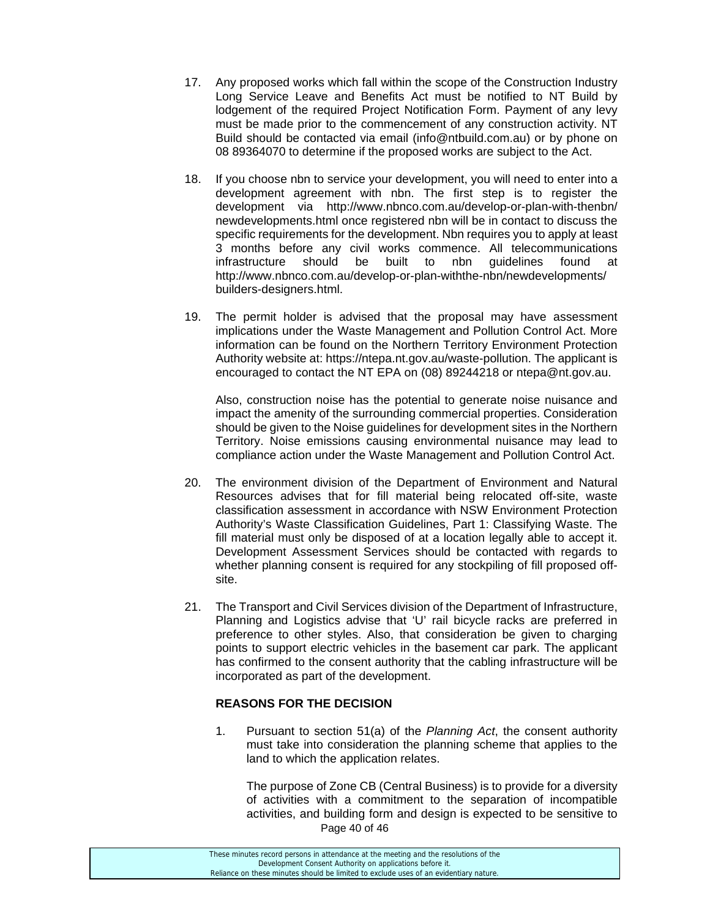17. Any proposed works which fall within the scope of the Construction Industry Long Service Leave and Benefits Act must be notified to NT Build by lodgement of the required Project Notification Form. Payment of any levy must be made prior to the commencement of any construction activity. NT Build should be contacted via email (info@ntbuild.com.au) or by phone on 08 89364070 to determine if the proposed works are subject to the Act.

18. If you choose nbn to service your development, you will need to enter into a development agreement with nbn. The first step is to register the development via http://www.nbnco.com.au/develop-or-plan-with-thenbn/newdevelopments.html once registered nbn will be in contact to discuss the specific requirements for the development. Nbn requires you to apply at least 3 months before any civil works commence. All telecommunications infrastructure should be built to nbn guidelines found at http://www.nbnco.com.au/develop-or-plan-withthe-nbn/newdevelopments/builders-designers.html.

19. The permit holder is advised that the proposal may have assessment implications under the Waste Management and Pollution Control Act. More information can be found on the Northern Territory Environment Protection Authority website at: https://ntepa.nt.gov.au/waste-pollution. The applicant is encouraged to contact the NT EPA on (08) 89244218 or ntepa@nt.gov.au.

    Also, construction noise has the potential to generate noise nuisance and impact the amenity of the surrounding commercial properties. Consideration should be given to the Noise guidelines for development sites in the Northern Territory. Noise emissions causing environmental nuisance may lead to compliance action under the Waste Management and Pollution Control Act.

20. The environment division of the Department of Environment and Natural Resources advises that for fill material being relocated off-site, waste classification assessment in accordance with NSW Environment Protection Authority's Waste Classification Guidelines, Part 1: Classifying Waste. The fill material must only be disposed of at a location legally able to accept it. Development Assessment Services should be contacted with regards to whether planning consent is required for any stockpiling of fill proposed off-site.

21. The Transport and Civil Services division of the Department of Infrastructure, Planning and Logistics advise that 'U' rail bicycle racks are preferred in preference to other styles. Also, that consideration be given to charging points to support electric vehicles in the basement car park. The applicant has confirmed to the consent authority that the cabling infrastructure will be incorporated as part of the development.

**REASONS FOR THE DECISION**

1. Pursuant to section 51(a) of the *Planning Act*, the consent authority must take into consideration the planning scheme that applies to the land to which the application relates.

   The purpose of Zone CB (Central Business) is to provide for a diversity of activities with a commitment to the separation of incompatible activities, and building form and design is expected to be sensitive to

These minutes record persons in attendance at the meeting and the resolutions of the Development Consent Authority on applications before it. Reliance on these minutes should be limited to exclude uses of an evidentiary nature.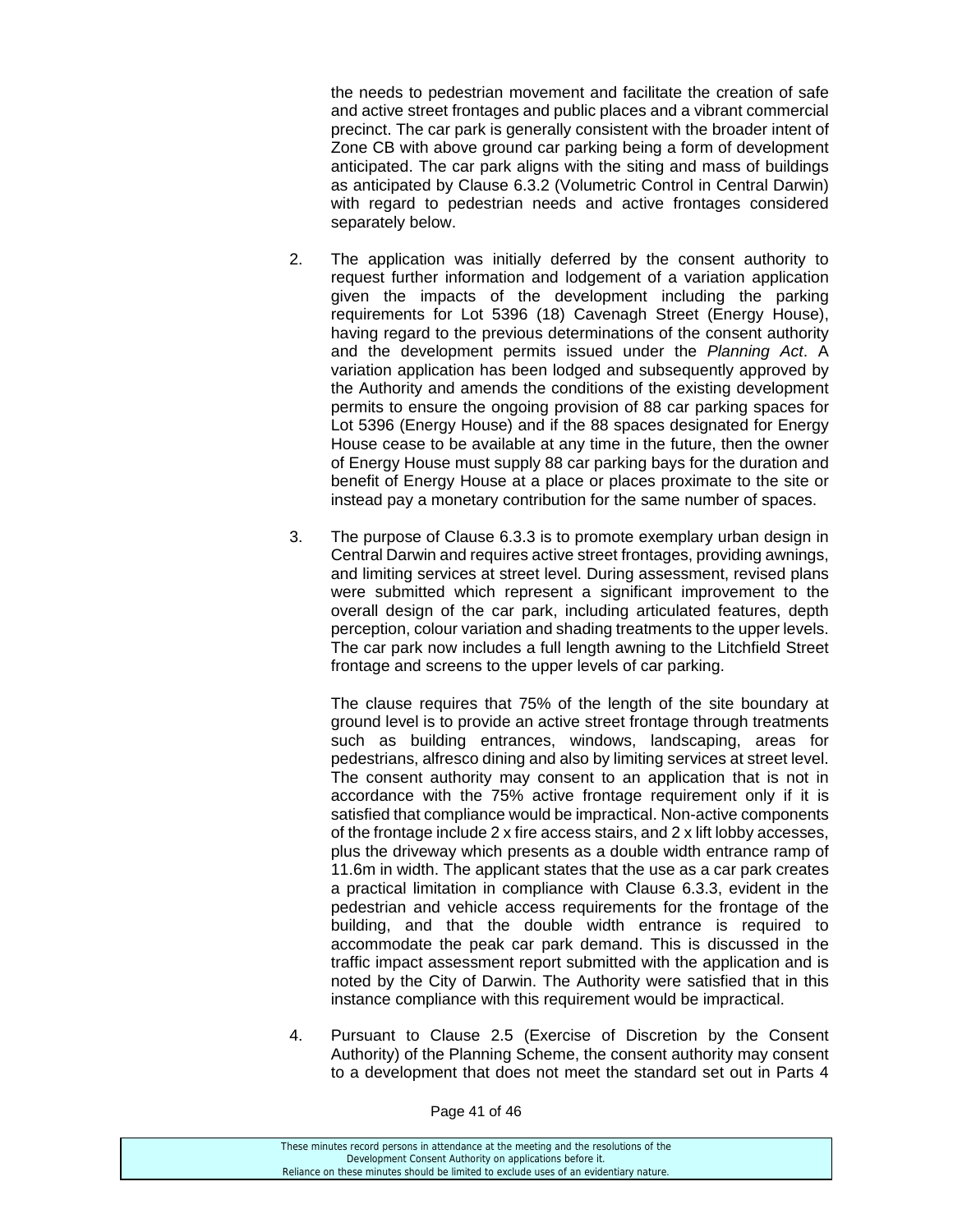the needs to pedestrian movement and facilitate the creation of safe and active street frontages and public places and a vibrant commercial precinct. The car park is generally consistent with the broader intent of Zone CB with above ground car parking being a form of development anticipated. The car park aligns with the siting and mass of buildings as anticipated by Clause 6.3.2 (Volumetric Control in Central Darwin) with regard to pedestrian needs and active frontages considered separately below.

2. The application was initially deferred by the consent authority to request further information and lodgement of a variation application given the impacts of the development including the parking requirements for Lot 5396 (18) Cavenagh Street (Energy House), having regard to the previous determinations of the consent authority and the development permits issued under the *Planning Act*. A variation application has been lodged and subsequently approved by the Authority and amends the conditions of the existing development permits to ensure the ongoing provision of 88 car parking spaces for Lot 5396 (Energy House) and if the 88 spaces designated for Energy House cease to be available at any time in the future, then the owner of Energy House must supply 88 car parking bays for the duration and benefit of Energy House at a place or places proximate to the site or instead pay a monetary contribution for the same number of spaces.

3. The purpose of Clause 6.3.3 is to promote exemplary urban design in Central Darwin and requires active street frontages, providing awnings, and limiting services at street level. During assessment, revised plans were submitted which represent a significant improvement to the overall design of the car park, including articulated features, depth perception, colour variation and shading treatments to the upper levels. The car park now includes a full length awning to the Litchfield Street frontage and screens to the upper levels of car parking.

   The clause requires that 75% of the length of the site boundary at ground level is to provide an active street frontage through treatments such as building entrances, windows, landscaping, areas for pedestrians, alfresco dining and also by limiting services at street level. The consent authority may consent to an application that is not in accordance with the 75% active frontage requirement only if it is satisfied that compliance would be impractical. Non-active components of the frontage include 2 x fire access stairs, and 2 x lift lobby accesses, plus the driveway which presents as a double width entrance ramp of 11.6m in width. The applicant states that the use as a car park creates a practical limitation in compliance with Clause 6.3.3, evident in the pedestrian and vehicle access requirements for the frontage of the building, and that the double width entrance is required to accommodate the peak car park demand. This is discussed in the traffic impact assessment report submitted with the application and is noted by the City of Darwin. The Authority were satisfied that in this instance compliance with this requirement would be impractical.

4. Pursuant to Clause 2.5 (Exercise of Discretion by the Consent Authority) of the Planning Scheme, the consent authority may consent to a development that does not meet the standard set out in Parts 4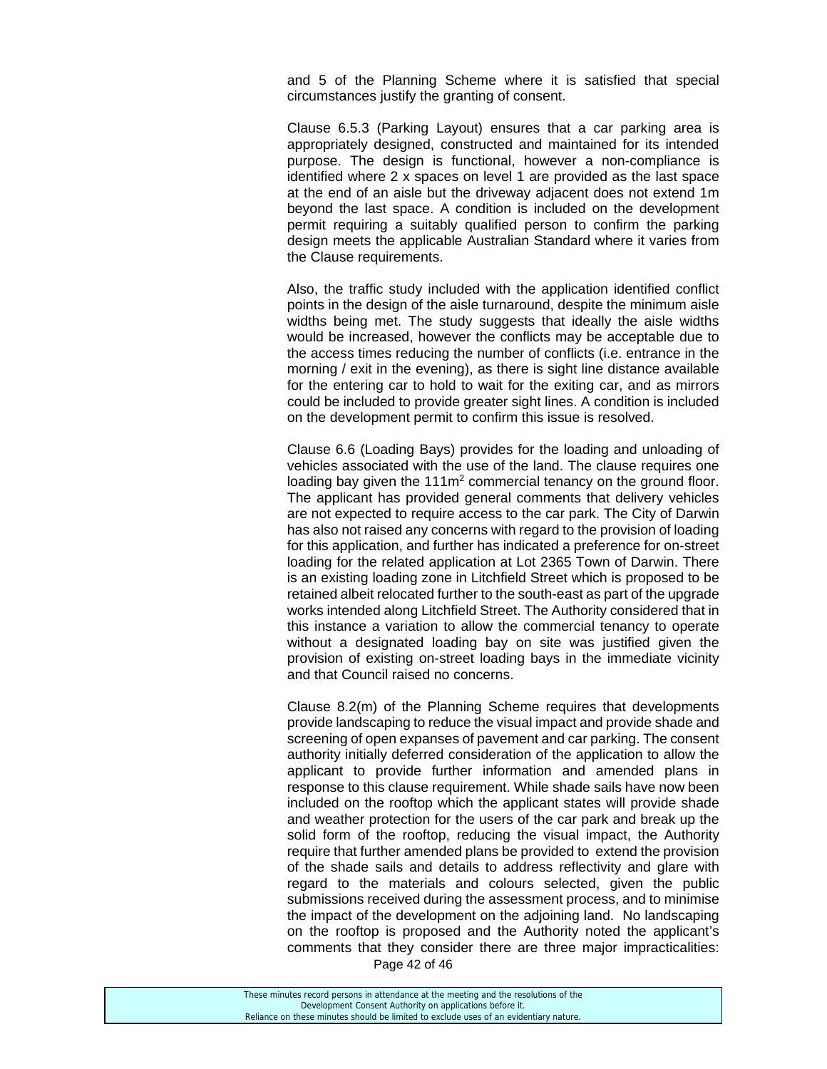and 5 of the Planning Scheme where it is satisfied that special circumstances justify the granting of consent.

Clause 6.5.3 (Parking Layout) ensures that a car parking area is appropriately designed, constructed and maintained for its intended purpose. The design is functional, however a non-compliance is identified where 2 x spaces on level 1 are provided as the last space at the end of an aisle but the driveway adjacent does not extend 1m beyond the last space. A condition is included on the development permit requiring a suitably qualified person to confirm the parking design meets the applicable Australian Standard where it varies from the Clause requirements.

Also, the traffic study included with the application identified conflict points in the design of the aisle turnaround, despite the minimum aisle widths being met. The study suggests that ideally the aisle widths would be increased, however the conflicts may be acceptable due to the access times reducing the number of conflicts (i.e. entrance in the morning / exit in the evening), as there is sight line distance available for the entering car to hold to wait for the exiting car, and as mirrors could be included to provide greater sight lines. A condition is included on the development permit to confirm this issue is resolved.

Clause 6.6 (Loading Bays) provides for the loading and unloading of vehicles associated with the use of the land. The clause requires one loading bay given the $111m^2$ commercial tenancy on the ground floor. The applicant has provided general comments that delivery vehicles are not expected to require access to the car park. The City of Darwin has also not raised any concerns with regard to the provision of loading for this application, and further has indicated a preference for on-street loading for the related application at Lot 2365 Town of Darwin. There is an existing loading zone in Litchfield Street which is proposed to be retained albeit relocated further to the south-east as part of the upgrade works intended along Litchfield Street. The Authority considered that in this instance a variation to allow the commercial tenancy to operate without a designated loading bay on site was justified given the provision of existing on-street loading bays in the immediate vicinity and that Council raised no concerns.

Clause 8.2(m) of the Planning Scheme requires that developments provide landscaping to reduce the visual impact and provide shade and screening of open expanses of pavement and car parking. The consent authority initially deferred consideration of the application to allow the applicant to provide further information and amended plans in response to this clause requirement. While shade sails have now been included on the rooftop which the applicant states will provide shade and weather protection for the users of the car park and break up the solid form of the rooftop, reducing the visual impact, the Authority require that further amended plans be provided to extend the provision of the shade sails and details to address reflectivity and glare with regard to the materials and colours selected, given the public submissions received during the assessment process, and to minimise the impact of the development on the adjoining land. No landscaping on the rooftop is proposed and the Authority noted the applicant's comments that they consider there are three major impracticalities: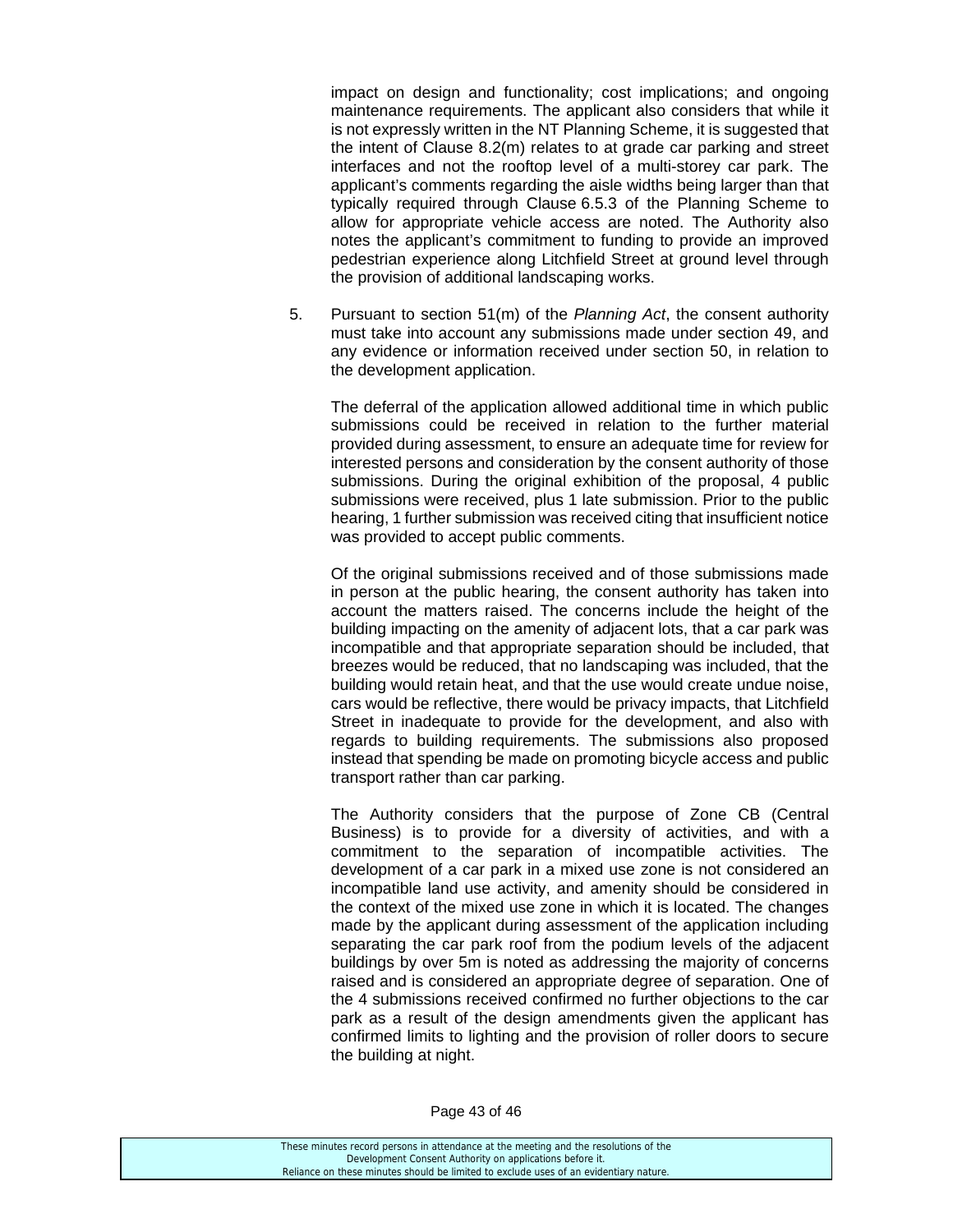impact on design and functionality; cost implications; and ongoing maintenance requirements. The applicant also considers that while it is not expressly written in the NT Planning Scheme, it is suggested that the intent of Clause 8.2(m) relates to at grade car parking and street interfaces and not the rooftop level of a multi-storey car park. The applicant's comments regarding the aisle widths being larger than that typically required through Clause 6.5.3 of the Planning Scheme to allow for appropriate vehicle access are noted. The Authority also notes the applicant's commitment to funding to provide an improved pedestrian experience along Litchfield Street at ground level through the provision of additional landscaping works.

5. Pursuant to section 51(m) of the *Planning Act*, the consent authority must take into account any submissions made under section 49, and any evidence or information received under section 50, in relation to the development application.

   The deferral of the application allowed additional time in which public submissions could be received in relation to the further material provided during assessment, to ensure an adequate time for review for interested persons and consideration by the consent authority of those submissions. During the original exhibition of the proposal, 4 public submissions were received, plus 1 late submission. Prior to the public hearing, 1 further submission was received citing that insufficient notice was provided to accept public comments.

   Of the original submissions received and of those submissions made in person at the public hearing, the consent authority has taken into account the matters raised. The concerns include the height of the building impacting on the amenity of adjacent lots, that a car park was incompatible and that appropriate separation should be included, that breezes would be reduced, that no landscaping was included, that the building would retain heat, and that the use would create undue noise, cars would be reflective, there would be privacy impacts, that Litchfield Street in inadequate to provide for the development, and also with regards to building requirements. The submissions also proposed instead that spending be made on promoting bicycle access and public transport rather than car parking.

   The Authority considers that the purpose of Zone CB (Central Business) is to provide for a diversity of activities, and with a commitment to the separation of incompatible activities. The development of a car park in a mixed use zone is not considered an incompatible land use activity, and amenity should be considered in the context of the mixed use zone in which it is located. The changes made by the applicant during assessment of the application including separating the car park roof from the podium levels of the adjacent buildings by over 5m is noted as addressing the majority of concerns raised and is considered an appropriate degree of separation. One of the 4 submissions received confirmed no further objections to the car park as a result of the design amendments given the applicant has confirmed limits to lighting and the provision of roller doors to secure the building at night.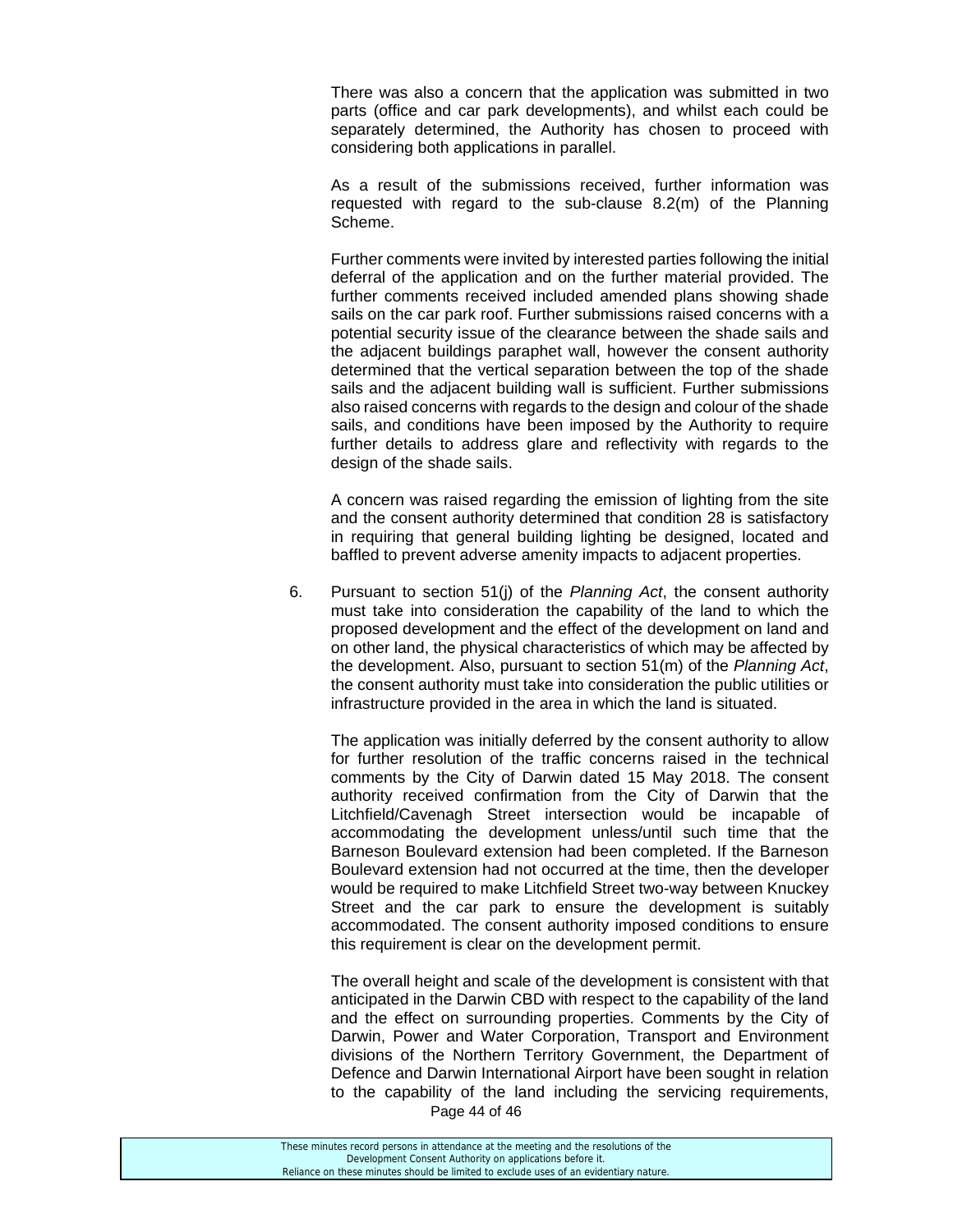There was also a concern that the application was submitted in two parts (office and car park developments), and whilst each could be separately determined, the Authority has chosen to proceed with considering both applications in parallel.

As a result of the submissions received, further information was requested with regard to the sub-clause 8.2(m) of the Planning Scheme.

Further comments were invited by interested parties following the initial deferral of the application and on the further material provided. The further comments received included amended plans showing shade sails on the car park roof. Further submissions raised concerns with a potential security issue of the clearance between the shade sails and the adjacent buildings paraphet wall, however the consent authority determined that the vertical separation between the top of the shade sails and the adjacent building wall is sufficient. Further submissions also raised concerns with regards to the design and colour of the shade sails, and conditions have been imposed by the Authority to require further details to address glare and reflectivity with regards to the design of the shade sails.

A concern was raised regarding the emission of lighting from the site and the consent authority determined that condition 28 is satisfactory in requiring that general building lighting be designed, located and baffled to prevent adverse amenity impacts to adjacent properties.

6. Pursuant to section 51(j) of the *Planning Act*, the consent authority must take into consideration the capability of the land to which the proposed development and the effect of the development on land and on other land, the physical characteristics of which may be affected by the development. Also, pursuant to section 51(m) of the *Planning Act*, the consent authority must take into consideration the public utilities or infrastructure provided in the area in which the land is situated.

   The application was initially deferred by the consent authority to allow for further resolution of the traffic concerns raised in the technical comments by the City of Darwin dated 15 May 2018. The consent authority received confirmation from the City of Darwin that the Litchfield/Cavenagh Street intersection would be incapable of accommodating the development unless/until such time that the Barneson Boulevard extension had been completed. If the Barneson Boulevard extension had not occurred at the time, then the developer would be required to make Litchfield Street two-way between Knuckey Street and the car park to ensure the development is suitably accommodated. The consent authority imposed conditions to ensure this requirement is clear on the development permit.

   The overall height and scale of the development is consistent with that anticipated in the Darwin CBD with respect to the capability of the land and the effect on surrounding properties. Comments by the City of Darwin, Power and Water Corporation, Transport and Environment divisions of the Northern Territory Government, the Department of Defence and Darwin International Airport have been sought in relation to the capability of the land including the servicing requirements,

These minutes record persons in attendance at the meeting and the resolutions of the Development Consent Authority on applications before it.
Reliance on these minutes should be limited to exclude uses of an evidentiary nature.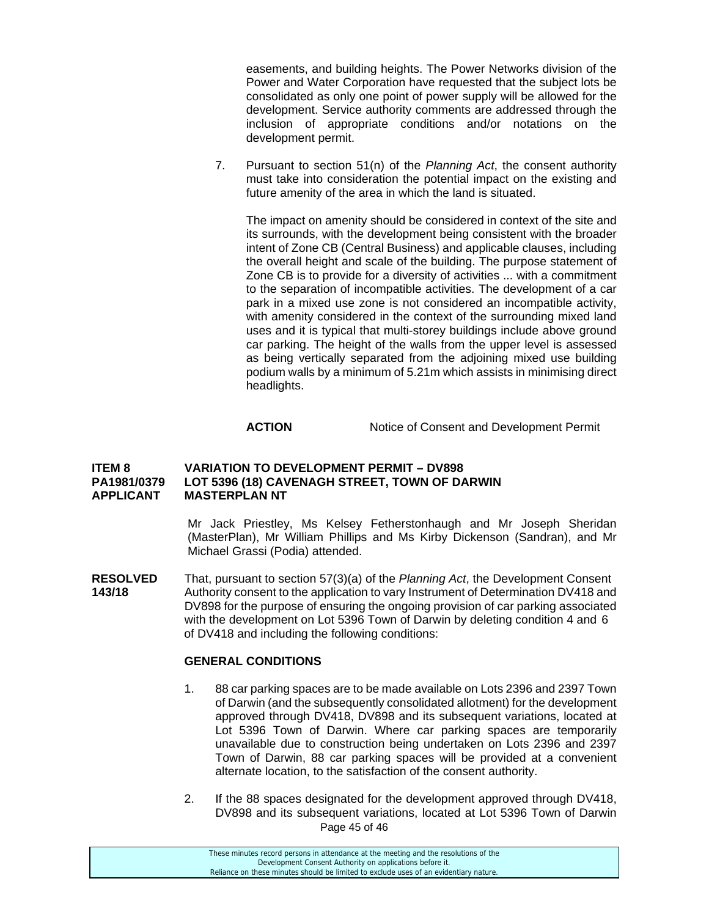easements, and building heights. The Power Networks division of the Power and Water Corporation have requested that the subject lots be consolidated as only one point of power supply will be allowed for the development. Service authority comments are addressed through the inclusion of appropriate conditions and/or notations on the development permit.

7. Pursuant to section 51(n) of the *Planning Act*, the consent authority must take into consideration the potential impact on the existing and future amenity of the area in which the land is situated.

   The impact on amenity should be considered in context of the site and its surrounds, with the development being consistent with the broader intent of Zone CB (Central Business) and applicable clauses, including the overall height and scale of the building. The purpose statement of Zone CB is to provide for a diversity of activities ... with a commitment to the separation of incompatible activities. The development of a car park in a mixed use zone is not considered an incompatible activity, with amenity considered in the context of the surrounding mixed land uses and it is typical that multi-storey buildings include above ground car parking. The height of the walls from the upper level is assessed as being vertically separated from the adjoining mixed use building podium walls by a minimum of 5.21m which assists in minimising direct headlights.

**ACTION** Notice of Consent and Development Permit

**ITEM 8 VARIATION TO DEVELOPMENT PERMIT – DV898**
**PA1981/0379 LOT 5396 (18) CAVENAGH STREET, TOWN OF DARWIN**
**APPLICANT MASTERPLAN NT**

Mr Jack Priestley, Ms Kelsey Fetherstonhaugh and Mr Joseph Sheridan (MasterPlan), Mr William Phillips and Ms Kirby Dickenson (Sandran), and Mr Michael Grassi (Podia) attended.

**RESOLVED 143/18** That, pursuant to section 57(3)(a) of the *Planning Act*, the Development Consent Authority consent to the application to vary Instrument of Determination DV418 and DV898 for the purpose of ensuring the ongoing provision of car parking associated with the development on Lot 5396 Town of Darwin by deleting condition 4 and 6 of DV418 and including the following conditions:

**GENERAL CONDITIONS**

1. 88 car parking spaces are to be made available on Lots 2396 and 2397 Town of Darwin (and the subsequently consolidated allotment) for the development approved through DV418, DV898 and its subsequent variations, located at Lot 5396 Town of Darwin. Where car parking spaces are temporarily unavailable due to construction being undertaken on Lots 2396 and 2397 Town of Darwin, 88 car parking spaces will be provided at a convenient alternate location, to the satisfaction of the consent authority.

2. If the 88 spaces designated for the development approved through DV418, DV898 and its subsequent variations, located at Lot 5396 Town of Darwin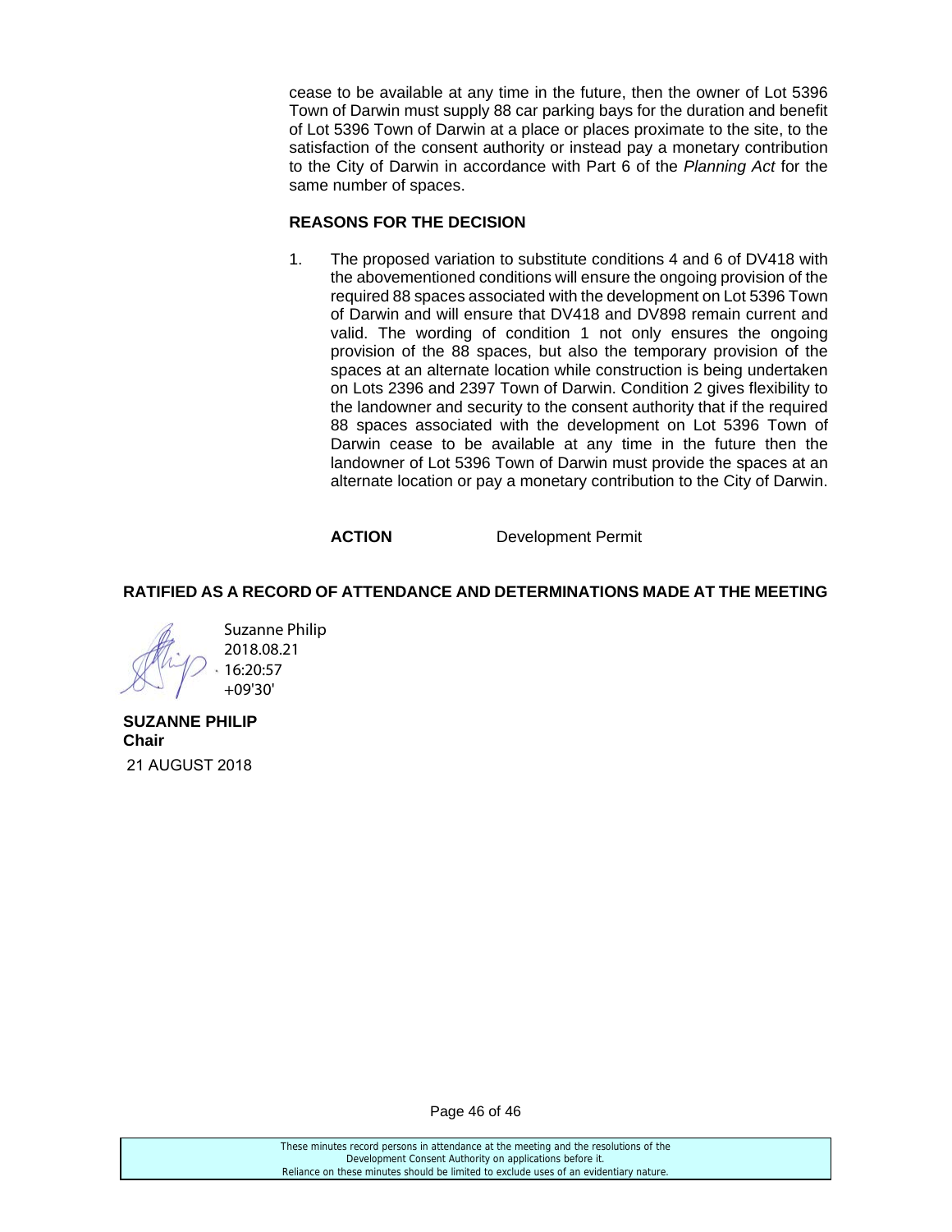cease to be available at any time in the future, then the owner of Lot 5396 Town of Darwin must supply 88 car parking bays for the duration and benefit of Lot 5396 Town of Darwin at a place or places proximate to the site, to the satisfaction of the consent authority or instead pay a monetary contribution to the City of Darwin in accordance with Part 6 of the *Planning Act* for the same number of spaces.

**REASONS FOR THE DECISION**

1. The proposed variation to substitute conditions 4 and 6 of DV418 with the abovementioned conditions will ensure the ongoing provision of the required 88 spaces associated with the development on Lot 5396 Town of Darwin and will ensure that DV418 and DV898 remain current and valid. The wording of condition 1 not only ensures the ongoing provision of the 88 spaces, but also the temporary provision of the spaces at an alternate location while construction is being undertaken on Lots 2396 and 2397 Town of Darwin. Condition 2 gives flexibility to the landowner and security to the consent authority that if the required 88 spaces associated with the development on Lot 5396 Town of Darwin cease to be available at any time in the future then the landowner of Lot 5396 Town of Darwin must provide the spaces at an alternate location or pay a monetary contribution to the City of Darwin.

**ACTION** Development Permit

**RATIFIED AS A RECORD OF ATTENDANCE AND DETERMINATIONS MADE AT THE MEETING**

Suzanne Philip
2018.08.21
16:20:57
+09'30'

**SUZANNE PHILIP**
**Chair**
21 AUGUST 2018

These minutes record persons in attendance at the meeting and the resolutions of the Development Consent Authority on applications before it.
Reliance on these minutes should be limited to exclude uses of an evidentiary nature.